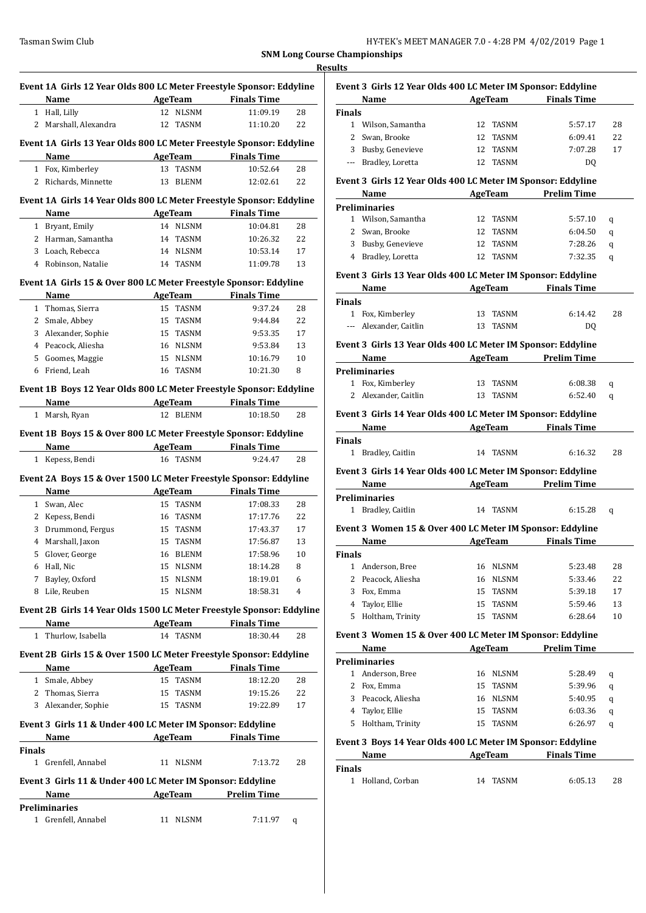# SNM Long Course Championships

## Results

### Event 1A Girls 12 Year Olds 800 LC Meter Freestyle Sponsor: Eddyline

| | Name | Age | Team | Finals Time | |
|---|---|---|---|---|---|
| 1 | Hall, Lilly | 12 | NLSNM | 11:09.19 | 28 |
| 2 | Marshall, Alexandra | 12 | TASNM | 11:10.20 | 22 |

### Event 1A Girls 13 Year Olds 800 LC Meter Freestyle Sponsor: Eddyline

| | Name | Age | Team | Finals Time | |
|---|---|---|---|---|---|
| 1 | Fox, Kimberley | 13 | TASNM | 10:52.64 | 28 |
| 2 | Richards, Minnette | 13 | BLENM | 12:02.61 | 22 |

### Event 1A Girls 14 Year Olds 800 LC Meter Freestyle Sponsor: Eddyline

| | Name | Age | Team | Finals Time | |
|---|---|---|---|---|---|
| 1 | Bryant, Emily | 14 | NLSNM | 10:04.81 | 28 |
| 2 | Harman, Samantha | 14 | TASNM | 10:26.32 | 22 |
| 3 | Loach, Rebecca | 14 | NLSNM | 10:53.14 | 17 |
| 4 | Robinson, Natalie | 14 | TASNM | 11:09.78 | 13 |

### Event 1A Girls 15 & Over 800 LC Meter Freestyle Sponsor: Eddyline

| | Name | Age | Team | Finals Time | |
|---|---|---|---|---|---|
| 1 | Thomas, Sierra | 15 | TASNM | 9:37.24 | 28 |
| 2 | Smale, Abbey | 15 | TASNM | 9:44.84 | 22 |
| 3 | Alexander, Sophie | 15 | TASNM | 9:53.35 | 17 |
| 4 | Peacock, Aliesha | 16 | NLSNM | 9:53.84 | 13 |
| 5 | Goomes, Maggie | 15 | NLSNM | 10:16.79 | 10 |
| 6 | Friend, Leah | 16 | TASNM | 10:21.30 | 8 |

### Event 1B Boys 12 Year Olds 800 LC Meter Freestyle Sponsor: Eddyline

| | Name | Age | Team | Finals Time | |
|---|---|---|---|---|---|
| 1 | Marsh, Ryan | 12 | BLENM | 10:18.50 | 28 |

### Event 1B Boys 15 & Over 800 LC Meter Freestyle Sponsor: Eddyline

| | Name | Age | Team | Finals Time | |
|---|---|---|---|---|---|
| 1 | Kepess, Bendi | 16 | TASNM | 9:24.47 | 28 |

### Event 2A Boys 15 & Over 1500 LC Meter Freestyle Sponsor: Eddyline

| | Name | Age | Team | Finals Time | |
|---|---|---|---|---|---|
| 1 | Swan, Alec | 15 | TASNM | 17:08.33 | 28 |
| 2 | Kepess, Bendi | 16 | TASNM | 17:17.76 | 22 |
| 3 | Drummond, Fergus | 15 | TASNM | 17:43.37 | 17 |
| 4 | Marshall, Jaxon | 15 | TASNM | 17:56.87 | 13 |
| 5 | Glover, George | 16 | BLENM | 17:58.96 | 10 |
| 6 | Hall, Nic | 15 | NLSNM | 18:14.28 | 8 |
| 7 | Bayley, Oxford | 15 | NLSNM | 18:19.01 | 6 |
| 8 | Lile, Reuben | 15 | NLSNM | 18:58.31 | 4 |

### Event 2B Girls 14 Year Olds 1500 LC Meter Freestyle Sponsor: Eddyline

| | Name | Age | Team | Finals Time | |
|---|---|---|---|---|---|
| 1 | Thurlow, Isabella | 14 | TASNM | 18:30.44 | 28 |

### Event 2B Girls 15 & Over 1500 LC Meter Freestyle Sponsor: Eddyline

| | Name | Age | Team | Finals Time | |
|---|---|---|---|---|---|
| 1 | Smale, Abbey | 15 | TASNM | 18:12.20 | 28 |
| 2 | Thomas, Sierra | 15 | TASNM | 19:15.26 | 22 |
| 3 | Alexander, Sophie | 15 | TASNM | 19:22.89 | 17 |

### Event 3 Girls 11 & Under 400 LC Meter IM Sponsor: Eddyline

| | Name | Age | Team | Finals Time | |
|---|---|---|---|---|---|
| **Finals** | | | | | |
| 1 | Grenfell, Annabel | 11 | NLSNM | 7:13.72 | 28 |

### Event 3 Girls 11 & Under 400 LC Meter IM Sponsor: Eddyline

| | Name | Age | Team | Prelim Time | |
|---|---|---|---|---|---|
| **Preliminaries** | | | | | |
| 1 | Grenfell, Annabel | 11 | NLSNM | 7:11.97 | q |

### Event 3 Girls 12 Year Olds 400 LC Meter IM Sponsor: Eddyline

| | Name | Age | Team | Finals Time | |
|---|---|---|---|---|---|
| **Finals** | | | | | |
| 1 | Wilson, Samantha | 12 | TASNM | 5:57.17 | 28 |
| 2 | Swan, Brooke | 12 | TASNM | 6:09.41 | 22 |
| 3 | Busby, Genevieve | 12 | TASNM | 7:07.28 | 17 |
| --- | Bradley, Loretta | 12 | TASNM | DQ | |

### Event 3 Girls 12 Year Olds 400 LC Meter IM Sponsor: Eddyline

| | Name | Age | Team | Prelim Time | |
|---|---|---|---|---|---|
| **Preliminaries** | | | | | |
| 1 | Wilson, Samantha | 12 | TASNM | 5:57.10 | q |
| 2 | Swan, Brooke | 12 | TASNM | 6:04.50 | q |
| 3 | Busby, Genevieve | 12 | TASNM | 7:28.26 | q |
| 4 | Bradley, Loretta | 12 | TASNM | 7:32.35 | q |

### Event 3 Girls 13 Year Olds 400 LC Meter IM Sponsor: Eddyline

| | Name | Age | Team | Finals Time | |
|---|---|---|---|---|---|
| **Finals** | | | | | |
| 1 | Fox, Kimberley | 13 | TASNM | 6:14.42 | 28 |
| --- | Alexander, Caitlin | 13 | TASNM | DQ | |

### Event 3 Girls 13 Year Olds 400 LC Meter IM Sponsor: Eddyline

| | Name | Age | Team | Prelim Time | |
|---|---|---|---|---|---|
| **Preliminaries** | | | | | |
| 1 | Fox, Kimberley | 13 | TASNM | 6:08.38 | q |
| 2 | Alexander, Caitlin | 13 | TASNM | 6:52.40 | q |

### Event 3 Girls 14 Year Olds 400 LC Meter IM Sponsor: Eddyline

| | Name | Age | Team | Finals Time | |
|---|---|---|---|---|---|
| **Finals** | | | | | |
| 1 | Bradley, Caitlin | 14 | TASNM | 6:16.32 | 28 |

### Event 3 Girls 14 Year Olds 400 LC Meter IM Sponsor: Eddyline

| | Name | Age | Team | Prelim Time | |
|---|---|---|---|---|---|
| **Preliminaries** | | | | | |
| 1 | Bradley, Caitlin | 14 | TASNM | 6:15.28 | q |

### Event 3 Women 15 & Over 400 LC Meter IM Sponsor: Eddyline

| | Name | Age | Team | Finals Time | |
|---|---|---|---|---|---|
| **Finals** | | | | | |
| 1 | Anderson, Bree | 16 | NLSNM | 5:23.48 | 28 |
| 2 | Peacock, Aliesha | 16 | NLSNM | 5:33.46 | 22 |
| 3 | Fox, Emma | 15 | TASNM | 5:39.18 | 17 |
| 4 | Taylor, Ellie | 15 | TASNM | 5:59.46 | 13 |
| 5 | Holtham, Trinity | 15 | TASNM | 6:28.64 | 10 |

### Event 3 Women 15 & Over 400 LC Meter IM Sponsor: Eddyline

| | Name | Age | Team | Prelim Time | |
|---|---|---|---|---|---|
| **Preliminaries** | | | | | |
| 1 | Anderson, Bree | 16 | NLSNM | 5:28.49 | q |
| 2 | Fox, Emma | 15 | TASNM | 5:39.96 | q |
| 3 | Peacock, Aliesha | 16 | NLSNM | 5:40.95 | q |
| 4 | Taylor, Ellie | 15 | TASNM | 6:03.36 | q |
| 5 | Holtham, Trinity | 15 | TASNM | 6:26.97 | q |

### Event 3 Boys 14 Year Olds 400 LC Meter IM Sponsor: Eddyline

| | Name | Age | Team | Finals Time | |
|---|---|---|---|---|---|
| **Finals** | | | | | |
| 1 | Holland, Corban | 14 | TASNM | 6:05.13 | 28 |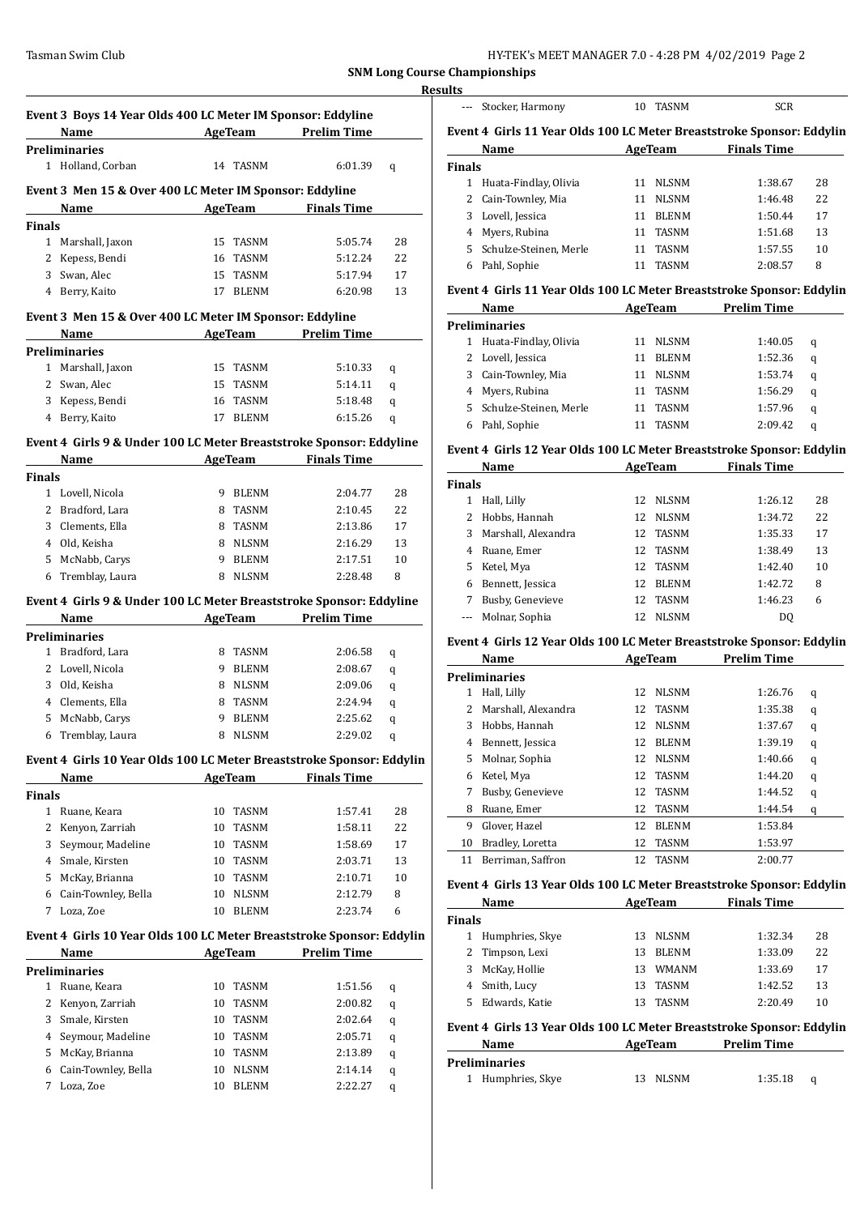**SNM Long Course Championships**

**Results**

### Event 3 Boys 14 Year Olds 400 LC Meter IM Sponsor: Eddyline

| | Name | Age | Team | Prelim Time | |
|---|---|---|---|---|---|
| **Preliminaries** | | | | | |
| 1 | Holland, Corban | 14 | TASNM | 6:01.39 | q |

### Event 3 Men 15 & Over 400 LC Meter IM Sponsor: Eddyline

| | Name | Age | Team | Finals Time | |
|---|---|---|---|---|---|
| **Finals** | | | | | |
| 1 | Marshall, Jaxon | 15 | TASNM | 5:05.74 | 28 |
| 2 | Kepess, Bendi | 16 | TASNM | 5:12.24 | 22 |
| 3 | Swan, Alec | 15 | TASNM | 5:17.94 | 17 |
| 4 | Berry, Kaito | 17 | BLENM | 6:20.98 | 13 |

### Event 3 Men 15 & Over 400 LC Meter IM Sponsor: Eddyline

| | Name | Age | Team | Prelim Time | |
|---|---|---|---|---|---|
| **Preliminaries** | | | | | |
| 1 | Marshall, Jaxon | 15 | TASNM | 5:10.33 | q |
| 2 | Swan, Alec | 15 | TASNM | 5:14.11 | q |
| 3 | Kepess, Bendi | 16 | TASNM | 5:18.48 | q |
| 4 | Berry, Kaito | 17 | BLENM | 6:15.26 | q |

### Event 4 Girls 9 & Under 100 LC Meter Breaststroke Sponsor: Eddyline

| | Name | Age | Team | Finals Time | |
|---|---|---|---|---|---|
| **Finals** | | | | | |
| 1 | Lovell, Nicola | 9 | BLENM | 2:04.77 | 28 |
| 2 | Bradford, Lara | 8 | TASNM | 2:10.45 | 22 |
| 3 | Clements, Ella | 8 | TASNM | 2:13.86 | 17 |
| 4 | Old, Keisha | 8 | NLSNM | 2:16.29 | 13 |
| 5 | McNabb, Carys | 9 | BLENM | 2:17.51 | 10 |
| 6 | Tremblay, Laura | 8 | NLSNM | 2:28.48 | 8 |

### Event 4 Girls 9 & Under 100 LC Meter Breaststroke Sponsor: Eddyline

| | Name | Age | Team | Prelim Time | |
|---|---|---|---|---|---|
| **Preliminaries** | | | | | |
| 1 | Bradford, Lara | 8 | TASNM | 2:06.58 | q |
| 2 | Lovell, Nicola | 9 | BLENM | 2:08.67 | q |
| 3 | Old, Keisha | 8 | NLSNM | 2:09.06 | q |
| 4 | Clements, Ella | 8 | TASNM | 2:24.94 | q |
| 5 | McNabb, Carys | 9 | BLENM | 2:25.62 | q |
| 6 | Tremblay, Laura | 8 | NLSNM | 2:29.02 | q |

### Event 4 Girls 10 Year Olds 100 LC Meter Breaststroke Sponsor: Eddylin

| | Name | Age | Team | Finals Time | |
|---|---|---|---|---|---|
| **Finals** | | | | | |
| 1 | Ruane, Keara | 10 | TASNM | 1:57.41 | 28 |
| 2 | Kenyon, Zarriah | 10 | TASNM | 1:58.11 | 22 |
| 3 | Seymour, Madeline | 10 | TASNM | 1:58.69 | 17 |
| 4 | Smale, Kirsten | 10 | TASNM | 2:03.71 | 13 |
| 5 | McKay, Brianna | 10 | TASNM | 2:10.71 | 10 |
| 6 | Cain-Townley, Bella | 10 | NLSNM | 2:12.79 | 8 |
| 7 | Loza, Zoe | 10 | BLENM | 2:23.74 | 6 |

### Event 4 Girls 10 Year Olds 100 LC Meter Breaststroke Sponsor: Eddylin

| | Name | Age | Team | Prelim Time | |
|---|---|---|---|---|---|
| **Preliminaries** | | | | | |
| 1 | Ruane, Keara | 10 | TASNM | 1:51.56 | q |
| 2 | Kenyon, Zarriah | 10 | TASNM | 2:00.82 | q |
| 3 | Smale, Kirsten | 10 | TASNM | 2:02.64 | q |
| 4 | Seymour, Madeline | 10 | TASNM | 2:05.71 | q |
| 5 | McKay, Brianna | 10 | TASNM | 2:13.89 | q |
| 6 | Cain-Townley, Bella | 10 | NLSNM | 2:14.14 | q |
| 7 | Loza, Zoe | 10 | BLENM | 2:22.27 | q |
| --- | Stocker, Harmony | 10 | TASNM | SCR | |

### Event 4 Girls 11 Year Olds 100 LC Meter Breaststroke Sponsor: Eddylin

| | Name | Age | Team | Finals Time | |
|---|---|---|---|---|---|
| **Finals** | | | | | |
| 1 | Huata-Findlay, Olivia | 11 | NLSNM | 1:38.67 | 28 |
| 2 | Cain-Townley, Mia | 11 | NLSNM | 1:46.48 | 22 |
| 3 | Lovell, Jessica | 11 | BLENM | 1:50.44 | 17 |
| 4 | Myers, Rubina | 11 | TASNM | 1:51.68 | 13 |
| 5 | Schulze-Steinen, Merle | 11 | TASNM | 1:57.55 | 10 |
| 6 | Pahl, Sophie | 11 | TASNM | 2:08.57 | 8 |

### Event 4 Girls 11 Year Olds 100 LC Meter Breaststroke Sponsor: Eddylin

| | Name | Age | Team | Prelim Time | |
|---|---|---|---|---|---|
| **Preliminaries** | | | | | |
| 1 | Huata-Findlay, Olivia | 11 | NLSNM | 1:40.05 | q |
| 2 | Lovell, Jessica | 11 | BLENM | 1:52.36 | q |
| 3 | Cain-Townley, Mia | 11 | NLSNM | 1:53.74 | q |
| 4 | Myers, Rubina | 11 | TASNM | 1:56.29 | q |
| 5 | Schulze-Steinen, Merle | 11 | TASNM | 1:57.96 | q |
| 6 | Pahl, Sophie | 11 | TASNM | 2:09.42 | q |

### Event 4 Girls 12 Year Olds 100 LC Meter Breaststroke Sponsor: Eddylin

| | Name | Age | Team | Finals Time | |
|---|---|---|---|---|---|
| **Finals** | | | | | |
| 1 | Hall, Lilly | 12 | NLSNM | 1:26.12 | 28 |
| 2 | Hobbs, Hannah | 12 | NLSNM | 1:34.72 | 22 |
| 3 | Marshall, Alexandra | 12 | TASNM | 1:35.33 | 17 |
| 4 | Ruane, Emer | 12 | TASNM | 1:38.49 | 13 |
| 5 | Ketel, Mya | 12 | TASNM | 1:42.40 | 10 |
| 6 | Bennett, Jessica | 12 | BLENM | 1:42.72 | 8 |
| 7 | Busby, Genevieve | 12 | TASNM | 1:46.23 | 6 |
| --- | Molnar, Sophia | 12 | NLSNM | DQ | |

### Event 4 Girls 12 Year Olds 100 LC Meter Breaststroke Sponsor: Eddylin

| | Name | Age | Team | Prelim Time | |
|---|---|---|---|---|---|
| **Preliminaries** | | | | | |
| 1 | Hall, Lilly | 12 | NLSNM | 1:26.76 | q |
| 2 | Marshall, Alexandra | 12 | TASNM | 1:35.38 | q |
| 3 | Hobbs, Hannah | 12 | NLSNM | 1:37.67 | q |
| 4 | Bennett, Jessica | 12 | BLENM | 1:39.19 | q |
| 5 | Molnar, Sophia | 12 | NLSNM | 1:40.66 | q |
| 6 | Ketel, Mya | 12 | TASNM | 1:44.20 | q |
| 7 | Busby, Genevieve | 12 | TASNM | 1:44.52 | q |
| 8 | Ruane, Emer | 12 | TASNM | 1:44.54 | q |
| 9 | Glover, Hazel | 12 | BLENM | 1:53.84 | |
| 10 | Bradley, Loretta | 12 | TASNM | 1:53.97 | |
| 11 | Berriman, Saffron | 12 | TASNM | 2:00.77 | |

### Event 4 Girls 13 Year Olds 100 LC Meter Breaststroke Sponsor: Eddylin

| | Name | Age | Team | Finals Time | |
|---|---|---|---|---|---|
| **Finals** | | | | | |
| 1 | Humphries, Skye | 13 | NLSNM | 1:32.34 | 28 |
| 2 | Timpson, Lexi | 13 | BLENM | 1:33.09 | 22 |
| 3 | McKay, Hollie | 13 | WMANM | 1:33.69 | 17 |
| 4 | Smith, Lucy | 13 | TASNM | 1:42.52 | 13 |
| 5 | Edwards, Katie | 13 | TASNM | 2:20.49 | 10 |

### Event 4 Girls 13 Year Olds 100 LC Meter Breaststroke Sponsor: Eddylin

| | Name | Age | Team | Prelim Time | |
|---|---|---|---|---|---|
| **Preliminaries** | | | | | |
| 1 | Humphries, Skye | 13 | NLSNM | 1:35.18 | q |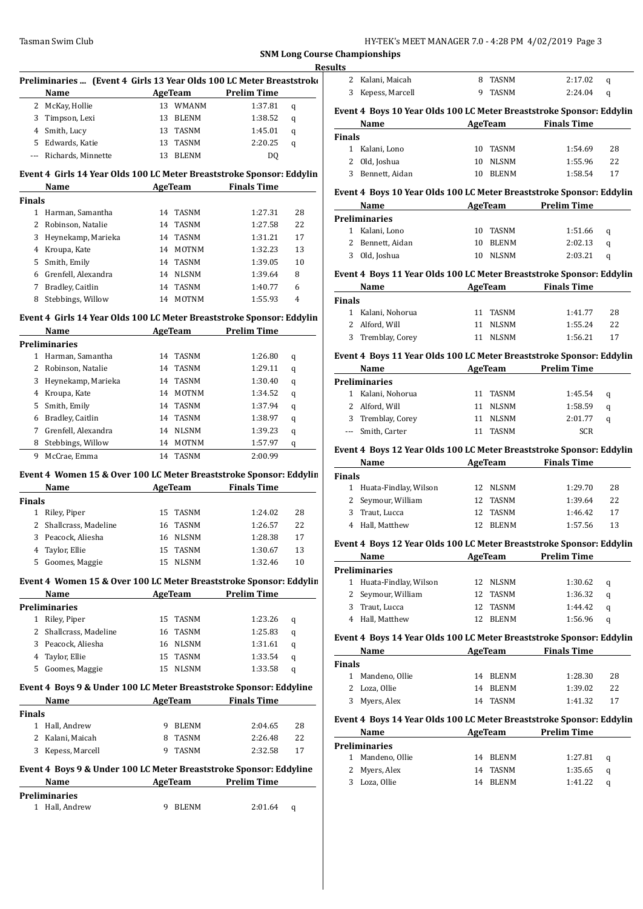## SNM Long Course Championships

### Results

**Preliminaries ... (Event 4 Girls 13 Year Olds 100 LC Meter Breaststroke)**

| | Name | Age | Team | Prelim Time | |
|---|---|---|---|---|---|
| 2 | McKay, Hollie | 13 | WMANM | 1:37.81 | q |
| 3 | Timpson, Lexi | 13 | BLENM | 1:38.52 | q |
| 4 | Smith, Lucy | 13 | TASNM | 1:45.01 | q |
| 5 | Edwards, Katie | 13 | TASNM | 2:20.25 | q |
| --- | Richards, Minnette | 13 | BLENM | DQ | |

**Event 4 Girls 14 Year Olds 100 LC Meter Breaststroke Sponsor: Eddylin**

| | Name | Age | Team | Finals Time | |
|---|---|---|---|---|---|
| **Finals** | | | | | |
| 1 | Harman, Samantha | 14 | TASNM | 1:27.31 | 28 |
| 2 | Robinson, Natalie | 14 | TASNM | 1:27.58 | 22 |
| 3 | Heynekamp, Marieka | 14 | TASNM | 1:31.21 | 17 |
| 4 | Kroupa, Kate | 14 | MOTNM | 1:32.23 | 13 |
| 5 | Smith, Emily | 14 | TASNM | 1:39.05 | 10 |
| 6 | Grenfell, Alexandra | 14 | NLSNM | 1:39.64 | 8 |
| 7 | Bradley, Caitlin | 14 | TASNM | 1:40.77 | 6 |
| 8 | Stebbings, Willow | 14 | MOTNM | 1:55.93 | 4 |

**Event 4 Girls 14 Year Olds 100 LC Meter Breaststroke Sponsor: Eddylin**

| | Name | Age | Team | Prelim Time | |
|---|---|---|---|---|---|
| **Preliminaries** | | | | | |
| 1 | Harman, Samantha | 14 | TASNM | 1:26.80 | q |
| 2 | Robinson, Natalie | 14 | TASNM | 1:29.11 | q |
| 3 | Heynekamp, Marieka | 14 | TASNM | 1:30.40 | q |
| 4 | Kroupa, Kate | 14 | MOTNM | 1:34.52 | q |
| 5 | Smith, Emily | 14 | TASNM | 1:37.94 | q |
| 6 | Bradley, Caitlin | 14 | TASNM | 1:38.97 | q |
| 7 | Grenfell, Alexandra | 14 | NLSNM | 1:39.23 | q |
| 8 | Stebbings, Willow | 14 | MOTNM | 1:57.97 | q |
| 9 | McCrae, Emma | 14 | TASNM | 2:00.99 | |

**Event 4 Women 15 & Over 100 LC Meter Breaststroke Sponsor: Eddylin**

| | Name | Age | Team | Finals Time | |
|---|---|---|---|---|---|
| **Finals** | | | | | |
| 1 | Riley, Piper | 15 | TASNM | 1:24.02 | 28 |
| 2 | Shallcrass, Madeline | 16 | TASNM | 1:26.57 | 22 |
| 3 | Peacock, Aliesha | 16 | NLSNM | 1:28.38 | 17 |
| 4 | Taylor, Ellie | 15 | TASNM | 1:30.67 | 13 |
| 5 | Goomes, Maggie | 15 | NLSNM | 1:32.46 | 10 |

**Event 4 Women 15 & Over 100 LC Meter Breaststroke Sponsor: Eddylin**

| | Name | Age | Team | Prelim Time | |
|---|---|---|---|---|---|
| **Preliminaries** | | | | | |
| 1 | Riley, Piper | 15 | TASNM | 1:23.26 | q |
| 2 | Shallcrass, Madeline | 16 | TASNM | 1:25.83 | q |
| 3 | Peacock, Aliesha | 16 | NLSNM | 1:31.61 | q |
| 4 | Taylor, Ellie | 15 | TASNM | 1:33.54 | q |
| 5 | Goomes, Maggie | 15 | NLSNM | 1:33.58 | q |

**Event 4 Boys 9 & Under 100 LC Meter Breaststroke Sponsor: Eddyline**

| | Name | Age | Team | Finals Time | |
|---|---|---|---|---|---|
| **Finals** | | | | | |
| 1 | Hall, Andrew | 9 | BLENM | 2:04.65 | 28 |
| 2 | Kalani, Maicah | 8 | TASNM | 2:26.48 | 22 |
| 3 | Kepess, Marcell | 9 | TASNM | 2:32.58 | 17 |

**Event 4 Boys 9 & Under 100 LC Meter Breaststroke Sponsor: Eddyline**

| | Name | Age | Team | Prelim Time | |
|---|---|---|---|---|---|
| **Preliminaries** | | | | | |
| 1 | Hall, Andrew | 9 | BLENM | 2:01.64 | q |
| 2 | Kalani, Maicah | 8 | TASNM | 2:17.02 | q |
| 3 | Kepess, Marcell | 9 | TASNM | 2:24.04 | q |

**Event 4 Boys 10 Year Olds 100 LC Meter Breaststroke Sponsor: Eddylin**

| | Name | Age | Team | Finals Time | |
|---|---|---|---|---|---|
| **Finals** | | | | | |
| 1 | Kalani, Lono | 10 | TASNM | 1:54.69 | 28 |
| 2 | Old, Joshua | 10 | NLSNM | 1:55.96 | 22 |
| 3 | Bennett, Aidan | 10 | BLENM | 1:58.54 | 17 |

**Event 4 Boys 10 Year Olds 100 LC Meter Breaststroke Sponsor: Eddylin**

| | Name | Age | Team | Prelim Time | |
|---|---|---|---|---|---|
| **Preliminaries** | | | | | |
| 1 | Kalani, Lono | 10 | TASNM | 1:51.66 | q |
| 2 | Bennett, Aidan | 10 | BLENM | 2:02.13 | q |
| 3 | Old, Joshua | 10 | NLSNM | 2:03.21 | q |

**Event 4 Boys 11 Year Olds 100 LC Meter Breaststroke Sponsor: Eddylin**

| | Name | Age | Team | Finals Time | |
|---|---|---|---|---|---|
| **Finals** | | | | | |
| 1 | Kalani, Nohorua | 11 | TASNM | 1:41.77 | 28 |
| 2 | Alford, Will | 11 | NLSNM | 1:55.24 | 22 |
| 3 | Tremblay, Corey | 11 | NLSNM | 1:56.21 | 17 |

**Event 4 Boys 11 Year Olds 100 LC Meter Breaststroke Sponsor: Eddylin**

| | Name | Age | Team | Prelim Time | |
|---|---|---|---|---|---|
| **Preliminaries** | | | | | |
| 1 | Kalani, Nohorua | 11 | TASNM | 1:45.54 | q |
| 2 | Alford, Will | 11 | NLSNM | 1:58.59 | q |
| 3 | Tremblay, Corey | 11 | NLSNM | 2:01.77 | q |
| --- | Smith, Carter | 11 | TASNM | SCR | |

**Event 4 Boys 12 Year Olds 100 LC Meter Breaststroke Sponsor: Eddylin**

| | Name | Age | Team | Finals Time | |
|---|---|---|---|---|---|
| **Finals** | | | | | |
| 1 | Huata-Findlay, Wilson | 12 | NLSNM | 1:29.70 | 28 |
| 2 | Seymour, William | 12 | TASNM | 1:39.64 | 22 |
| 3 | Traut, Lucca | 12 | TASNM | 1:46.42 | 17 |
| 4 | Hall, Matthew | 12 | BLENM | 1:57.56 | 13 |

**Event 4 Boys 12 Year Olds 100 LC Meter Breaststroke Sponsor: Eddylin**

| | Name | Age | Team | Prelim Time | |
|---|---|---|---|---|---|
| **Preliminaries** | | | | | |
| 1 | Huata-Findlay, Wilson | 12 | NLSNM | 1:30.62 | q |
| 2 | Seymour, William | 12 | TASNM | 1:36.32 | q |
| 3 | Traut, Lucca | 12 | TASNM | 1:44.42 | q |
| 4 | Hall, Matthew | 12 | BLENM | 1:56.96 | q |

**Event 4 Boys 14 Year Olds 100 LC Meter Breaststroke Sponsor: Eddylin**

| | Name | Age | Team | Finals Time | |
|---|---|---|---|---|---|
| **Finals** | | | | | |
| 1 | Mandeno, Ollie | 14 | BLENM | 1:28.30 | 28 |
| 2 | Loza, Ollie | 14 | BLENM | 1:39.02 | 22 |
| 3 | Myers, Alex | 14 | TASNM | 1:41.32 | 17 |

**Event 4 Boys 14 Year Olds 100 LC Meter Breaststroke Sponsor: Eddylin**

| | Name | Age | Team | Prelim Time | |
|---|---|---|---|---|---|
| **Preliminaries** | | | | | |
| 1 | Mandeno, Ollie | 14 | BLENM | 1:27.81 | q |
| 2 | Myers, Alex | 14 | TASNM | 1:35.65 | q |
| 3 | Loza, Ollie | 14 | BLENM | 1:41.22 | q |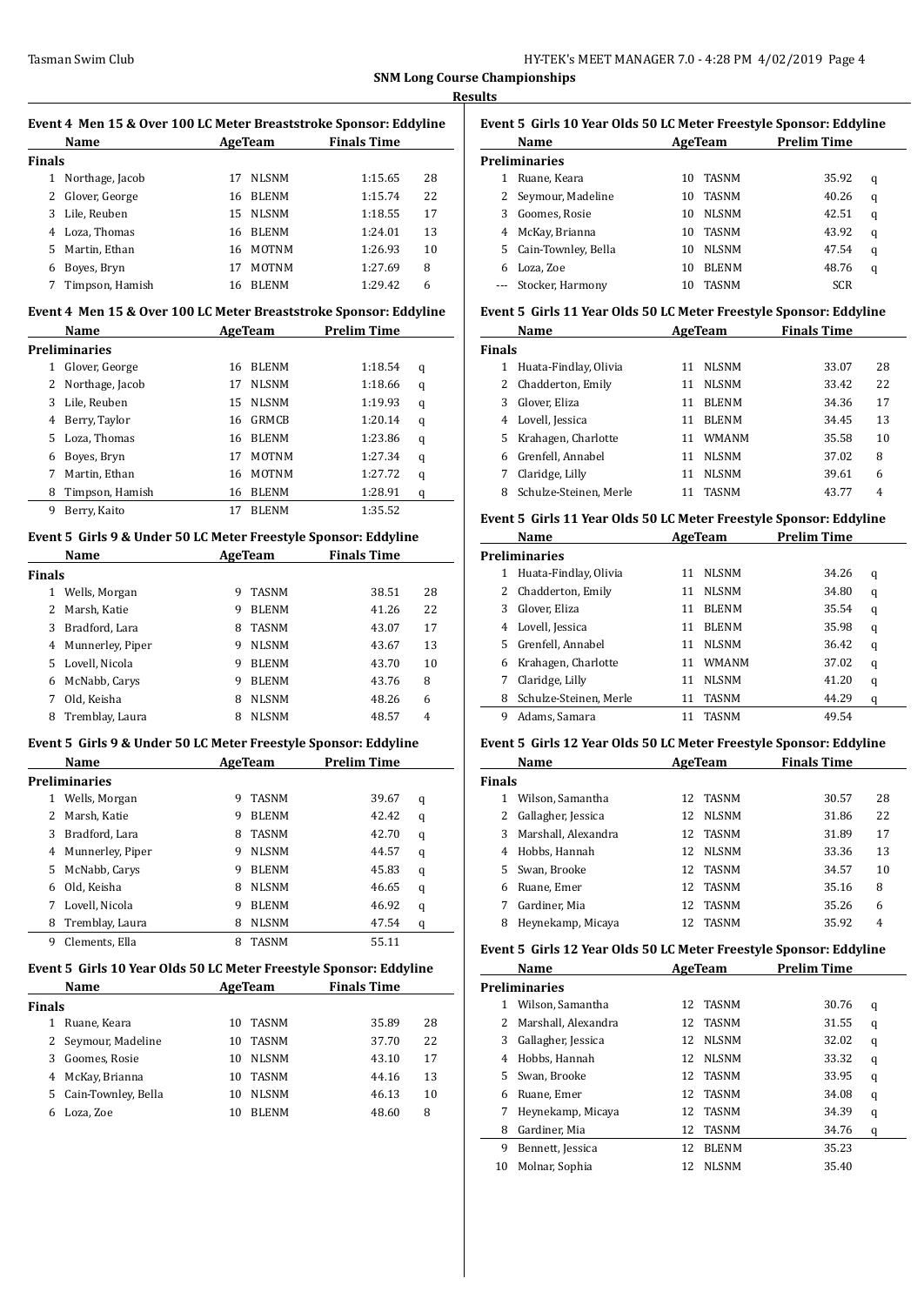## SNM Long Course Championships

### Results

#### Event 4 Men 15 & Over 100 LC Meter Breaststroke Sponsor: Eddyline

| | Name | Age | Team | Finals Time | |
|---|---|---|---|---|---|
| **Finals** | | | | | |
| 1 | Northage, Jacob | 17 | NLSNM | 1:15.65 | 28 |
| 2 | Glover, George | 16 | BLENM | 1:15.74 | 22 |
| 3 | Lile, Reuben | 15 | NLSNM | 1:18.55 | 17 |
| 4 | Loza, Thomas | 16 | BLENM | 1:24.01 | 13 |
| 5 | Martin, Ethan | 16 | MOTNM | 1:26.93 | 10 |
| 6 | Boyes, Bryn | 17 | MOTNM | 1:27.69 | 8 |
| 7 | Timpson, Hamish | 16 | BLENM | 1:29.42 | 6 |

#### Event 4 Men 15 & Over 100 LC Meter Breaststroke Sponsor: Eddyline

| | Name | Age | Team | Prelim Time | |
|---|---|---|---|---|---|
| **Preliminaries** | | | | | |
| 1 | Glover, George | 16 | BLENM | 1:18.54 | q |
| 2 | Northage, Jacob | 17 | NLSNM | 1:18.66 | q |
| 3 | Lile, Reuben | 15 | NLSNM | 1:19.93 | q |
| 4 | Berry, Taylor | 16 | GRMCB | 1:20.14 | q |
| 5 | Loza, Thomas | 16 | BLENM | 1:23.86 | q |
| 6 | Boyes, Bryn | 17 | MOTNM | 1:27.34 | q |
| 7 | Martin, Ethan | 16 | MOTNM | 1:27.72 | q |
| 8 | Timpson, Hamish | 16 | BLENM | 1:28.91 | q |
| 9 | Berry, Kaito | 17 | BLENM | 1:35.52 | |

#### Event 5 Girls 9 & Under 50 LC Meter Freestyle Sponsor: Eddyline

| | Name | Age | Team | Finals Time | |
|---|---|---|---|---|---|
| **Finals** | | | | | |
| 1 | Wells, Morgan | 9 | TASNM | 38.51 | 28 |
| 2 | Marsh, Katie | 9 | BLENM | 41.26 | 22 |
| 3 | Bradford, Lara | 8 | TASNM | 43.07 | 17 |
| 4 | Munnerley, Piper | 9 | NLSNM | 43.67 | 13 |
| 5 | Lovell, Nicola | 9 | BLENM | 43.70 | 10 |
| 6 | McNabb, Carys | 9 | BLENM | 43.76 | 8 |
| 7 | Old, Keisha | 8 | NLSNM | 48.26 | 6 |
| 8 | Tremblay, Laura | 8 | NLSNM | 48.57 | 4 |

#### Event 5 Girls 9 & Under 50 LC Meter Freestyle Sponsor: Eddyline

| | Name | Age | Team | Prelim Time | |
|---|---|---|---|---|---|
| **Preliminaries** | | | | | |
| 1 | Wells, Morgan | 9 | TASNM | 39.67 | q |
| 2 | Marsh, Katie | 9 | BLENM | 42.42 | q |
| 3 | Bradford, Lara | 8 | TASNM | 42.70 | q |
| 4 | Munnerley, Piper | 9 | NLSNM | 44.57 | q |
| 5 | McNabb, Carys | 9 | BLENM | 45.83 | q |
| 6 | Old, Keisha | 8 | NLSNM | 46.65 | q |
| 7 | Lovell, Nicola | 9 | BLENM | 46.92 | q |
| 8 | Tremblay, Laura | 8 | NLSNM | 47.54 | q |
| 9 | Clements, Ella | 8 | TASNM | 55.11 | |

#### Event 5 Girls 10 Year Olds 50 LC Meter Freestyle Sponsor: Eddyline

| | Name | Age | Team | Finals Time | |
|---|---|---|---|---|---|
| **Finals** | | | | | |
| 1 | Ruane, Keara | 10 | TASNM | 35.89 | 28 |
| 2 | Seymour, Madeline | 10 | TASNM | 37.70 | 22 |
| 3 | Goomes, Rosie | 10 | NLSNM | 43.10 | 17 |
| 4 | McKay, Brianna | 10 | TASNM | 44.16 | 13 |
| 5 | Cain-Townley, Bella | 10 | NLSNM | 46.13 | 10 |
| 6 | Loza, Zoe | 10 | BLENM | 48.60 | 8 |

#### Event 5 Girls 10 Year Olds 50 LC Meter Freestyle Sponsor: Eddyline

| | Name | Age | Team | Prelim Time | |
|---|---|---|---|---|---|
| **Preliminaries** | | | | | |
| 1 | Ruane, Keara | 10 | TASNM | 35.92 | q |
| 2 | Seymour, Madeline | 10 | TASNM | 40.26 | q |
| 3 | Goomes, Rosie | 10 | NLSNM | 42.51 | q |
| 4 | McKay, Brianna | 10 | TASNM | 43.92 | q |
| 5 | Cain-Townley, Bella | 10 | NLSNM | 47.54 | q |
| 6 | Loza, Zoe | 10 | BLENM | 48.76 | q |
| --- | Stocker, Harmony | 10 | TASNM | SCR | |

#### Event 5 Girls 11 Year Olds 50 LC Meter Freestyle Sponsor: Eddyline

| | Name | Age | Team | Finals Time | |
|---|---|---|---|---|---|
| **Finals** | | | | | |
| 1 | Huata-Findlay, Olivia | 11 | NLSNM | 33.07 | 28 |
| 2 | Chadderton, Emily | 11 | NLSNM | 33.42 | 22 |
| 3 | Glover, Eliza | 11 | BLENM | 34.36 | 17 |
| 4 | Lovell, Jessica | 11 | BLENM | 34.45 | 13 |
| 5 | Krahagen, Charlotte | 11 | WMANM | 35.58 | 10 |
| 6 | Grenfell, Annabel | 11 | NLSNM | 37.02 | 8 |
| 7 | Claridge, Lilly | 11 | NLSNM | 39.61 | 6 |
| 8 | Schulze-Steinen, Merle | 11 | TASNM | 43.77 | 4 |

#### Event 5 Girls 11 Year Olds 50 LC Meter Freestyle Sponsor: Eddyline

| | Name | Age | Team | Prelim Time | |
|---|---|---|---|---|---|
| **Preliminaries** | | | | | |
| 1 | Huata-Findlay, Olivia | 11 | NLSNM | 34.26 | q |
| 2 | Chadderton, Emily | 11 | NLSNM | 34.80 | q |
| 3 | Glover, Eliza | 11 | BLENM | 35.54 | q |
| 4 | Lovell, Jessica | 11 | BLENM | 35.98 | q |
| 5 | Grenfell, Annabel | 11 | NLSNM | 36.42 | q |
| 6 | Krahagen, Charlotte | 11 | WMANM | 37.02 | q |
| 7 | Claridge, Lilly | 11 | NLSNM | 41.20 | q |
| 8 | Schulze-Steinen, Merle | 11 | TASNM | 44.29 | q |
| 9 | Adams, Samara | 11 | TASNM | 49.54 | |

#### Event 5 Girls 12 Year Olds 50 LC Meter Freestyle Sponsor: Eddyline

| | Name | Age | Team | Finals Time | |
|---|---|---|---|---|---|
| **Finals** | | | | | |
| 1 | Wilson, Samantha | 12 | TASNM | 30.57 | 28 |
| 2 | Gallagher, Jessica | 12 | NLSNM | 31.86 | 22 |
| 3 | Marshall, Alexandra | 12 | TASNM | 31.89 | 17 |
| 4 | Hobbs, Hannah | 12 | NLSNM | 33.36 | 13 |
| 5 | Swan, Brooke | 12 | TASNM | 34.57 | 10 |
| 6 | Ruane, Emer | 12 | TASNM | 35.16 | 8 |
| 7 | Gardiner, Mia | 12 | TASNM | 35.26 | 6 |
| 8 | Heynekamp, Micaya | 12 | TASNM | 35.92 | 4 |

#### Event 5 Girls 12 Year Olds 50 LC Meter Freestyle Sponsor: Eddyline

| | Name | Age | Team | Prelim Time | |
|---|---|---|---|---|---|
| **Preliminaries** | | | | | |
| 1 | Wilson, Samantha | 12 | TASNM | 30.76 | q |
| 2 | Marshall, Alexandra | 12 | TASNM | 31.55 | q |
| 3 | Gallagher, Jessica | 12 | NLSNM | 32.02 | q |
| 4 | Hobbs, Hannah | 12 | NLSNM | 33.32 | q |
| 5 | Swan, Brooke | 12 | TASNM | 33.95 | q |
| 6 | Ruane, Emer | 12 | TASNM | 34.08 | q |
| 7 | Heynekamp, Micaya | 12 | TASNM | 34.39 | q |
| 8 | Gardiner, Mia | 12 | TASNM | 34.76 | q |
| 9 | Bennett, Jessica | 12 | BLENM | 35.23 | |
| 10 | Molnar, Sophia | 12 | NLSNM | 35.40 | |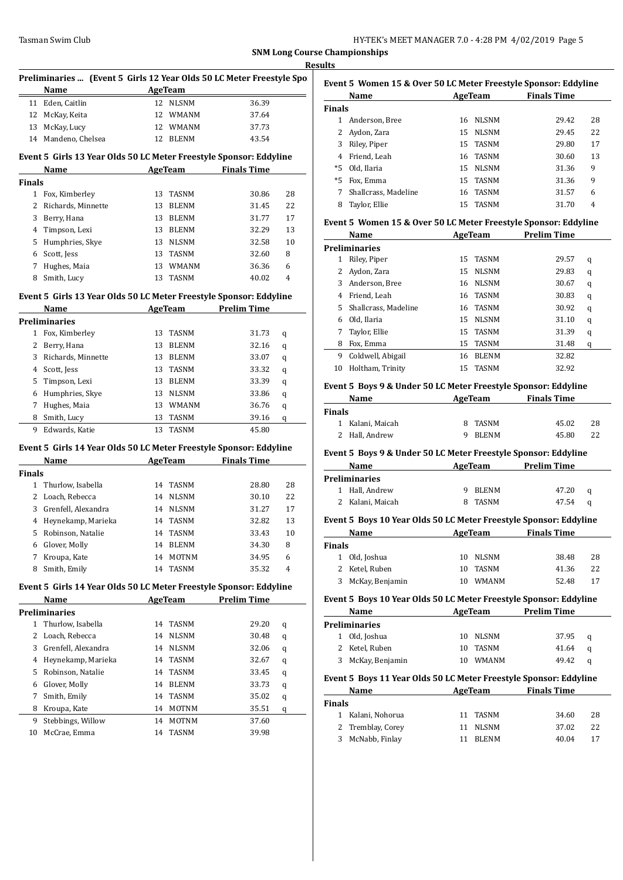**SNM Long Course Championships**

**Results**

### Preliminaries ... (Event 5 Girls 12 Year Olds 50 LC Meter Freestyle Spo

| | Name | Age | Team | |
|---|---|---|---|---|
| 11 | Eden, Caitlin | 12 | NLSNM | 36.39 |
| 12 | McKay, Keita | 12 | WMANM | 37.64 |
| 13 | McKay, Lucy | 12 | WMANM | 37.73 |
| 14 | Mandeno, Chelsea | 12 | BLENM | 43.54 |

### Event 5 Girls 13 Year Olds 50 LC Meter Freestyle Sponsor: Eddyline

| | Name | Age | Team | Finals Time | |
|---|---|---|---|---|---|
| **Finals** | | | | | |
| 1 | Fox, Kimberley | 13 | TASNM | 30.86 | 28 |
| 2 | Richards, Minnette | 13 | BLENM | 31.45 | 22 |
| 3 | Berry, Hana | 13 | BLENM | 31.77 | 17 |
| 4 | Timpson, Lexi | 13 | BLENM | 32.29 | 13 |
| 5 | Humphries, Skye | 13 | NLSNM | 32.58 | 10 |
| 6 | Scott, Jess | 13 | TASNM | 32.60 | 8 |
| 7 | Hughes, Maia | 13 | WMANM | 36.36 | 6 |
| 8 | Smith, Lucy | 13 | TASNM | 40.02 | 4 |

### Event 5 Girls 13 Year Olds 50 LC Meter Freestyle Sponsor: Eddyline

| | Name | Age | Team | Prelim Time | |
|---|---|---|---|---|---|
| **Preliminaries** | | | | | |
| 1 | Fox, Kimberley | 13 | TASNM | 31.73 | q |
| 2 | Berry, Hana | 13 | BLENM | 32.16 | q |
| 3 | Richards, Minnette | 13 | BLENM | 33.07 | q |
| 4 | Scott, Jess | 13 | TASNM | 33.32 | q |
| 5 | Timpson, Lexi | 13 | BLENM | 33.39 | q |
| 6 | Humphries, Skye | 13 | NLSNM | 33.86 | q |
| 7 | Hughes, Maia | 13 | WMANM | 36.76 | q |
| 8 | Smith, Lucy | 13 | TASNM | 39.16 | q |
| 9 | Edwards, Katie | 13 | TASNM | 45.80 | |

### Event 5 Girls 14 Year Olds 50 LC Meter Freestyle Sponsor: Eddyline

| | Name | Age | Team | Finals Time | |
|---|---|---|---|---|---|
| **Finals** | | | | | |
| 1 | Thurlow, Isabella | 14 | TASNM | 28.80 | 28 |
| 2 | Loach, Rebecca | 14 | NLSNM | 30.10 | 22 |
| 3 | Grenfell, Alexandra | 14 | NLSNM | 31.27 | 17 |
| 4 | Heynekamp, Marieka | 14 | TASNM | 32.82 | 13 |
| 5 | Robinson, Natalie | 14 | TASNM | 33.43 | 10 |
| 6 | Glover, Molly | 14 | BLENM | 34.30 | 8 |
| 7 | Kroupa, Kate | 14 | MOTNM | 34.95 | 6 |
| 8 | Smith, Emily | 14 | TASNM | 35.32 | 4 |

### Event 5 Girls 14 Year Olds 50 LC Meter Freestyle Sponsor: Eddyline

| | Name | Age | Team | Prelim Time | |
|---|---|---|---|---|---|
| **Preliminaries** | | | | | |
| 1 | Thurlow, Isabella | 14 | TASNM | 29.20 | q |
| 2 | Loach, Rebecca | 14 | NLSNM | 30.48 | q |
| 3 | Grenfell, Alexandra | 14 | NLSNM | 32.06 | q |
| 4 | Heynekamp, Marieka | 14 | TASNM | 32.67 | q |
| 5 | Robinson, Natalie | 14 | TASNM | 33.45 | q |
| 6 | Glover, Molly | 14 | BLENM | 33.73 | q |
| 7 | Smith, Emily | 14 | TASNM | 35.02 | q |
| 8 | Kroupa, Kate | 14 | MOTNM | 35.51 | q |
| 9 | Stebbings, Willow | 14 | MOTNM | 37.60 | |
| 10 | McCrae, Emma | 14 | TASNM | 39.98 | |

### Event 5 Women 15 & Over 50 LC Meter Freestyle Sponsor: Eddyline

| | Name | Age | Team | Finals Time | |
|---|---|---|---|---|---|
| **Finals** | | | | | |
| 1 | Anderson, Bree | 16 | NLSNM | 29.42 | 28 |
| 2 | Aydon, Zara | 15 | NLSNM | 29.45 | 22 |
| 3 | Riley, Piper | 15 | TASNM | 29.80 | 17 |
| 4 | Friend, Leah | 16 | TASNM | 30.60 | 13 |
| *5 | Old, Ilaria | 15 | NLSNM | 31.36 | 9 |
| *5 | Fox, Emma | 15 | TASNM | 31.36 | 9 |
| 7 | Shallcrass, Madeline | 16 | TASNM | 31.57 | 6 |
| 8 | Taylor, Ellie | 15 | TASNM | 31.70 | 4 |

### Event 5 Women 15 & Over 50 LC Meter Freestyle Sponsor: Eddyline

| | Name | Age | Team | Prelim Time | |
|---|---|---|---|---|---|
| **Preliminaries** | | | | | |
| 1 | Riley, Piper | 15 | TASNM | 29.57 | q |
| 2 | Aydon, Zara | 15 | NLSNM | 29.83 | q |
| 3 | Anderson, Bree | 16 | NLSNM | 30.67 | q |
| 4 | Friend, Leah | 16 | TASNM | 30.83 | q |
| 5 | Shallcrass, Madeline | 16 | TASNM | 30.92 | q |
| 6 | Old, Ilaria | 15 | NLSNM | 31.10 | q |
| 7 | Taylor, Ellie | 15 | TASNM | 31.39 | q |
| 8 | Fox, Emma | 15 | TASNM | 31.48 | q |
| 9 | Coldwell, Abigail | 16 | BLENM | 32.82 | |
| 10 | Holtham, Trinity | 15 | TASNM | 32.92 | |

### Event 5 Boys 9 & Under 50 LC Meter Freestyle Sponsor: Eddyline

| | Name | Age | Team | Finals Time | |
|---|---|---|---|---|---|
| **Finals** | | | | | |
| 1 | Kalani, Maicah | 8 | TASNM | 45.02 | 28 |
| 2 | Hall, Andrew | 9 | BLENM | 45.80 | 22 |

### Event 5 Boys 9 & Under 50 LC Meter Freestyle Sponsor: Eddyline

| | Name | Age | Team | Prelim Time | |
|---|---|---|---|---|---|
| **Preliminaries** | | | | | |
| 1 | Hall, Andrew | 9 | BLENM | 47.20 | q |
| 2 | Kalani, Maicah | 8 | TASNM | 47.54 | q |

### Event 5 Boys 10 Year Olds 50 LC Meter Freestyle Sponsor: Eddyline

| | Name | Age | Team | Finals Time | |
|---|---|---|---|---|---|
| **Finals** | | | | | |
| 1 | Old, Joshua | 10 | NLSNM | 38.48 | 28 |
| 2 | Ketel, Ruben | 10 | TASNM | 41.36 | 22 |
| 3 | McKay, Benjamin | 10 | WMANM | 52.48 | 17 |

### Event 5 Boys 10 Year Olds 50 LC Meter Freestyle Sponsor: Eddyline

| | Name | Age | Team | Prelim Time | |
|---|---|---|---|---|---|
| **Preliminaries** | | | | | |
| 1 | Old, Joshua | 10 | NLSNM | 37.95 | q |
| 2 | Ketel, Ruben | 10 | TASNM | 41.64 | q |
| 3 | McKay, Benjamin | 10 | WMANM | 49.42 | q |

### Event 5 Boys 11 Year Olds 50 LC Meter Freestyle Sponsor: Eddyline

| | Name | Age | Team | Finals Time | |
|---|---|---|---|---|---|
| **Finals** | | | | | |
| 1 | Kalani, Nohorua | 11 | TASNM | 34.60 | 28 |
| 2 | Tremblay, Corey | 11 | NLSNM | 37.02 | 22 |
| 3 | McNabb, Finlay | 11 | BLENM | 40.04 | 17 |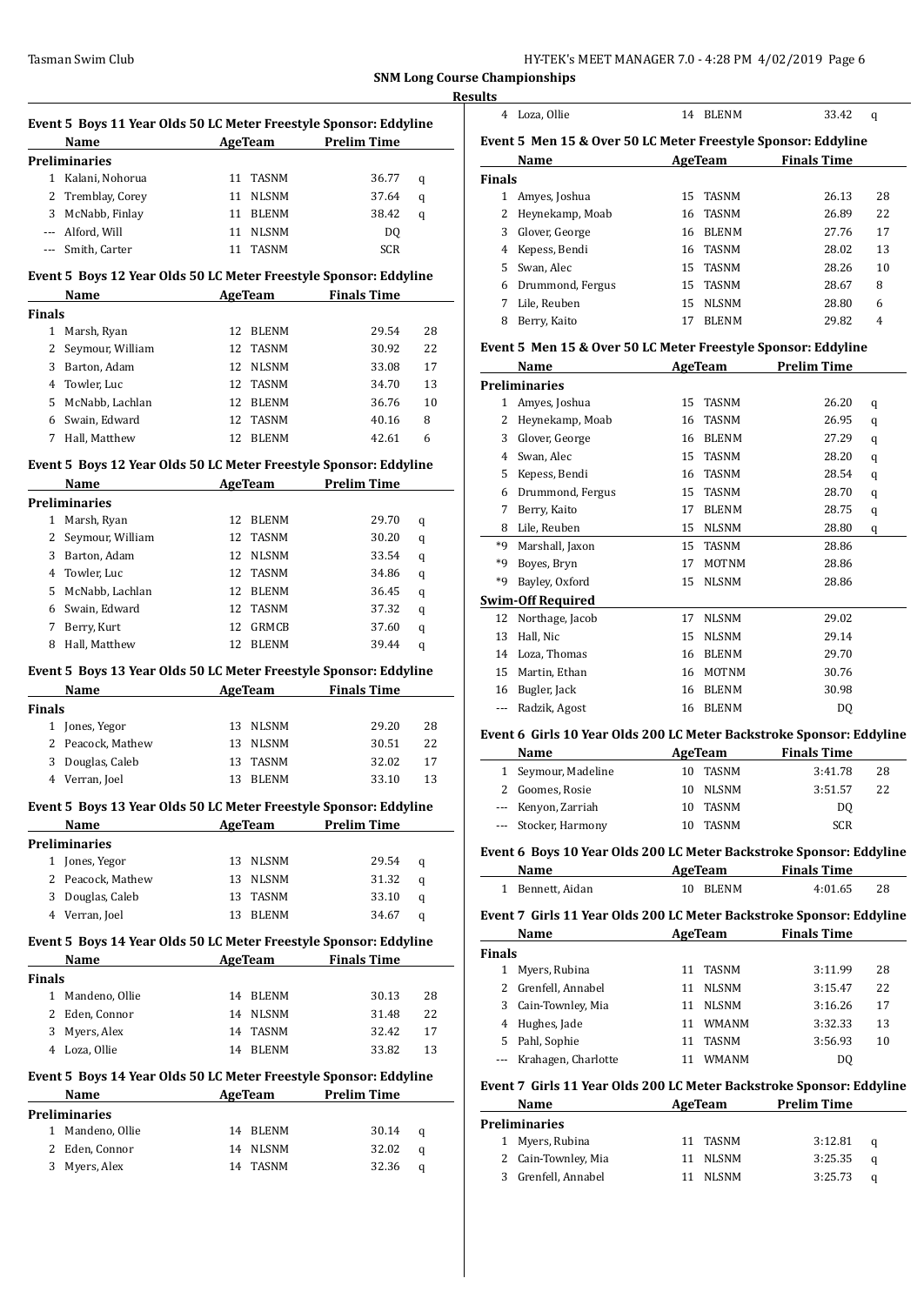**SNM Long Course Championships**

**Results**

### Event 5 Boys 11 Year Olds 50 LC Meter Freestyle Sponsor: Eddyline

| | Name | Age | Team | Prelim Time | |
|---|---|---|---|---|---|
| **Preliminaries** | | | | | |
| 1 | Kalani, Nohorua | 11 | TASNM | 36.77 | q |
| 2 | Tremblay, Corey | 11 | NLSNM | 37.64 | q |
| 3 | McNabb, Finlay | 11 | BLENM | 38.42 | q |
| --- | Alford, Will | 11 | NLSNM | DQ | |
| --- | Smith, Carter | 11 | TASNM | SCR | |

### Event 5 Boys 12 Year Olds 50 LC Meter Freestyle Sponsor: Eddyline

| | Name | Age | Team | Finals Time | |
|---|---|---|---|---|---|
| **Finals** | | | | | |
| 1 | Marsh, Ryan | 12 | BLENM | 29.54 | 28 |
| 2 | Seymour, William | 12 | TASNM | 30.92 | 22 |
| 3 | Barton, Adam | 12 | NLSNM | 33.08 | 17 |
| 4 | Towler, Luc | 12 | TASNM | 34.70 | 13 |
| 5 | McNabb, Lachlan | 12 | BLENM | 36.76 | 10 |
| 6 | Swain, Edward | 12 | TASNM | 40.16 | 8 |
| 7 | Hall, Matthew | 12 | BLENM | 42.61 | 6 |

### Event 5 Boys 12 Year Olds 50 LC Meter Freestyle Sponsor: Eddyline

| | Name | Age | Team | Prelim Time | |
|---|---|---|---|---|---|
| **Preliminaries** | | | | | |
| 1 | Marsh, Ryan | 12 | BLENM | 29.70 | q |
| 2 | Seymour, William | 12 | TASNM | 30.20 | q |
| 3 | Barton, Adam | 12 | NLSNM | 33.54 | q |
| 4 | Towler, Luc | 12 | TASNM | 34.86 | q |
| 5 | McNabb, Lachlan | 12 | BLENM | 36.45 | q |
| 6 | Swain, Edward | 12 | TASNM | 37.32 | q |
| 7 | Berry, Kurt | 12 | GRMCB | 37.60 | q |
| 8 | Hall, Matthew | 12 | BLENM | 39.44 | q |

### Event 5 Boys 13 Year Olds 50 LC Meter Freestyle Sponsor: Eddyline

| | Name | Age | Team | Finals Time | |
|---|---|---|---|---|---|
| **Finals** | | | | | |
| 1 | Jones, Yegor | 13 | NLSNM | 29.20 | 28 |
| 2 | Peacock, Mathew | 13 | NLSNM | 30.51 | 22 |
| 3 | Douglas, Caleb | 13 | TASNM | 32.02 | 17 |
| 4 | Verran, Joel | 13 | BLENM | 33.10 | 13 |

### Event 5 Boys 13 Year Olds 50 LC Meter Freestyle Sponsor: Eddyline

| | Name | Age | Team | Prelim Time | |
|---|---|---|---|---|---|
| **Preliminaries** | | | | | |
| 1 | Jones, Yegor | 13 | NLSNM | 29.54 | q |
| 2 | Peacock, Mathew | 13 | NLSNM | 31.32 | q |
| 3 | Douglas, Caleb | 13 | TASNM | 33.10 | q |
| 4 | Verran, Joel | 13 | BLENM | 34.67 | q |

### Event 5 Boys 14 Year Olds 50 LC Meter Freestyle Sponsor: Eddyline

| | Name | Age | Team | Finals Time | |
|---|---|---|---|---|---|
| **Finals** | | | | | |
| 1 | Mandeno, Ollie | 14 | BLENM | 30.13 | 28 |
| 2 | Eden, Connor | 14 | NLSNM | 31.48 | 22 |
| 3 | Myers, Alex | 14 | TASNM | 32.42 | 17 |
| 4 | Loza, Ollie | 14 | BLENM | 33.82 | 13 |

### Event 5 Boys 14 Year Olds 50 LC Meter Freestyle Sponsor: Eddyline

| | Name | Age | Team | Prelim Time | |
|---|---|---|---|---|---|
| **Preliminaries** | | | | | |
| 1 | Mandeno, Ollie | 14 | BLENM | 30.14 | q |
| 2 | Eden, Connor | 14 | NLSNM | 32.02 | q |
| 3 | Myers, Alex | 14 | TASNM | 32.36 | q |
| 4 | Loza, Ollie | 14 | BLENM | 33.42 | q |

### Event 5 Men 15 & Over 50 LC Meter Freestyle Sponsor: Eddyline

| | Name | Age | Team | Finals Time | |
|---|---|---|---|---|---|
| **Finals** | | | | | |
| 1 | Amyes, Joshua | 15 | TASNM | 26.13 | 28 |
| 2 | Heynekamp, Moab | 16 | TASNM | 26.89 | 22 |
| 3 | Glover, George | 16 | BLENM | 27.76 | 17 |
| 4 | Kepess, Bendi | 16 | TASNM | 28.02 | 13 |
| 5 | Swan, Alec | 15 | TASNM | 28.26 | 10 |
| 6 | Drummond, Fergus | 15 | TASNM | 28.67 | 8 |
| 7 | Lile, Reuben | 15 | NLSNM | 28.80 | 6 |
| 8 | Berry, Kaito | 17 | BLENM | 29.82 | 4 |

### Event 5 Men 15 & Over 50 LC Meter Freestyle Sponsor: Eddyline

| | Name | Age | Team | Prelim Time | |
|---|---|---|---|---|---|
| **Preliminaries** | | | | | |
| 1 | Amyes, Joshua | 15 | TASNM | 26.20 | q |
| 2 | Heynekamp, Moab | 16 | TASNM | 26.95 | q |
| 3 | Glover, George | 16 | BLENM | 27.29 | q |
| 4 | Swan, Alec | 15 | TASNM | 28.20 | q |
| 5 | Kepess, Bendi | 16 | TASNM | 28.54 | q |
| 6 | Drummond, Fergus | 15 | TASNM | 28.70 | q |
| 7 | Berry, Kaito | 17 | BLENM | 28.75 | q |
| 8 | Lile, Reuben | 15 | NLSNM | 28.80 | q |
| *9 | Marshall, Jaxon | 15 | TASNM | 28.86 | |
| *9 | Boyes, Bryn | 17 | MOTNM | 28.86 | |
| *9 | Bayley, Oxford | 15 | NLSNM | 28.86 | |
| **Swim-Off Required** | | | | | |
| 12 | Northage, Jacob | 17 | NLSNM | 29.02 | |
| 13 | Hall, Nic | 15 | NLSNM | 29.14 | |
| 14 | Loza, Thomas | 16 | BLENM | 29.70 | |
| 15 | Martin, Ethan | 16 | MOTNM | 30.76 | |
| 16 | Bugler, Jack | 16 | BLENM | 30.98 | |
| --- | Radzik, Agost | 16 | BLENM | DQ | |

### Event 6 Girls 10 Year Olds 200 LC Meter Backstroke Sponsor: Eddyline

| | Name | Age | Team | Finals Time | |
|---|---|---|---|---|---|
| 1 | Seymour, Madeline | 10 | TASNM | 3:41.78 | 28 |
| 2 | Goomes, Rosie | 10 | NLSNM | 3:51.57 | 22 |
| --- | Kenyon, Zarriah | 10 | TASNM | DQ | |
| --- | Stocker, Harmony | 10 | TASNM | SCR | |

### Event 6 Boys 10 Year Olds 200 LC Meter Backstroke Sponsor: Eddyline

| | Name | Age | Team | Finals Time | |
|---|---|---|---|---|---|
| 1 | Bennett, Aidan | 10 | BLENM | 4:01.65 | 28 |

### Event 7 Girls 11 Year Olds 200 LC Meter Backstroke Sponsor: Eddyline

| | Name | Age | Team | Finals Time | |
|---|---|---|---|---|---|
| **Finals** | | | | | |
| 1 | Myers, Rubina | 11 | TASNM | 3:11.99 | 28 |
| 2 | Grenfell, Annabel | 11 | NLSNM | 3:15.47 | 22 |
| 3 | Cain-Townley, Mia | 11 | NLSNM | 3:16.26 | 17 |
| 4 | Hughes, Jade | 11 | WMANM | 3:32.33 | 13 |
| 5 | Pahl, Sophie | 11 | TASNM | 3:56.93 | 10 |
| --- | Krahagen, Charlotte | 11 | WMANM | DQ | |

### Event 7 Girls 11 Year Olds 200 LC Meter Backstroke Sponsor: Eddyline

| | Name | Age | Team | Prelim Time | |
|---|---|---|---|---|---|
| **Preliminaries** | | | | | |
| 1 | Myers, Rubina | 11 | TASNM | 3:12.81 | q |
| 2 | Cain-Townley, Mia | 11 | NLSNM | 3:25.35 | q |
| 3 | Grenfell, Annabel | 11 | NLSNM | 3:25.73 | q |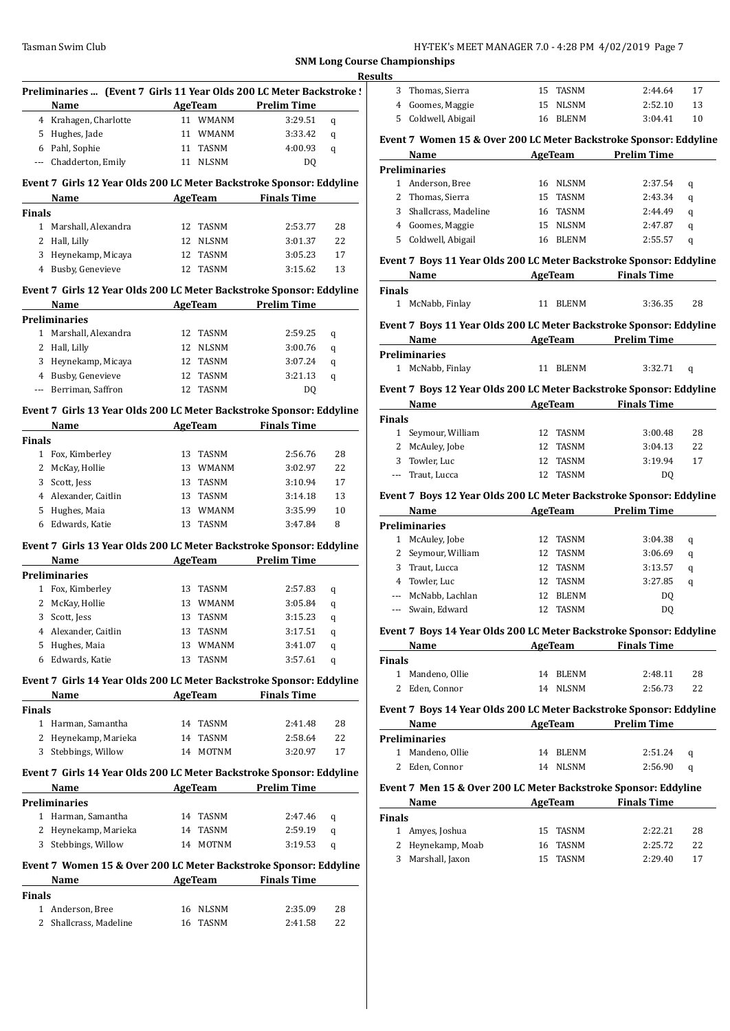## SNM Long Course Championships

### Results

**Preliminaries ... (Event 7 Girls 11 Year Olds 200 LC Meter Backstroke S**

| | Name | Age | Team | Prelim Time | |
|---|---|---|---|---|---|
| 4 | Krahagen, Charlotte | 11 | WMANM | 3:29.51 | q |
| 5 | Hughes, Jade | 11 | WMANM | 3:33.42 | q |
| 6 | Pahl, Sophie | 11 | TASNM | 4:00.93 | q |
| --- | Chadderton, Emily | 11 | NLSNM | DQ | |

**Event 7 Girls 12 Year Olds 200 LC Meter Backstroke Sponsor: Eddyline**

| | Name | Age | Team | Finals Time | |
|---|---|---|---|---|---|
| **Finals** | | | | | |
| 1 | Marshall, Alexandra | 12 | TASNM | 2:53.77 | 28 |
| 2 | Hall, Lilly | 12 | NLSNM | 3:01.37 | 22 |
| 3 | Heynekamp, Micaya | 12 | TASNM | 3:05.23 | 17 |
| 4 | Busby, Genevieve | 12 | TASNM | 3:15.62 | 13 |

**Event 7 Girls 12 Year Olds 200 LC Meter Backstroke Sponsor: Eddyline**

| | Name | Age | Team | Prelim Time | |
|---|---|---|---|---|---|
| **Preliminaries** | | | | | |
| 1 | Marshall, Alexandra | 12 | TASNM | 2:59.25 | q |
| 2 | Hall, Lilly | 12 | NLSNM | 3:00.76 | q |
| 3 | Heynekamp, Micaya | 12 | TASNM | 3:07.24 | q |
| 4 | Busby, Genevieve | 12 | TASNM | 3:21.13 | q |
| --- | Berriman, Saffron | 12 | TASNM | DQ | |

**Event 7 Girls 13 Year Olds 200 LC Meter Backstroke Sponsor: Eddyline**

| | Name | Age | Team | Finals Time | |
|---|---|---|---|---|---|
| **Finals** | | | | | |
| 1 | Fox, Kimberley | 13 | TASNM | 2:56.76 | 28 |
| 2 | McKay, Hollie | 13 | WMANM | 3:02.97 | 22 |
| 3 | Scott, Jess | 13 | TASNM | 3:10.94 | 17 |
| 4 | Alexander, Caitlin | 13 | TASNM | 3:14.18 | 13 |
| 5 | Hughes, Maia | 13 | WMANM | 3:35.99 | 10 |
| 6 | Edwards, Katie | 13 | TASNM | 3:47.84 | 8 |

**Event 7 Girls 13 Year Olds 200 LC Meter Backstroke Sponsor: Eddyline**

| | Name | Age | Team | Prelim Time | |
|---|---|---|---|---|---|
| **Preliminaries** | | | | | |
| 1 | Fox, Kimberley | 13 | TASNM | 2:57.83 | q |
| 2 | McKay, Hollie | 13 | WMANM | 3:05.84 | q |
| 3 | Scott, Jess | 13 | TASNM | 3:15.23 | q |
| 4 | Alexander, Caitlin | 13 | TASNM | 3:17.51 | q |
| 5 | Hughes, Maia | 13 | WMANM | 3:41.07 | q |
| 6 | Edwards, Katie | 13 | TASNM | 3:57.61 | q |

**Event 7 Girls 14 Year Olds 200 LC Meter Backstroke Sponsor: Eddyline**

| | Name | Age | Team | Finals Time | |
|---|---|---|---|---|---|
| **Finals** | | | | | |
| 1 | Harman, Samantha | 14 | TASNM | 2:41.48 | 28 |
| 2 | Heynekamp, Marieka | 14 | TASNM | 2:58.64 | 22 |
| 3 | Stebbings, Willow | 14 | MOTNM | 3:20.97 | 17 |

**Event 7 Girls 14 Year Olds 200 LC Meter Backstroke Sponsor: Eddyline**

| | Name | Age | Team | Prelim Time | |
|---|---|---|---|---|---|
| **Preliminaries** | | | | | |
| 1 | Harman, Samantha | 14 | TASNM | 2:47.46 | q |
| 2 | Heynekamp, Marieka | 14 | TASNM | 2:59.19 | q |
| 3 | Stebbings, Willow | 14 | MOTNM | 3:19.53 | q |

**Event 7 Women 15 & Over 200 LC Meter Backstroke Sponsor: Eddyline**

| | Name | Age | Team | Finals Time | |
|---|---|---|---|---|---|
| **Finals** | | | | | |
| 1 | Anderson, Bree | 16 | NLSNM | 2:35.09 | 28 |
| 2 | Shallcrass, Madeline | 16 | TASNM | 2:41.58 | 22 |
| 3 | Thomas, Sierra | 15 | TASNM | 2:44.64 | 17 |
| 4 | Goomes, Maggie | 15 | NLSNM | 2:52.10 | 13 |
| 5 | Coldwell, Abigail | 16 | BLENM | 3:04.41 | 10 |

**Event 7 Women 15 & Over 200 LC Meter Backstroke Sponsor: Eddyline**

| | Name | Age | Team | Prelim Time | |
|---|---|---|---|---|---|
| **Preliminaries** | | | | | |
| 1 | Anderson, Bree | 16 | NLSNM | 2:37.54 | q |
| 2 | Thomas, Sierra | 15 | TASNM | 2:43.34 | q |
| 3 | Shallcrass, Madeline | 16 | TASNM | 2:44.49 | q |
| 4 | Goomes, Maggie | 15 | NLSNM | 2:47.87 | q |
| 5 | Coldwell, Abigail | 16 | BLENM | 2:55.57 | q |

**Event 7 Boys 11 Year Olds 200 LC Meter Backstroke Sponsor: Eddyline**

| | Name | Age | Team | Finals Time | |
|---|---|---|---|---|---|
| **Finals** | | | | | |
| 1 | McNabb, Finlay | 11 | BLENM | 3:36.35 | 28 |

**Event 7 Boys 11 Year Olds 200 LC Meter Backstroke Sponsor: Eddyline**

| | Name | Age | Team | Prelim Time | |
|---|---|---|---|---|---|
| **Preliminaries** | | | | | |
| 1 | McNabb, Finlay | 11 | BLENM | 3:32.71 | q |

**Event 7 Boys 12 Year Olds 200 LC Meter Backstroke Sponsor: Eddyline**

| | Name | Age | Team | Finals Time | |
|---|---|---|---|---|---|
| **Finals** | | | | | |
| 1 | Seymour, William | 12 | TASNM | 3:00.48 | 28 |
| 2 | McAuley, Jobe | 12 | TASNM | 3:04.13 | 22 |
| 3 | Towler, Luc | 12 | TASNM | 3:19.94 | 17 |
| --- | Traut, Lucca | 12 | TASNM | DQ | |

**Event 7 Boys 12 Year Olds 200 LC Meter Backstroke Sponsor: Eddyline**

| | Name | Age | Team | Prelim Time | |
|---|---|---|---|---|---|
| **Preliminaries** | | | | | |
| 1 | McAuley, Jobe | 12 | TASNM | 3:04.38 | q |
| 2 | Seymour, William | 12 | TASNM | 3:06.69 | q |
| 3 | Traut, Lucca | 12 | TASNM | 3:13.57 | q |
| 4 | Towler, Luc | 12 | TASNM | 3:27.85 | q |
| --- | McNabb, Lachlan | 12 | BLENM | DQ | |
| --- | Swain, Edward | 12 | TASNM | DQ | |

**Event 7 Boys 14 Year Olds 200 LC Meter Backstroke Sponsor: Eddyline**

| | Name | Age | Team | Finals Time | |
|---|---|---|---|---|---|
| **Finals** | | | | | |
| 1 | Mandeno, Ollie | 14 | BLENM | 2:48.11 | 28 |
| 2 | Eden, Connor | 14 | NLSNM | 2:56.73 | 22 |

**Event 7 Boys 14 Year Olds 200 LC Meter Backstroke Sponsor: Eddyline**

| | Name | Age | Team | Prelim Time | |
|---|---|---|---|---|---|
| **Preliminaries** | | | | | |
| 1 | Mandeno, Ollie | 14 | BLENM | 2:51.24 | q |
| 2 | Eden, Connor | 14 | NLSNM | 2:56.90 | q |

**Event 7 Men 15 & Over 200 LC Meter Backstroke Sponsor: Eddyline**

| | Name | Age | Team | Finals Time | |
|---|---|---|---|---|---|
| **Finals** | | | | | |
| 1 | Amyes, Joshua | 15 | TASNM | 2:22.21 | 28 |
| 2 | Heynekamp, Moab | 16 | TASNM | 2:25.72 | 22 |
| 3 | Marshall, Jaxon | 15 | TASNM | 2:29.40 | 17 |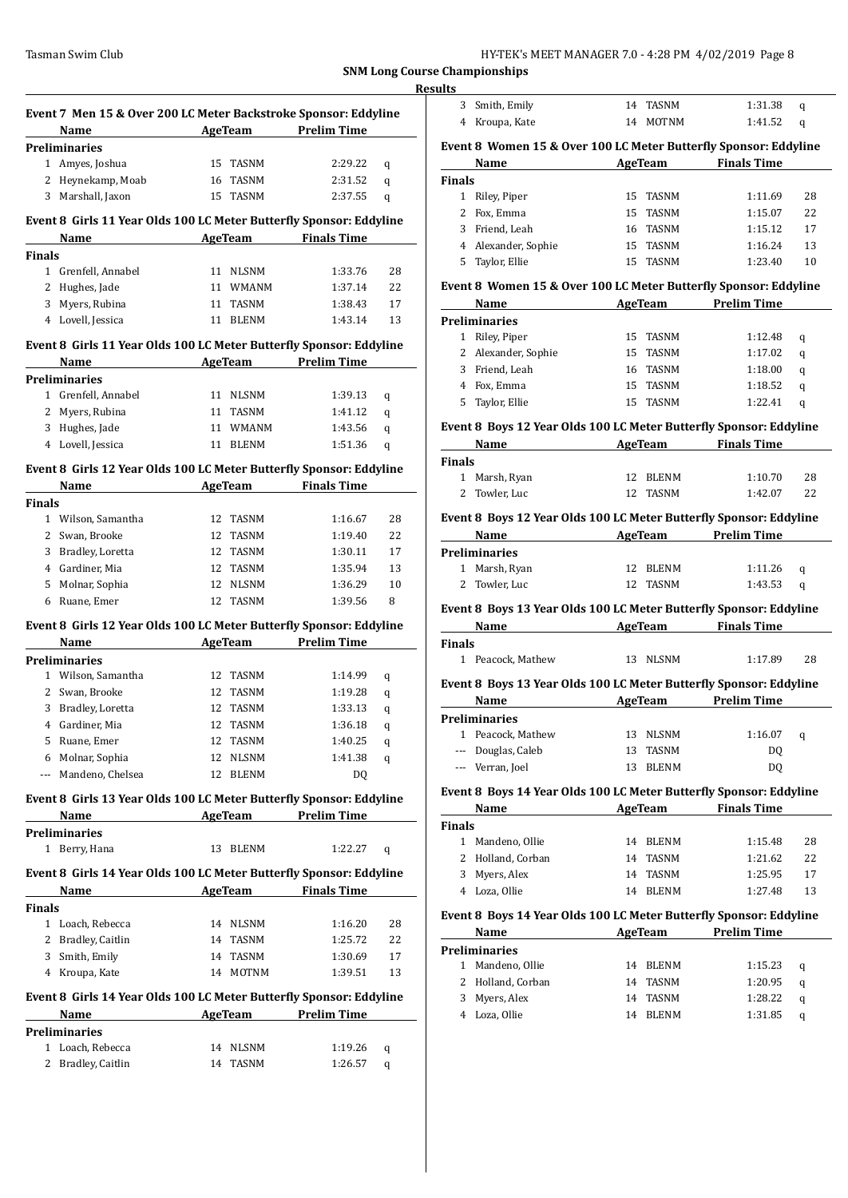## SNM Long Course Championships

### Results

#### Event 7 Men 15 & Over 200 LC Meter Backstroke Sponsor: Eddyline

| | Name | Age | Team | Prelim Time | |
|---|---|---|---|---|---|
| **Preliminaries** | | | | | |
| 1 | Amyes, Joshua | 15 | TASNM | 2:29.22 | q |
| 2 | Heynekamp, Moab | 16 | TASNM | 2:31.52 | q |
| 3 | Marshall, Jaxon | 15 | TASNM | 2:37.55 | q |

#### Event 8 Girls 11 Year Olds 100 LC Meter Butterfly Sponsor: Eddyline

| | Name | Age | Team | Finals Time | |
|---|---|---|---|---|---|
| **Finals** | | | | | |
| 1 | Grenfell, Annabel | 11 | NLSNM | 1:33.76 | 28 |
| 2 | Hughes, Jade | 11 | WMANM | 1:37.14 | 22 |
| 3 | Myers, Rubina | 11 | TASNM | 1:38.43 | 17 |
| 4 | Lovell, Jessica | 11 | BLENM | 1:43.14 | 13 |

#### Event 8 Girls 11 Year Olds 100 LC Meter Butterfly Sponsor: Eddyline

| | Name | Age | Team | Prelim Time | |
|---|---|---|---|---|---|
| **Preliminaries** | | | | | |
| 1 | Grenfell, Annabel | 11 | NLSNM | 1:39.13 | q |
| 2 | Myers, Rubina | 11 | TASNM | 1:41.12 | q |
| 3 | Hughes, Jade | 11 | WMANM | 1:43.56 | q |
| 4 | Lovell, Jessica | 11 | BLENM | 1:51.36 | q |

#### Event 8 Girls 12 Year Olds 100 LC Meter Butterfly Sponsor: Eddyline

| | Name | Age | Team | Finals Time | |
|---|---|---|---|---|---|
| **Finals** | | | | | |
| 1 | Wilson, Samantha | 12 | TASNM | 1:16.67 | 28 |
| 2 | Swan, Brooke | 12 | TASNM | 1:19.40 | 22 |
| 3 | Bradley, Loretta | 12 | TASNM | 1:30.11 | 17 |
| 4 | Gardiner, Mia | 12 | TASNM | 1:35.94 | 13 |
| 5 | Molnar, Sophia | 12 | NLSNM | 1:36.29 | 10 |
| 6 | Ruane, Emer | 12 | TASNM | 1:39.56 | 8 |

#### Event 8 Girls 12 Year Olds 100 LC Meter Butterfly Sponsor: Eddyline

| | Name | Age | Team | Prelim Time | |
|---|---|---|---|---|---|
| **Preliminaries** | | | | | |
| 1 | Wilson, Samantha | 12 | TASNM | 1:14.99 | q |
| 2 | Swan, Brooke | 12 | TASNM | 1:19.28 | q |
| 3 | Bradley, Loretta | 12 | TASNM | 1:33.13 | q |
| 4 | Gardiner, Mia | 12 | TASNM | 1:36.18 | q |
| 5 | Ruane, Emer | 12 | TASNM | 1:40.25 | q |
| 6 | Molnar, Sophia | 12 | NLSNM | 1:41.38 | q |
| --- | Mandeno, Chelsea | 12 | BLENM | DQ | |

#### Event 8 Girls 13 Year Olds 100 LC Meter Butterfly Sponsor: Eddyline

| | Name | Age | Team | Prelim Time | |
|---|---|---|---|---|---|
| **Preliminaries** | | | | | |
| 1 | Berry, Hana | 13 | BLENM | 1:22.27 | q |

#### Event 8 Girls 14 Year Olds 100 LC Meter Butterfly Sponsor: Eddyline

| | Name | Age | Team | Finals Time | |
|---|---|---|---|---|---|
| **Finals** | | | | | |
| 1 | Loach, Rebecca | 14 | NLSNM | 1:16.20 | 28 |
| 2 | Bradley, Caitlin | 14 | TASNM | 1:25.72 | 22 |
| 3 | Smith, Emily | 14 | TASNM | 1:30.69 | 17 |
| 4 | Kroupa, Kate | 14 | MOTNM | 1:39.51 | 13 |

#### Event 8 Girls 14 Year Olds 100 LC Meter Butterfly Sponsor: Eddyline

| | Name | Age | Team | Prelim Time | |
|---|---|---|---|---|---|
| **Preliminaries** | | | | | |
| 1 | Loach, Rebecca | 14 | NLSNM | 1:19.26 | q |
| 2 | Bradley, Caitlin | 14 | TASNM | 1:26.57 | q |
| 3 | Smith, Emily | 14 | TASNM | 1:31.38 | q |
| 4 | Kroupa, Kate | 14 | MOTNM | 1:41.52 | q |

#### Event 8 Women 15 & Over 100 LC Meter Butterfly Sponsor: Eddyline

| | Name | Age | Team | Finals Time | |
|---|---|---|---|---|---|
| **Finals** | | | | | |
| 1 | Riley, Piper | 15 | TASNM | 1:11.69 | 28 |
| 2 | Fox, Emma | 15 | TASNM | 1:15.07 | 22 |
| 3 | Friend, Leah | 16 | TASNM | 1:15.12 | 17 |
| 4 | Alexander, Sophie | 15 | TASNM | 1:16.24 | 13 |
| 5 | Taylor, Ellie | 15 | TASNM | 1:23.40 | 10 |

#### Event 8 Women 15 & Over 100 LC Meter Butterfly Sponsor: Eddyline

| | Name | Age | Team | Prelim Time | |
|---|---|---|---|---|---|
| **Preliminaries** | | | | | |
| 1 | Riley, Piper | 15 | TASNM | 1:12.48 | q |
| 2 | Alexander, Sophie | 15 | TASNM | 1:17.02 | q |
| 3 | Friend, Leah | 16 | TASNM | 1:18.00 | q |
| 4 | Fox, Emma | 15 | TASNM | 1:18.52 | q |
| 5 | Taylor, Ellie | 15 | TASNM | 1:22.41 | q |

#### Event 8 Boys 12 Year Olds 100 LC Meter Butterfly Sponsor: Eddyline

| | Name | Age | Team | Finals Time | |
|---|---|---|---|---|---|
| **Finals** | | | | | |
| 1 | Marsh, Ryan | 12 | BLENM | 1:10.70 | 28 |
| 2 | Towler, Luc | 12 | TASNM | 1:42.07 | 22 |

#### Event 8 Boys 12 Year Olds 100 LC Meter Butterfly Sponsor: Eddyline

| | Name | Age | Team | Prelim Time | |
|---|---|---|---|---|---|
| **Preliminaries** | | | | | |
| 1 | Marsh, Ryan | 12 | BLENM | 1:11.26 | q |
| 2 | Towler, Luc | 12 | TASNM | 1:43.53 | q |

#### Event 8 Boys 13 Year Olds 100 LC Meter Butterfly Sponsor: Eddyline

| | Name | Age | Team | Finals Time | |
|---|---|---|---|---|---|
| **Finals** | | | | | |
| 1 | Peacock, Mathew | 13 | NLSNM | 1:17.89 | 28 |

#### Event 8 Boys 13 Year Olds 100 LC Meter Butterfly Sponsor: Eddyline

| | Name | Age | Team | Prelim Time | |
|---|---|---|---|---|---|
| **Preliminaries** | | | | | |
| 1 | Peacock, Mathew | 13 | NLSNM | 1:16.07 | q |
| --- | Douglas, Caleb | 13 | TASNM | DQ | |
| --- | Verran, Joel | 13 | BLENM | DQ | |

#### Event 8 Boys 14 Year Olds 100 LC Meter Butterfly Sponsor: Eddyline

| | Name | Age | Team | Finals Time | |
|---|---|---|---|---|---|
| **Finals** | | | | | |
| 1 | Mandeno, Ollie | 14 | BLENM | 1:15.48 | 28 |
| 2 | Holland, Corban | 14 | TASNM | 1:21.62 | 22 |
| 3 | Myers, Alex | 14 | TASNM | 1:25.95 | 17 |
| 4 | Loza, Ollie | 14 | BLENM | 1:27.48 | 13 |

#### Event 8 Boys 14 Year Olds 100 LC Meter Butterfly Sponsor: Eddyline

| | Name | Age | Team | Prelim Time | |
|---|---|---|---|---|---|
| **Preliminaries** | | | | | |
| 1 | Mandeno, Ollie | 14 | BLENM | 1:15.23 | q |
| 2 | Holland, Corban | 14 | TASNM | 1:20.95 | q |
| 3 | Myers, Alex | 14 | TASNM | 1:28.22 | q |
| 4 | Loza, Ollie | 14 | BLENM | 1:31.85 | q |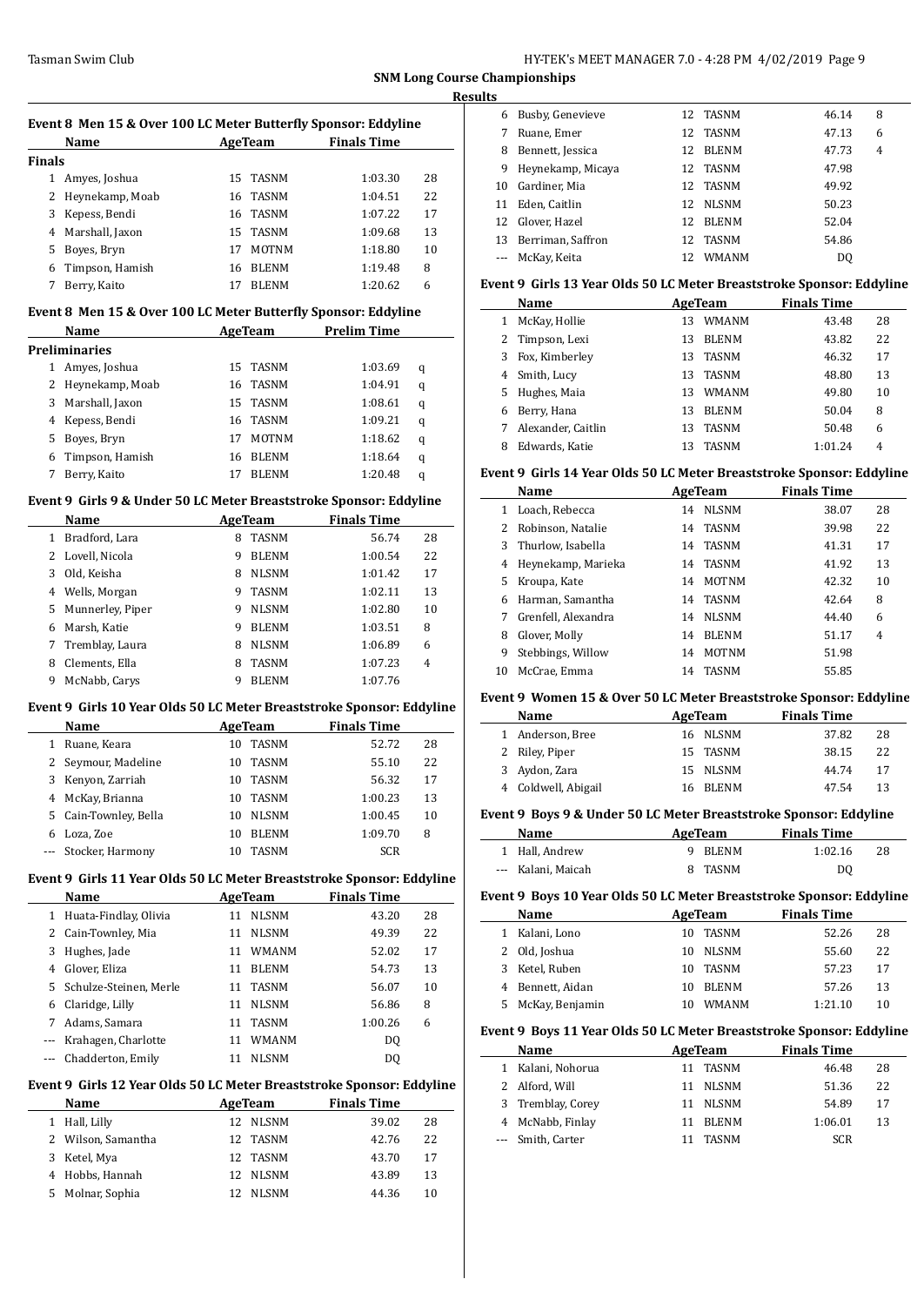**SNM Long Course Championships**

**Results**

### Event 8 Men 15 & Over 100 LC Meter Butterfly Sponsor: Eddyline

| | Name | Age | Team | Finals Time | |
|---|---|---|---|---|---|
| **Finals** | | | | | |
| 1 | Amyes, Joshua | 15 | TASNM | 1:03.30 | 28 |
| 2 | Heynekamp, Moab | 16 | TASNM | 1:04.51 | 22 |
| 3 | Kepess, Bendi | 16 | TASNM | 1:07.22 | 17 |
| 4 | Marshall, Jaxon | 15 | TASNM | 1:09.68 | 13 |
| 5 | Boyes, Bryn | 17 | MOTNM | 1:18.80 | 10 |
| 6 | Timpson, Hamish | 16 | BLENM | 1:19.48 | 8 |
| 7 | Berry, Kaito | 17 | BLENM | 1:20.62 | 6 |

### Event 8 Men 15 & Over 100 LC Meter Butterfly Sponsor: Eddyline

| | Name | Age | Team | Prelim Time | |
|---|---|---|---|---|---|
| **Preliminaries** | | | | | |
| 1 | Amyes, Joshua | 15 | TASNM | 1:03.69 | q |
| 2 | Heynekamp, Moab | 16 | TASNM | 1:04.91 | q |
| 3 | Marshall, Jaxon | 15 | TASNM | 1:08.61 | q |
| 4 | Kepess, Bendi | 16 | TASNM | 1:09.21 | q |
| 5 | Boyes, Bryn | 17 | MOTNM | 1:18.62 | q |
| 6 | Timpson, Hamish | 16 | BLENM | 1:18.64 | q |
| 7 | Berry, Kaito | 17 | BLENM | 1:20.48 | q |

### Event 9 Girls 9 & Under 50 LC Meter Breaststroke Sponsor: Eddyline

| | Name | Age | Team | Finals Time | |
|---|---|---|---|---|---|
| 1 | Bradford, Lara | 8 | TASNM | 56.74 | 28 |
| 2 | Lovell, Nicola | 9 | BLENM | 1:00.54 | 22 |
| 3 | Old, Keisha | 8 | NLSNM | 1:01.42 | 17 |
| 4 | Wells, Morgan | 9 | TASNM | 1:02.11 | 13 |
| 5 | Munnerley, Piper | 9 | NLSNM | 1:02.80 | 10 |
| 6 | Marsh, Katie | 9 | BLENM | 1:03.51 | 8 |
| 7 | Tremblay, Laura | 8 | NLSNM | 1:06.89 | 6 |
| 8 | Clements, Ella | 8 | TASNM | 1:07.23 | 4 |
| 9 | McNabb, Carys | 9 | BLENM | 1:07.76 | |

### Event 9 Girls 10 Year Olds 50 LC Meter Breaststroke Sponsor: Eddyline

| | Name | Age | Team | Finals Time | |
|---|---|---|---|---|---|
| 1 | Ruane, Keara | 10 | TASNM | 52.72 | 28 |
| 2 | Seymour, Madeline | 10 | TASNM | 55.10 | 22 |
| 3 | Kenyon, Zarriah | 10 | TASNM | 56.32 | 17 |
| 4 | McKay, Brianna | 10 | TASNM | 1:00.23 | 13 |
| 5 | Cain-Townley, Bella | 10 | NLSNM | 1:00.45 | 10 |
| 6 | Loza, Zoe | 10 | BLENM | 1:09.70 | 8 |
| --- | Stocker, Harmony | 10 | TASNM | SCR | |

### Event 9 Girls 11 Year Olds 50 LC Meter Breaststroke Sponsor: Eddyline

| | Name | Age | Team | Finals Time | |
|---|---|---|---|---|---|
| 1 | Huata-Findlay, Olivia | 11 | NLSNM | 43.20 | 28 |
| 2 | Cain-Townley, Mia | 11 | NLSNM | 49.39 | 22 |
| 3 | Hughes, Jade | 11 | WMANM | 52.02 | 17 |
| 4 | Glover, Eliza | 11 | BLENM | 54.73 | 13 |
| 5 | Schulze-Steinen, Merle | 11 | TASNM | 56.07 | 10 |
| 6 | Claridge, Lilly | 11 | NLSNM | 56.86 | 8 |
| 7 | Adams, Samara | 11 | TASNM | 1:00.26 | 6 |
| --- | Krahagen, Charlotte | 11 | WMANM | DQ | |
| --- | Chadderton, Emily | 11 | NLSNM | DQ | |

### Event 9 Girls 12 Year Olds 50 LC Meter Breaststroke Sponsor: Eddyline

| | Name | Age | Team | Finals Time | |
|---|---|---|---|---|---|
| 1 | Hall, Lilly | 12 | NLSNM | 39.02 | 28 |
| 2 | Wilson, Samantha | 12 | TASNM | 42.76 | 22 |
| 3 | Ketel, Mya | 12 | TASNM | 43.70 | 17 |
| 4 | Hobbs, Hannah | 12 | NLSNM | 43.89 | 13 |
| 5 | Molnar, Sophia | 12 | NLSNM | 44.36 | 10 |
| 6 | Busby, Genevieve | 12 | TASNM | 46.14 | 8 |
| 7 | Ruane, Emer | 12 | TASNM | 47.13 | 6 |
| 8 | Bennett, Jessica | 12 | BLENM | 47.73 | 4 |
| 9 | Heynekamp, Micaya | 12 | TASNM | 47.98 | |
| 10 | Gardiner, Mia | 12 | TASNM | 49.92 | |
| 11 | Eden, Caitlin | 12 | NLSNM | 50.23 | |
| 12 | Glover, Hazel | 12 | BLENM | 52.04 | |
| 13 | Berriman, Saffron | 12 | TASNM | 54.86 | |
| --- | McKay, Keita | 12 | WMANM | DQ | |

### Event 9 Girls 13 Year Olds 50 LC Meter Breaststroke Sponsor: Eddyline

| | Name | Age | Team | Finals Time | |
|---|---|---|---|---|---|
| 1 | McKay, Hollie | 13 | WMANM | 43.48 | 28 |
| 2 | Timpson, Lexi | 13 | BLENM | 43.82 | 22 |
| 3 | Fox, Kimberley | 13 | TASNM | 46.32 | 17 |
| 4 | Smith, Lucy | 13 | TASNM | 48.80 | 13 |
| 5 | Hughes, Maia | 13 | WMANM | 49.80 | 10 |
| 6 | Berry, Hana | 13 | BLENM | 50.04 | 8 |
| 7 | Alexander, Caitlin | 13 | TASNM | 50.48 | 6 |
| 8 | Edwards, Katie | 13 | TASNM | 1:01.24 | 4 |

### Event 9 Girls 14 Year Olds 50 LC Meter Breaststroke Sponsor: Eddyline

| | Name | Age | Team | Finals Time | |
|---|---|---|---|---|---|
| 1 | Loach, Rebecca | 14 | NLSNM | 38.07 | 28 |
| 2 | Robinson, Natalie | 14 | TASNM | 39.98 | 22 |
| 3 | Thurlow, Isabella | 14 | TASNM | 41.31 | 17 |
| 4 | Heynekamp, Marieka | 14 | TASNM | 41.92 | 13 |
| 5 | Kroupa, Kate | 14 | MOTNM | 42.32 | 10 |
| 6 | Harman, Samantha | 14 | TASNM | 42.64 | 8 |
| 7 | Grenfell, Alexandra | 14 | NLSNM | 44.40 | 6 |
| 8 | Glover, Molly | 14 | BLENM | 51.17 | 4 |
| 9 | Stebbings, Willow | 14 | MOTNM | 51.98 | |
| 10 | McCrae, Emma | 14 | TASNM | 55.85 | |

### Event 9 Women 15 & Over 50 LC Meter Breaststroke Sponsor: Eddyline

| | Name | Age | Team | Finals Time | |
|---|---|---|---|---|---|
| 1 | Anderson, Bree | 16 | NLSNM | 37.82 | 28 |
| 2 | Riley, Piper | 15 | TASNM | 38.15 | 22 |
| 3 | Aydon, Zara | 15 | NLSNM | 44.74 | 17 |
| 4 | Coldwell, Abigail | 16 | BLENM | 47.54 | 13 |

### Event 9 Boys 9 & Under 50 LC Meter Breaststroke Sponsor: Eddyline

| | Name | Age | Team | Finals Time | |
|---|---|---|---|---|---|
| 1 | Hall, Andrew | 9 | BLENM | 1:02.16 | 28 |
| --- | Kalani, Maicah | 8 | TASNM | DQ | |

### Event 9 Boys 10 Year Olds 50 LC Meter Breaststroke Sponsor: Eddyline

| | Name | Age | Team | Finals Time | |
|---|---|---|---|---|---|
| 1 | Kalani, Lono | 10 | TASNM | 52.26 | 28 |
| 2 | Old, Joshua | 10 | NLSNM | 55.60 | 22 |
| 3 | Ketel, Ruben | 10 | TASNM | 57.23 | 17 |
| 4 | Bennett, Aidan | 10 | BLENM | 57.26 | 13 |
| 5 | McKay, Benjamin | 10 | WMANM | 1:21.10 | 10 |

### Event 9 Boys 11 Year Olds 50 LC Meter Breaststroke Sponsor: Eddyline

| | Name | Age | Team | Finals Time | |
|---|---|---|---|---|---|
| 1 | Kalani, Nohorua | 11 | TASNM | 46.48 | 28 |
| 2 | Alford, Will | 11 | NLSNM | 51.36 | 22 |
| 3 | Tremblay, Corey | 11 | NLSNM | 54.89 | 17 |
| 4 | McNabb, Finlay | 11 | BLENM | 1:06.01 | 13 |
| --- | Smith, Carter | 11 | TASNM | SCR | |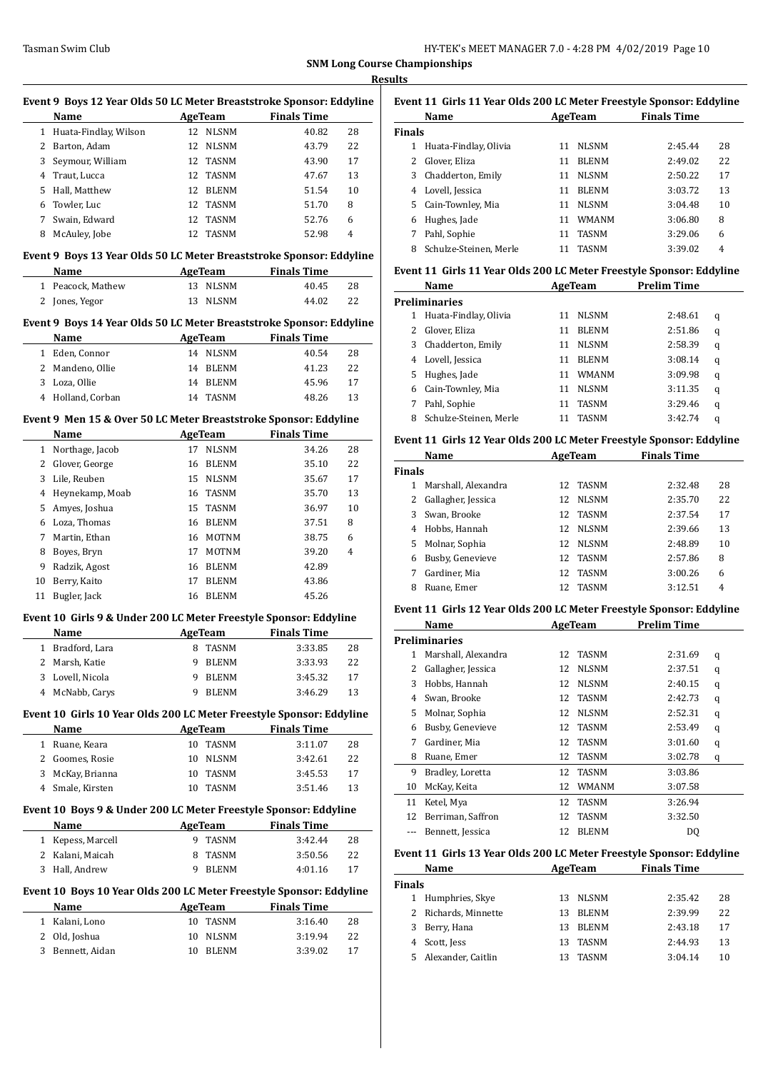**SNM Long Course Championships**

**Results**

### Event 9 Boys 12 Year Olds 50 LC Meter Breaststroke Sponsor: Eddyline

| | Name | Age | Team | Finals Time | |
|---|---|---|---|---|---|
| 1 | Huata-Findlay, Wilson | 12 | NLSNM | 40.82 | 28 |
| 2 | Barton, Adam | 12 | NLSNM | 43.79 | 22 |
| 3 | Seymour, William | 12 | TASNM | 43.90 | 17 |
| 4 | Traut, Lucca | 12 | TASNM | 47.67 | 13 |
| 5 | Hall, Matthew | 12 | BLENM | 51.54 | 10 |
| 6 | Towler, Luc | 12 | TASNM | 51.70 | 8 |
| 7 | Swain, Edward | 12 | TASNM | 52.76 | 6 |
| 8 | McAuley, Jobe | 12 | TASNM | 52.98 | 4 |

### Event 9 Boys 13 Year Olds 50 LC Meter Breaststroke Sponsor: Eddyline

| | Name | Age | Team | Finals Time | |
|---|---|---|---|---|---|
| 1 | Peacock, Mathew | 13 | NLSNM | 40.45 | 28 |
| 2 | Jones, Yegor | 13 | NLSNM | 44.02 | 22 |

### Event 9 Boys 14 Year Olds 50 LC Meter Breaststroke Sponsor: Eddyline

| | Name | Age | Team | Finals Time | |
|---|---|---|---|---|---|
| 1 | Eden, Connor | 14 | NLSNM | 40.54 | 28 |
| 2 | Mandeno, Ollie | 14 | BLENM | 41.23 | 22 |
| 3 | Loza, Ollie | 14 | BLENM | 45.96 | 17 |
| 4 | Holland, Corban | 14 | TASNM | 48.26 | 13 |

### Event 9 Men 15 & Over 50 LC Meter Breaststroke Sponsor: Eddyline

| | Name | Age | Team | Finals Time | |
|---|---|---|---|---|---|
| 1 | Northage, Jacob | 17 | NLSNM | 34.26 | 28 |
| 2 | Glover, George | 16 | BLENM | 35.10 | 22 |
| 3 | Lile, Reuben | 15 | NLSNM | 35.67 | 17 |
| 4 | Heynekamp, Moab | 16 | TASNM | 35.70 | 13 |
| 5 | Amyes, Joshua | 15 | TASNM | 36.97 | 10 |
| 6 | Loza, Thomas | 16 | BLENM | 37.51 | 8 |
| 7 | Martin, Ethan | 16 | MOTNM | 38.75 | 6 |
| 8 | Boyes, Bryn | 17 | MOTNM | 39.20 | 4 |
| 9 | Radzik, Agost | 16 | BLENM | 42.89 | |
| 10 | Berry, Kaito | 17 | BLENM | 43.86 | |
| 11 | Bugler, Jack | 16 | BLENM | 45.26 | |

### Event 10 Girls 9 & Under 200 LC Meter Freestyle Sponsor: Eddyline

| | Name | Age | Team | Finals Time | |
|---|---|---|---|---|---|
| 1 | Bradford, Lara | 8 | TASNM | 3:33.85 | 28 |
| 2 | Marsh, Katie | 9 | BLENM | 3:33.93 | 22 |
| 3 | Lovell, Nicola | 9 | BLENM | 3:45.32 | 17 |
| 4 | McNabb, Carys | 9 | BLENM | 3:46.29 | 13 |

### Event 10 Girls 10 Year Olds 200 LC Meter Freestyle Sponsor: Eddyline

| | Name | Age | Team | Finals Time | |
|---|---|---|---|---|---|
| 1 | Ruane, Keara | 10 | TASNM | 3:11.07 | 28 |
| 2 | Goomes, Rosie | 10 | NLSNM | 3:42.61 | 22 |
| 3 | McKay, Brianna | 10 | TASNM | 3:45.53 | 17 |
| 4 | Smale, Kirsten | 10 | TASNM | 3:51.46 | 13 |

### Event 10 Boys 9 & Under 200 LC Meter Freestyle Sponsor: Eddyline

| | Name | Age | Team | Finals Time | |
|---|---|---|---|---|---|
| 1 | Kepess, Marcell | 9 | TASNM | 3:42.44 | 28 |
| 2 | Kalani, Maicah | 8 | TASNM | 3:50.56 | 22 |
| 3 | Hall, Andrew | 9 | BLENM | 4:01.16 | 17 |

### Event 10 Boys 10 Year Olds 200 LC Meter Freestyle Sponsor: Eddyline

| | Name | Age | Team | Finals Time | |
|---|---|---|---|---|---|
| 1 | Kalani, Lono | 10 | TASNM | 3:16.40 | 28 |
| 2 | Old, Joshua | 10 | NLSNM | 3:19.94 | 22 |
| 3 | Bennett, Aidan | 10 | BLENM | 3:39.02 | 17 |

### Event 11 Girls 11 Year Olds 200 LC Meter Freestyle Sponsor: Eddyline

| | Name | Age | Team | Finals Time | |
|---|---|---|---|---|---|
| **Finals** | | | | | |
| 1 | Huata-Findlay, Olivia | 11 | NLSNM | 2:45.44 | 28 |
| 2 | Glover, Eliza | 11 | BLENM | 2:49.02 | 22 |
| 3 | Chadderton, Emily | 11 | NLSNM | 2:50.22 | 17 |
| 4 | Lovell, Jessica | 11 | BLENM | 3:03.72 | 13 |
| 5 | Cain-Townley, Mia | 11 | NLSNM | 3:04.48 | 10 |
| 6 | Hughes, Jade | 11 | WMANM | 3:06.80 | 8 |
| 7 | Pahl, Sophie | 11 | TASNM | 3:29.06 | 6 |
| 8 | Schulze-Steinen, Merle | 11 | TASNM | 3:39.02 | 4 |

### Event 11 Girls 11 Year Olds 200 LC Meter Freestyle Sponsor: Eddyline

| | Name | Age | Team | Prelim Time | |
|---|---|---|---|---|---|
| **Preliminaries** | | | | | |
| 1 | Huata-Findlay, Olivia | 11 | NLSNM | 2:48.61 | q |
| 2 | Glover, Eliza | 11 | BLENM | 2:51.86 | q |
| 3 | Chadderton, Emily | 11 | NLSNM | 2:58.39 | q |
| 4 | Lovell, Jessica | 11 | BLENM | 3:08.14 | q |
| 5 | Hughes, Jade | 11 | WMANM | 3:09.98 | q |
| 6 | Cain-Townley, Mia | 11 | NLSNM | 3:11.35 | q |
| 7 | Pahl, Sophie | 11 | TASNM | 3:29.46 | q |
| 8 | Schulze-Steinen, Merle | 11 | TASNM | 3:42.74 | q |

### Event 11 Girls 12 Year Olds 200 LC Meter Freestyle Sponsor: Eddyline

| | Name | Age | Team | Finals Time | |
|---|---|---|---|---|---|
| **Finals** | | | | | |
| 1 | Marshall, Alexandra | 12 | TASNM | 2:32.48 | 28 |
| 2 | Gallagher, Jessica | 12 | NLSNM | 2:35.70 | 22 |
| 3 | Swan, Brooke | 12 | TASNM | 2:37.54 | 17 |
| 4 | Hobbs, Hannah | 12 | NLSNM | 2:39.66 | 13 |
| 5 | Molnar, Sophia | 12 | NLSNM | 2:48.89 | 10 |
| 6 | Busby, Genevieve | 12 | TASNM | 2:57.86 | 8 |
| 7 | Gardiner, Mia | 12 | TASNM | 3:00.26 | 6 |
| 8 | Ruane, Emer | 12 | TASNM | 3:12.51 | 4 |

### Event 11 Girls 12 Year Olds 200 LC Meter Freestyle Sponsor: Eddyline

| | Name | Age | Team | Prelim Time | |
|---|---|---|---|---|---|
| **Preliminaries** | | | | | |
| 1 | Marshall, Alexandra | 12 | TASNM | 2:31.69 | q |
| 2 | Gallagher, Jessica | 12 | NLSNM | 2:37.51 | q |
| 3 | Hobbs, Hannah | 12 | NLSNM | 2:40.15 | q |
| 4 | Swan, Brooke | 12 | TASNM | 2:42.73 | q |
| 5 | Molnar, Sophia | 12 | NLSNM | 2:52.31 | q |
| 6 | Busby, Genevieve | 12 | TASNM | 2:53.49 | q |
| 7 | Gardiner, Mia | 12 | TASNM | 3:01.60 | q |
| 8 | Ruane, Emer | 12 | TASNM | 3:02.78 | q |
| 9 | Bradley, Loretta | 12 | TASNM | 3:03.86 | |
| 10 | McKay, Keita | 12 | WMANM | 3:07.58 | |
| 11 | Ketel, Mya | 12 | TASNM | 3:26.94 | |
| 12 | Berriman, Saffron | 12 | TASNM | 3:32.50 | |
| --- | Bennett, Jessica | 12 | BLENM | DQ | |

### Event 11 Girls 13 Year Olds 200 LC Meter Freestyle Sponsor: Eddyline

| | Name | Age | Team | Finals Time | |
|---|---|---|---|---|---|
| **Finals** | | | | | |
| 1 | Humphries, Skye | 13 | NLSNM | 2:35.42 | 28 |
| 2 | Richards, Minnette | 13 | BLENM | 2:39.99 | 22 |
| 3 | Berry, Hana | 13 | BLENM | 2:43.18 | 17 |
| 4 | Scott, Jess | 13 | TASNM | 2:44.93 | 13 |
| 5 | Alexander, Caitlin | 13 | TASNM | 3:04.14 | 10 |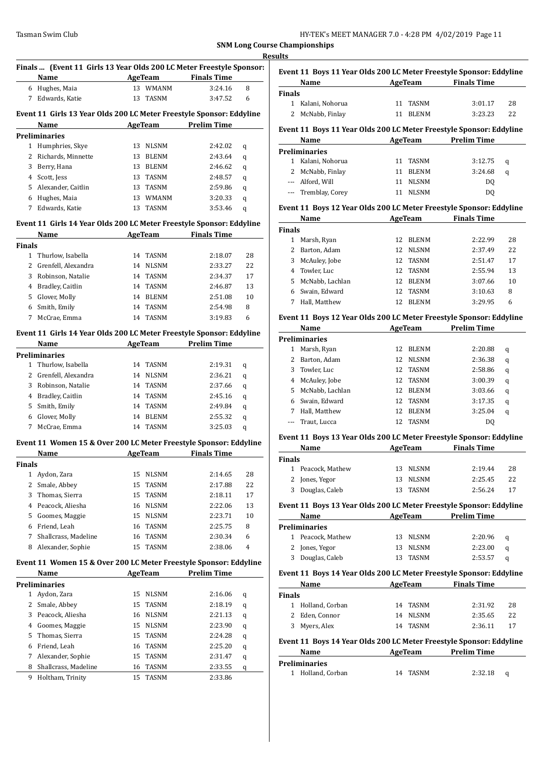## SNM Long Course Championships

### Results

#### Finals ... (Event 11 Girls 13 Year Olds 200 LC Meter Freestyle Sponsor:

| | Name | Age | Team | Finals Time | |
|---|---|---|---|---|---|
| 6 | Hughes, Maia | 13 | WMANM | 3:24.16 | 8 |
| 7 | Edwards, Katie | 13 | TASNM | 3:47.52 | 6 |

#### Event 11 Girls 13 Year Olds 200 LC Meter Freestyle Sponsor: Eddyline

| | Name | Age | Team | Prelim Time | |
|---|---|---|---|---|---|
| **Preliminaries** | | | | | |
| 1 | Humphries, Skye | 13 | NLSNM | 2:42.02 | q |
| 2 | Richards, Minnette | 13 | BLENM | 2:43.64 | q |
| 3 | Berry, Hana | 13 | BLENM | 2:46.62 | q |
| 4 | Scott, Jess | 13 | TASNM | 2:48.57 | q |
| 5 | Alexander, Caitlin | 13 | TASNM | 2:59.86 | q |
| 6 | Hughes, Maia | 13 | WMANM | 3:20.33 | q |
| 7 | Edwards, Katie | 13 | TASNM | 3:53.46 | q |

#### Event 11 Girls 14 Year Olds 200 LC Meter Freestyle Sponsor: Eddyline

| | Name | Age | Team | Finals Time | |
|---|---|---|---|---|---|
| **Finals** | | | | | |
| 1 | Thurlow, Isabella | 14 | TASNM | 2:18.07 | 28 |
| 2 | Grenfell, Alexandra | 14 | NLSNM | 2:33.27 | 22 |
| 3 | Robinson, Natalie | 14 | TASNM | 2:34.37 | 17 |
| 4 | Bradley, Caitlin | 14 | TASNM | 2:46.87 | 13 |
| 5 | Glover, Molly | 14 | BLENM | 2:51.08 | 10 |
| 6 | Smith, Emily | 14 | TASNM | 2:54.98 | 8 |
| 7 | McCrae, Emma | 14 | TASNM | 3:19.83 | 6 |

#### Event 11 Girls 14 Year Olds 200 LC Meter Freestyle Sponsor: Eddyline

| | Name | Age | Team | Prelim Time | |
|---|---|---|---|---|---|
| **Preliminaries** | | | | | |
| 1 | Thurlow, Isabella | 14 | TASNM | 2:19.31 | q |
| 2 | Grenfell, Alexandra | 14 | NLSNM | 2:36.21 | q |
| 3 | Robinson, Natalie | 14 | TASNM | 2:37.66 | q |
| 4 | Bradley, Caitlin | 14 | TASNM | 2:45.16 | q |
| 5 | Smith, Emily | 14 | TASNM | 2:49.84 | q |
| 6 | Glover, Molly | 14 | BLENM | 2:55.32 | q |
| 7 | McCrae, Emma | 14 | TASNM | 3:25.03 | q |

#### Event 11 Women 15 & Over 200 LC Meter Freestyle Sponsor: Eddyline

| | Name | Age | Team | Finals Time | |
|---|---|---|---|---|---|
| **Finals** | | | | | |
| 1 | Aydon, Zara | 15 | NLSNM | 2:14.65 | 28 |
| 2 | Smale, Abbey | 15 | TASNM | 2:17.88 | 22 |
| 3 | Thomas, Sierra | 15 | TASNM | 2:18.11 | 17 |
| 4 | Peacock, Aliesha | 16 | NLSNM | 2:22.06 | 13 |
| 5 | Goomes, Maggie | 15 | NLSNM | 2:23.71 | 10 |
| 6 | Friend, Leah | 16 | TASNM | 2:25.75 | 8 |
| 7 | Shallcrass, Madeline | 16 | TASNM | 2:30.34 | 6 |
| 8 | Alexander, Sophie | 15 | TASNM | 2:38.06 | 4 |

#### Event 11 Women 15 & Over 200 LC Meter Freestyle Sponsor: Eddyline

| | Name | Age | Team | Prelim Time | |
|---|---|---|---|---|---|
| **Preliminaries** | | | | | |
| 1 | Aydon, Zara | 15 | NLSNM | 2:16.06 | q |
| 2 | Smale, Abbey | 15 | TASNM | 2:18.19 | q |
| 3 | Peacock, Aliesha | 16 | NLSNM | 2:21.13 | q |
| 4 | Goomes, Maggie | 15 | NLSNM | 2:23.90 | q |
| 5 | Thomas, Sierra | 15 | TASNM | 2:24.28 | q |
| 6 | Friend, Leah | 16 | TASNM | 2:25.20 | q |
| 7 | Alexander, Sophie | 15 | TASNM | 2:31.47 | q |
| 8 | Shallcrass, Madeline | 16 | TASNM | 2:33.55 | q |
| 9 | Holtham, Trinity | 15 | TASNM | 2:33.86 | |

#### Event 11 Boys 11 Year Olds 200 LC Meter Freestyle Sponsor: Eddyline

| | Name | Age | Team | Finals Time | |
|---|---|---|---|---|---|
| **Finals** | | | | | |
| 1 | Kalani, Nohorua | 11 | TASNM | 3:01.17 | 28 |
| 2 | McNabb, Finlay | 11 | BLENM | 3:23.23 | 22 |

#### Event 11 Boys 11 Year Olds 200 LC Meter Freestyle Sponsor: Eddyline

| | Name | Age | Team | Prelim Time | |
|---|---|---|---|---|---|
| **Preliminaries** | | | | | |
| 1 | Kalani, Nohorua | 11 | TASNM | 3:12.75 | q |
| 2 | McNabb, Finlay | 11 | BLENM | 3:24.68 | q |
| --- | Alford, Will | 11 | NLSNM | DQ | |
| --- | Tremblay, Corey | 11 | NLSNM | DQ | |

#### Event 11 Boys 12 Year Olds 200 LC Meter Freestyle Sponsor: Eddyline

| | Name | Age | Team | Finals Time | |
|---|---|---|---|---|---|
| **Finals** | | | | | |
| 1 | Marsh, Ryan | 12 | BLENM | 2:22.99 | 28 |
| 2 | Barton, Adam | 12 | NLSNM | 2:37.49 | 22 |
| 3 | McAuley, Jobe | 12 | TASNM | 2:51.47 | 17 |
| 4 | Towler, Luc | 12 | TASNM | 2:55.94 | 13 |
| 5 | McNabb, Lachlan | 12 | BLENM | 3:07.66 | 10 |
| 6 | Swain, Edward | 12 | TASNM | 3:10.63 | 8 |
| 7 | Hall, Matthew | 12 | BLENM | 3:29.95 | 6 |

#### Event 11 Boys 12 Year Olds 200 LC Meter Freestyle Sponsor: Eddyline

| | Name | Age | Team | Prelim Time | |
|---|---|---|---|---|---|
| **Preliminaries** | | | | | |
| 1 | Marsh, Ryan | 12 | BLENM | 2:20.88 | q |
| 2 | Barton, Adam | 12 | NLSNM | 2:36.38 | q |
| 3 | Towler, Luc | 12 | TASNM | 2:58.86 | q |
| 4 | McAuley, Jobe | 12 | TASNM | 3:00.39 | q |
| 5 | McNabb, Lachlan | 12 | BLENM | 3:03.66 | q |
| 6 | Swain, Edward | 12 | TASNM | 3:17.35 | q |
| 7 | Hall, Matthew | 12 | BLENM | 3:25.04 | q |
| --- | Traut, Lucca | 12 | TASNM | DQ | |

#### Event 11 Boys 13 Year Olds 200 LC Meter Freestyle Sponsor: Eddyline

| | Name | Age | Team | Finals Time | |
|---|---|---|---|---|---|
| **Finals** | | | | | |
| 1 | Peacock, Mathew | 13 | NLSNM | 2:19.44 | 28 |
| 2 | Jones, Yegor | 13 | NLSNM | 2:25.45 | 22 |
| 3 | Douglas, Caleb | 13 | TASNM | 2:56.24 | 17 |

#### Event 11 Boys 13 Year Olds 200 LC Meter Freestyle Sponsor: Eddyline

| | Name | Age | Team | Prelim Time | |
|---|---|---|---|---|---|
| **Preliminaries** | | | | | |
| 1 | Peacock, Mathew | 13 | NLSNM | 2:20.96 | q |
| 2 | Jones, Yegor | 13 | NLSNM | 2:23.00 | q |
| 3 | Douglas, Caleb | 13 | TASNM | 2:53.57 | q |

#### Event 11 Boys 14 Year Olds 200 LC Meter Freestyle Sponsor: Eddyline

| | Name | Age | Team | Finals Time | |
|---|---|---|---|---|---|
| **Finals** | | | | | |
| 1 | Holland, Corban | 14 | TASNM | 2:31.92 | 28 |
| 2 | Eden, Connor | 14 | NLSNM | 2:35.65 | 22 |
| 3 | Myers, Alex | 14 | TASNM | 2:36.11 | 17 |

#### Event 11 Boys 14 Year Olds 200 LC Meter Freestyle Sponsor: Eddyline

| | Name | Age | Team | Prelim Time | |
|---|---|---|---|---|---|
| **Preliminaries** | | | | | |
| 1 | Holland, Corban | 14 | TASNM | 2:32.18 | q |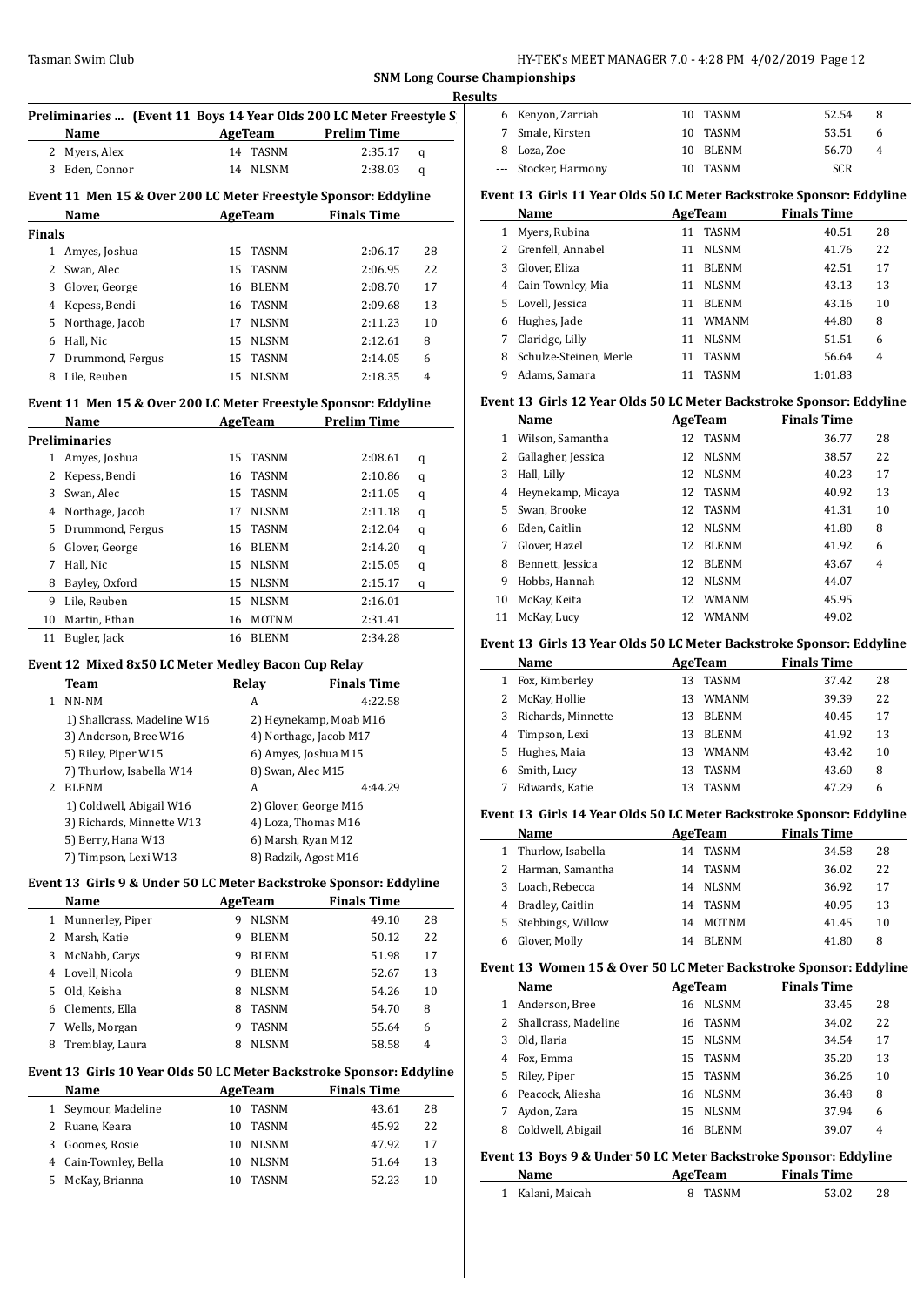## SNM Long Course Championships

### Results

**Preliminaries ... (Event 11 Boys 14 Year Olds 200 LC Meter Freestyle S**

| | Name | Age | Team | Prelim Time | |
|---|---|---|---|---|---|
| 2 | Myers, Alex | 14 | TASNM | 2:35.17 | q |
| 3 | Eden, Connor | 14 | NLSNM | 2:38.03 | q |

**Event 11 Men 15 & Over 200 LC Meter Freestyle Sponsor: Eddyline**

| | Name | Age | Team | Finals Time | |
|---|---|---|---|---|---|
| **Finals** | | | | | |
| 1 | Amyes, Joshua | 15 | TASNM | 2:06.17 | 28 |
| 2 | Swan, Alec | 15 | TASNM | 2:06.95 | 22 |
| 3 | Glover, George | 16 | BLENM | 2:08.70 | 17 |
| 4 | Kepess, Bendi | 16 | TASNM | 2:09.68 | 13 |
| 5 | Northage, Jacob | 17 | NLSNM | 2:11.23 | 10 |
| 6 | Hall, Nic | 15 | NLSNM | 2:12.61 | 8 |
| 7 | Drummond, Fergus | 15 | TASNM | 2:14.05 | 6 |
| 8 | Lile, Reuben | 15 | NLSNM | 2:18.35 | 4 |

**Event 11 Men 15 & Over 200 LC Meter Freestyle Sponsor: Eddyline**

| | Name | Age | Team | Prelim Time | |
|---|---|---|---|---|---|
| **Preliminaries** | | | | | |
| 1 | Amyes, Joshua | 15 | TASNM | 2:08.61 | q |
| 2 | Kepess, Bendi | 16 | TASNM | 2:10.86 | q |
| 3 | Swan, Alec | 15 | TASNM | 2:11.05 | q |
| 4 | Northage, Jacob | 17 | NLSNM | 2:11.18 | q |
| 5 | Drummond, Fergus | 15 | TASNM | 2:12.04 | q |
| 6 | Glover, George | 16 | BLENM | 2:14.20 | q |
| 7 | Hall, Nic | 15 | NLSNM | 2:15.05 | q |
| 8 | Bayley, Oxford | 15 | NLSNM | 2:15.17 | q |
| 9 | Lile, Reuben | 15 | NLSNM | 2:16.01 | |
| 10 | Martin, Ethan | 16 | MOTNM | 2:31.41 | |
| 11 | Bugler, Jack | 16 | BLENM | 2:34.28 | |

**Event 12 Mixed 8x50 LC Meter Medley Bacon Cup Relay**

| | Team | Relay | Finals Time |
|---|---|---|---|
| 1 | NN-NM | A | 4:22.58 |
| | 1) Shallcrass, Madeline W16 | 2) Heynekamp, Moab M16 | |
| | 3) Anderson, Bree W16 | 4) Northage, Jacob M17 | |
| | 5) Riley, Piper W15 | 6) Amyes, Joshua M15 | |
| | 7) Thurlow, Isabella W14 | 8) Swan, Alec M15 | |
| 2 | BLENM | A | 4:44.29 |
| | 1) Coldwell, Abigail W16 | 2) Glover, George M16 | |
| | 3) Richards, Minnette W13 | 4) Loza, Thomas M16 | |
| | 5) Berry, Hana W13 | 6) Marsh, Ryan M12 | |
| | 7) Timpson, Lexi W13 | 8) Radzik, Agost M16 | |

**Event 13 Girls 9 & Under 50 LC Meter Backstroke Sponsor: Eddyline**

| | Name | Age | Team | Finals Time | |
|---|---|---|---|---|---|
| 1 | Munnerley, Piper | 9 | NLSNM | 49.10 | 28 |
| 2 | Marsh, Katie | 9 | BLENM | 50.12 | 22 |
| 3 | McNabb, Carys | 9 | BLENM | 51.98 | 17 |
| 4 | Lovell, Nicola | 9 | BLENM | 52.67 | 13 |
| 5 | Old, Keisha | 8 | NLSNM | 54.26 | 10 |
| 6 | Clements, Ella | 8 | TASNM | 54.70 | 8 |
| 7 | Wells, Morgan | 9 | TASNM | 55.64 | 6 |
| 8 | Tremblay, Laura | 8 | NLSNM | 58.58 | 4 |

**Event 13 Girls 10 Year Olds 50 LC Meter Backstroke Sponsor: Eddyline**

| | Name | Age | Team | Finals Time | |
|---|---|---|---|---|---|
| 1 | Seymour, Madeline | 10 | TASNM | 43.61 | 28 |
| 2 | Ruane, Keara | 10 | TASNM | 45.92 | 22 |
| 3 | Goomes, Rosie | 10 | NLSNM | 47.92 | 17 |
| 4 | Cain-Townley, Bella | 10 | NLSNM | 51.64 | 13 |
| 5 | McKay, Brianna | 10 | TASNM | 52.23 | 10 |
| 6 | Kenyon, Zarriah | 10 | TASNM | 52.54 | 8 |
| 7 | Smale, Kirsten | 10 | TASNM | 53.51 | 6 |
| 8 | Loza, Zoe | 10 | BLENM | 56.70 | 4 |
| --- | Stocker, Harmony | 10 | TASNM | SCR | |

**Event 13 Girls 11 Year Olds 50 LC Meter Backstroke Sponsor: Eddyline**

| | Name | Age | Team | Finals Time | |
|---|---|---|---|---|---|
| 1 | Myers, Rubina | 11 | TASNM | 40.51 | 28 |
| 2 | Grenfell, Annabel | 11 | NLSNM | 41.76 | 22 |
| 3 | Glover, Eliza | 11 | BLENM | 42.51 | 17 |
| 4 | Cain-Townley, Mia | 11 | NLSNM | 43.13 | 13 |
| 5 | Lovell, Jessica | 11 | BLENM | 43.16 | 10 |
| 6 | Hughes, Jade | 11 | WMANM | 44.80 | 8 |
| 7 | Claridge, Lilly | 11 | NLSNM | 51.51 | 6 |
| 8 | Schulze-Steinen, Merle | 11 | TASNM | 56.64 | 4 |
| 9 | Adams, Samara | 11 | TASNM | 1:01.83 | |

**Event 13 Girls 12 Year Olds 50 LC Meter Backstroke Sponsor: Eddyline**

| | Name | Age | Team | Finals Time | |
|---|---|---|---|---|---|
| 1 | Wilson, Samantha | 12 | TASNM | 36.77 | 28 |
| 2 | Gallagher, Jessica | 12 | NLSNM | 38.57 | 22 |
| 3 | Hall, Lilly | 12 | NLSNM | 40.23 | 17 |
| 4 | Heynekamp, Micaya | 12 | TASNM | 40.92 | 13 |
| 5 | Swan, Brooke | 12 | TASNM | 41.31 | 10 |
| 6 | Eden, Caitlin | 12 | NLSNM | 41.80 | 8 |
| 7 | Glover, Hazel | 12 | BLENM | 41.92 | 6 |
| 8 | Bennett, Jessica | 12 | BLENM | 43.67 | 4 |
| 9 | Hobbs, Hannah | 12 | NLSNM | 44.07 | |
| 10 | McKay, Keita | 12 | WMANM | 45.95 | |
| 11 | McKay, Lucy | 12 | WMANM | 49.02 | |

**Event 13 Girls 13 Year Olds 50 LC Meter Backstroke Sponsor: Eddyline**

| | Name | Age | Team | Finals Time | |
|---|---|---|---|---|---|
| 1 | Fox, Kimberley | 13 | TASNM | 37.42 | 28 |
| 2 | McKay, Hollie | 13 | WMANM | 39.39 | 22 |
| 3 | Richards, Minnette | 13 | BLENM | 40.45 | 17 |
| 4 | Timpson, Lexi | 13 | BLENM | 41.92 | 13 |
| 5 | Hughes, Maia | 13 | WMANM | 43.42 | 10 |
| 6 | Smith, Lucy | 13 | TASNM | 43.60 | 8 |
| 7 | Edwards, Katie | 13 | TASNM | 47.29 | 6 |

**Event 13 Girls 14 Year Olds 50 LC Meter Backstroke Sponsor: Eddyline**

| | Name | Age | Team | Finals Time | |
|---|---|---|---|---|---|
| 1 | Thurlow, Isabella | 14 | TASNM | 34.58 | 28 |
| 2 | Harman, Samantha | 14 | TASNM | 36.02 | 22 |
| 3 | Loach, Rebecca | 14 | NLSNM | 36.92 | 17 |
| 4 | Bradley, Caitlin | 14 | TASNM | 40.95 | 13 |
| 5 | Stebbings, Willow | 14 | MOTNM | 41.45 | 10 |
| 6 | Glover, Molly | 14 | BLENM | 41.80 | 8 |

**Event 13 Women 15 & Over 50 LC Meter Backstroke Sponsor: Eddyline**

| | Name | Age | Team | Finals Time | |
|---|---|---|---|---|---|
| 1 | Anderson, Bree | 16 | NLSNM | 33.45 | 28 |
| 2 | Shallcrass, Madeline | 16 | TASNM | 34.02 | 22 |
| 3 | Old, Ilaria | 15 | NLSNM | 34.54 | 17 |
| 4 | Fox, Emma | 15 | TASNM | 35.20 | 13 |
| 5 | Riley, Piper | 15 | TASNM | 36.26 | 10 |
| 6 | Peacock, Aliesha | 16 | NLSNM | 36.48 | 8 |
| 7 | Aydon, Zara | 15 | NLSNM | 37.94 | 6 |
| 8 | Coldwell, Abigail | 16 | BLENM | 39.07 | 4 |

**Event 13 Boys 9 & Under 50 LC Meter Backstroke Sponsor: Eddyline**

| | Name | Age | Team | Finals Time | |
|---|---|---|---|---|---|
| 1 | Kalani, Maicah | 8 | TASNM | 53.02 | 28 |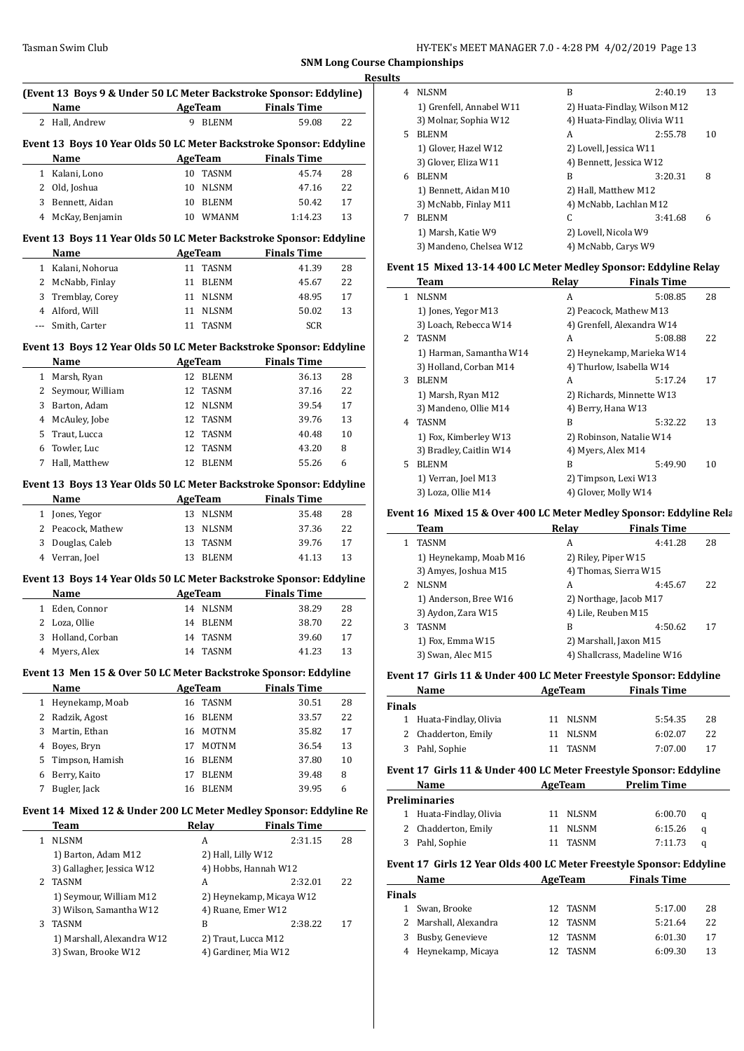## SNM Long Course Championships

### Results

**(Event 13 Boys 9 & Under 50 LC Meter Backstroke Sponsor: Eddyline)**

| | Name | Age | Team | Finals Time | |
|---|---|---|---|---|---|
| 2 | Hall, Andrew | 9 | BLENM | 59.08 | 22 |

**Event 13 Boys 10 Year Olds 50 LC Meter Backstroke Sponsor: Eddyline**

| | Name | Age | Team | Finals Time | |
|---|---|---|---|---|---|
| 1 | Kalani, Lono | 10 | TASNM | 45.74 | 28 |
| 2 | Old, Joshua | 10 | NLSNM | 47.16 | 22 |
| 3 | Bennett, Aidan | 10 | BLENM | 50.42 | 17 |
| 4 | McKay, Benjamin | 10 | WMANM | 1:14.23 | 13 |

**Event 13 Boys 11 Year Olds 50 LC Meter Backstroke Sponsor: Eddyline**

| | Name | Age | Team | Finals Time | |
|---|---|---|---|---|---|
| 1 | Kalani, Nohorua | 11 | TASNM | 41.39 | 28 |
| 2 | McNabb, Finlay | 11 | BLENM | 45.67 | 22 |
| 3 | Tremblay, Corey | 11 | NLSNM | 48.95 | 17 |
| 4 | Alford, Will | 11 | NLSNM | 50.02 | 13 |
| --- | Smith, Carter | 11 | TASNM | SCR | |

**Event 13 Boys 12 Year Olds 50 LC Meter Backstroke Sponsor: Eddyline**

| | Name | Age | Team | Finals Time | |
|---|---|---|---|---|---|
| 1 | Marsh, Ryan | 12 | BLENM | 36.13 | 28 |
| 2 | Seymour, William | 12 | TASNM | 37.16 | 22 |
| 3 | Barton, Adam | 12 | NLSNM | 39.54 | 17 |
| 4 | McAuley, Jobe | 12 | TASNM | 39.76 | 13 |
| 5 | Traut, Lucca | 12 | TASNM | 40.48 | 10 |
| 6 | Towler, Luc | 12 | TASNM | 43.20 | 8 |
| 7 | Hall, Matthew | 12 | BLENM | 55.26 | 6 |

**Event 13 Boys 13 Year Olds 50 LC Meter Backstroke Sponsor: Eddyline**

| | Name | Age | Team | Finals Time | |
|---|---|---|---|---|---|
| 1 | Jones, Yegor | 13 | NLSNM | 35.48 | 28 |
| 2 | Peacock, Mathew | 13 | NLSNM | 37.36 | 22 |
| 3 | Douglas, Caleb | 13 | TASNM | 39.76 | 17 |
| 4 | Verran, Joel | 13 | BLENM | 41.13 | 13 |

**Event 13 Boys 14 Year Olds 50 LC Meter Backstroke Sponsor: Eddyline**

| | Name | Age | Team | Finals Time | |
|---|---|---|---|---|---|
| 1 | Eden, Connor | 14 | NLSNM | 38.29 | 28 |
| 2 | Loza, Ollie | 14 | BLENM | 38.70 | 22 |
| 3 | Holland, Corban | 14 | TASNM | 39.60 | 17 |
| 4 | Myers, Alex | 14 | TASNM | 41.23 | 13 |

**Event 13 Men 15 & Over 50 LC Meter Backstroke Sponsor: Eddyline**

| | Name | Age | Team | Finals Time | |
|---|---|---|---|---|---|
| 1 | Heynekamp, Moab | 16 | TASNM | 30.51 | 28 |
| 2 | Radzik, Agost | 16 | BLENM | 33.57 | 22 |
| 3 | Martin, Ethan | 16 | MOTNM | 35.82 | 17 |
| 4 | Boyes, Bryn | 17 | MOTNM | 36.54 | 13 |
| 5 | Timpson, Hamish | 16 | BLENM | 37.80 | 10 |
| 6 | Berry, Kaito | 17 | BLENM | 39.48 | 8 |
| 7 | Bugler, Jack | 16 | BLENM | 39.95 | 6 |

**Event 14 Mixed 12 & Under 200 LC Meter Medley Sponsor: Eddyline Re**

| | Team | Relay | Finals Time | |
|---|---|---|---|---|
| 1 | NLSNM | A | 2:31.15 | 28 |
| | 1) Barton, Adam M12 | 2) Hall, Lilly W12 | | |
| | 3) Gallagher, Jessica W12 | 4) Hobbs, Hannah W12 | | |
| 2 | TASNM | A | 2:32.01 | 22 |
| | 1) Seymour, William M12 | 2) Heynekamp, Micaya W12 | | |
| | 3) Wilson, Samantha W12 | 4) Ruane, Emer W12 | | |
| 3 | TASNM | B | 2:38.22 | 17 |
| | 1) Marshall, Alexandra W12 | 2) Traut, Lucca M12 | | |
| | 3) Swan, Brooke W12 | 4) Gardiner, Mia W12 | | |
| 4 | NLSNM | B | 2:40.19 | 13 |
| | 1) Grenfell, Annabel W11 | 2) Huata-Findlay, Wilson M12 | | |
| | 3) Molnar, Sophia W12 | 4) Huata-Findlay, Olivia W11 | | |
| 5 | BLENM | A | 2:55.78 | 10 |
| | 1) Glover, Hazel W12 | 2) Lovell, Jessica W11 | | |
| | 3) Glover, Eliza W11 | 4) Bennett, Jessica W12 | | |
| 6 | BLENM | B | 3:20.31 | 8 |
| | 1) Bennett, Aidan M10 | 2) Hall, Matthew M12 | | |
| | 3) McNabb, Finlay M11 | 4) McNabb, Lachlan M12 | | |
| 7 | BLENM | C | 3:41.68 | 6 |
| | 1) Marsh, Katie W9 | 2) Lovell, Nicola W9 | | |
| | 3) Mandeno, Chelsea W12 | 4) McNabb, Carys W9 | | |

**Event 15 Mixed 13-14 400 LC Meter Medley Sponsor: Eddyline Relay**

| | Team | Relay | Finals Time | |
|---|---|---|---|---|
| 1 | NLSNM | A | 5:08.85 | 28 |
| | 1) Jones, Yegor M13 | 2) Peacock, Mathew M13 | | |
| | 3) Loach, Rebecca W14 | 4) Grenfell, Alexandra W14 | | |
| 2 | TASNM | A | 5:08.88 | 22 |
| | 1) Harman, Samantha W14 | 2) Heynekamp, Marieka W14 | | |
| | 3) Holland, Corban M14 | 4) Thurlow, Isabella W14 | | |
| 3 | BLENM | A | 5:17.24 | 17 |
| | 1) Marsh, Ryan M12 | 2) Richards, Minnette W13 | | |
| | 3) Mandeno, Ollie M14 | 4) Berry, Hana W13 | | |
| 4 | TASNM | B | 5:32.22 | 13 |
| | 1) Fox, Kimberley W13 | 2) Robinson, Natalie W14 | | |
| | 3) Bradley, Caitlin W14 | 4) Myers, Alex M14 | | |
| 5 | BLENM | B | 5:49.90 | 10 |
| | 1) Verran, Joel M13 | 2) Timpson, Lexi W13 | | |
| | 3) Loza, Ollie M14 | 4) Glover, Molly W14 | | |

**Event 16 Mixed 15 & Over 400 LC Meter Medley Sponsor: Eddyline Rela**

| | Team | Relay | Finals Time | |
|---|---|---|---|---|
| 1 | TASNM | A | 4:41.28 | 28 |
| | 1) Heynekamp, Moab M16 | 2) Riley, Piper W15 | | |
| | 3) Amyes, Joshua M15 | 4) Thomas, Sierra W15 | | |
| 2 | NLSNM | A | 4:45.67 | 22 |
| | 1) Anderson, Bree W16 | 2) Northage, Jacob M17 | | |
| | 3) Aydon, Zara W15 | 4) Lile, Reuben M15 | | |
| 3 | TASNM | B | 4:50.62 | 17 |
| | 1) Fox, Emma W15 | 2) Marshall, Jaxon M15 | | |
| | 3) Swan, Alec M15 | 4) Shallcrass, Madeline W16 | | |

**Event 17 Girls 11 & Under 400 LC Meter Freestyle Sponsor: Eddyline**

| | Name | Age | Team | Finals Time | |
|---|---|---|---|---|---|
| **Finals** | | | | | |
| 1 | Huata-Findlay, Olivia | 11 | NLSNM | 5:54.35 | 28 |
| 2 | Chadderton, Emily | 11 | NLSNM | 6:02.07 | 22 |
| 3 | Pahl, Sophie | 11 | TASNM | 7:07.00 | 17 |

**Event 17 Girls 11 & Under 400 LC Meter Freestyle Sponsor: Eddyline**

| | Name | Age | Team | Prelim Time | |
|---|---|---|---|---|---|
| **Preliminaries** | | | | | |
| 1 | Huata-Findlay, Olivia | 11 | NLSNM | 6:00.70 | q |
| 2 | Chadderton, Emily | 11 | NLSNM | 6:15.26 | q |
| 3 | Pahl, Sophie | 11 | TASNM | 7:11.73 | q |

**Event 17 Girls 12 Year Olds 400 LC Meter Freestyle Sponsor: Eddyline**

| | Name | Age | Team | Finals Time | |
|---|---|---|---|---|---|
| **Finals** | | | | | |
| 1 | Swan, Brooke | 12 | TASNM | 5:17.00 | 28 |
| 2 | Marshall, Alexandra | 12 | TASNM | 5:21.64 | 22 |
| 3 | Busby, Genevieve | 12 | TASNM | 6:01.30 | 17 |
| 4 | Heynekamp, Micaya | 12 | TASNM | 6:09.30 | 13 |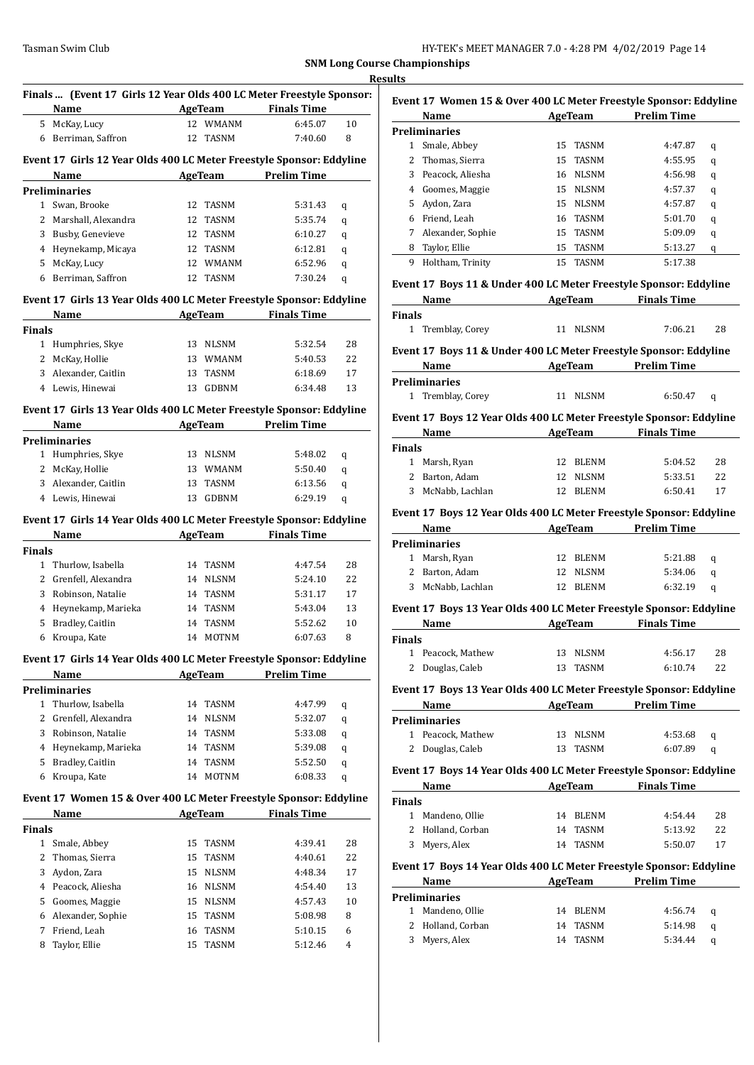## SNM Long Course Championships

### Results

**Finals ... (Event 17 Girls 12 Year Olds 400 LC Meter Freestyle Sponsor:**

| | Name | Age | Team | Finals Time | |
|---|---|---|---|---|---|
| 5 | McKay, Lucy | 12 | WMANM | 6:45.07 | 10 |
| 6 | Berriman, Saffron | 12 | TASNM | 7:40.60 | 8 |

**Event 17 Girls 12 Year Olds 400 LC Meter Freestyle Sponsor: Eddyline**

| | Name | Age | Team | Prelim Time | |
|---|---|---|---|---|---|
| **Preliminaries** | | | | | |
| 1 | Swan, Brooke | 12 | TASNM | 5:31.43 | q |
| 2 | Marshall, Alexandra | 12 | TASNM | 5:35.74 | q |
| 3 | Busby, Genevieve | 12 | TASNM | 6:10.27 | q |
| 4 | Heynekamp, Micaya | 12 | TASNM | 6:12.81 | q |
| 5 | McKay, Lucy | 12 | WMANM | 6:52.96 | q |
| 6 | Berriman, Saffron | 12 | TASNM | 7:30.24 | q |

**Event 17 Girls 13 Year Olds 400 LC Meter Freestyle Sponsor: Eddyline**

| | Name | Age | Team | Finals Time | |
|---|---|---|---|---|---|
| **Finals** | | | | | |
| 1 | Humphries, Skye | 13 | NLSNM | 5:32.54 | 28 |
| 2 | McKay, Hollie | 13 | WMANM | 5:40.53 | 22 |
| 3 | Alexander, Caitlin | 13 | TASNM | 6:18.69 | 17 |
| 4 | Lewis, Hinewai | 13 | GDBNM | 6:34.48 | 13 |

**Event 17 Girls 13 Year Olds 400 LC Meter Freestyle Sponsor: Eddyline**

| | Name | Age | Team | Prelim Time | |
|---|---|---|---|---|---|
| **Preliminaries** | | | | | |
| 1 | Humphries, Skye | 13 | NLSNM | 5:48.02 | q |
| 2 | McKay, Hollie | 13 | WMANM | 5:50.40 | q |
| 3 | Alexander, Caitlin | 13 | TASNM | 6:13.56 | q |
| 4 | Lewis, Hinewai | 13 | GDBNM | 6:29.19 | q |

**Event 17 Girls 14 Year Olds 400 LC Meter Freestyle Sponsor: Eddyline**

| | Name | Age | Team | Finals Time | |
|---|---|---|---|---|---|
| **Finals** | | | | | |
| 1 | Thurlow, Isabella | 14 | TASNM | 4:47.54 | 28 |
| 2 | Grenfell, Alexandra | 14 | NLSNM | 5:24.10 | 22 |
| 3 | Robinson, Natalie | 14 | TASNM | 5:31.17 | 17 |
| 4 | Heynekamp, Marieka | 14 | TASNM | 5:43.04 | 13 |
| 5 | Bradley, Caitlin | 14 | TASNM | 5:52.62 | 10 |
| 6 | Kroupa, Kate | 14 | MOTNM | 6:07.63 | 8 |

**Event 17 Girls 14 Year Olds 400 LC Meter Freestyle Sponsor: Eddyline**

| | Name | Age | Team | Prelim Time | |
|---|---|---|---|---|---|
| **Preliminaries** | | | | | |
| 1 | Thurlow, Isabella | 14 | TASNM | 4:47.99 | q |
| 2 | Grenfell, Alexandra | 14 | NLSNM | 5:32.07 | q |
| 3 | Robinson, Natalie | 14 | TASNM | 5:33.08 | q |
| 4 | Heynekamp, Marieka | 14 | TASNM | 5:39.08 | q |
| 5 | Bradley, Caitlin | 14 | TASNM | 5:52.50 | q |
| 6 | Kroupa, Kate | 14 | MOTNM | 6:08.33 | q |

**Event 17 Women 15 & Over 400 LC Meter Freestyle Sponsor: Eddyline**

| | Name | Age | Team | Finals Time | |
|---|---|---|---|---|---|
| **Finals** | | | | | |
| 1 | Smale, Abbey | 15 | TASNM | 4:39.41 | 28 |
| 2 | Thomas, Sierra | 15 | TASNM | 4:40.61 | 22 |
| 3 | Aydon, Zara | 15 | NLSNM | 4:48.34 | 17 |
| 4 | Peacock, Aliesha | 16 | NLSNM | 4:54.40 | 13 |
| 5 | Goomes, Maggie | 15 | NLSNM | 4:57.43 | 10 |
| 6 | Alexander, Sophie | 15 | TASNM | 5:08.98 | 8 |
| 7 | Friend, Leah | 16 | TASNM | 5:10.15 | 6 |
| 8 | Taylor, Ellie | 15 | TASNM | 5:12.46 | 4 |

**Event 17 Women 15 & Over 400 LC Meter Freestyle Sponsor: Eddyline**

| | Name | Age | Team | Prelim Time | |
|---|---|---|---|---|---|
| **Preliminaries** | | | | | |
| 1 | Smale, Abbey | 15 | TASNM | 4:47.87 | q |
| 2 | Thomas, Sierra | 15 | TASNM | 4:55.95 | q |
| 3 | Peacock, Aliesha | 16 | NLSNM | 4:56.98 | q |
| 4 | Goomes, Maggie | 15 | NLSNM | 4:57.37 | q |
| 5 | Aydon, Zara | 15 | NLSNM | 4:57.87 | q |
| 6 | Friend, Leah | 16 | TASNM | 5:01.70 | q |
| 7 | Alexander, Sophie | 15 | TASNM | 5:09.09 | q |
| 8 | Taylor, Ellie | 15 | TASNM | 5:13.27 | q |
| 9 | Holtham, Trinity | 15 | TASNM | 5:17.38 | |

**Event 17 Boys 11 & Under 400 LC Meter Freestyle Sponsor: Eddyline**

| | Name | Age | Team | Finals Time | |
|---|---|---|---|---|---|
| **Finals** | | | | | |
| 1 | Tremblay, Corey | 11 | NLSNM | 7:06.21 | 28 |

**Event 17 Boys 11 & Under 400 LC Meter Freestyle Sponsor: Eddyline**

| | Name | Age | Team | Prelim Time | |
|---|---|---|---|---|---|
| **Preliminaries** | | | | | |
| 1 | Tremblay, Corey | 11 | NLSNM | 6:50.47 | q |

**Event 17 Boys 12 Year Olds 400 LC Meter Freestyle Sponsor: Eddyline**

| | Name | Age | Team | Finals Time | |
|---|---|---|---|---|---|
| **Finals** | | | | | |
| 1 | Marsh, Ryan | 12 | BLENM | 5:04.52 | 28 |
| 2 | Barton, Adam | 12 | NLSNM | 5:33.51 | 22 |
| 3 | McNabb, Lachlan | 12 | BLENM | 6:50.41 | 17 |

**Event 17 Boys 12 Year Olds 400 LC Meter Freestyle Sponsor: Eddyline**

| | Name | Age | Team | Prelim Time | |
|---|---|---|---|---|---|
| **Preliminaries** | | | | | |
| 1 | Marsh, Ryan | 12 | BLENM | 5:21.88 | q |
| 2 | Barton, Adam | 12 | NLSNM | 5:34.06 | q |
| 3 | McNabb, Lachlan | 12 | BLENM | 6:32.19 | q |

**Event 17 Boys 13 Year Olds 400 LC Meter Freestyle Sponsor: Eddyline**

| | Name | Age | Team | Finals Time | |
|---|---|---|---|---|---|
| **Finals** | | | | | |
| 1 | Peacock, Mathew | 13 | NLSNM | 4:56.17 | 28 |
| 2 | Douglas, Caleb | 13 | TASNM | 6:10.74 | 22 |

**Event 17 Boys 13 Year Olds 400 LC Meter Freestyle Sponsor: Eddyline**

| | Name | Age | Team | Prelim Time | |
|---|---|---|---|---|---|
| **Preliminaries** | | | | | |
| 1 | Peacock, Mathew | 13 | NLSNM | 4:53.68 | q |
| 2 | Douglas, Caleb | 13 | TASNM | 6:07.89 | q |

**Event 17 Boys 14 Year Olds 400 LC Meter Freestyle Sponsor: Eddyline**

| | Name | Age | Team | Finals Time | |
|---|---|---|---|---|---|
| **Finals** | | | | | |
| 1 | Mandeno, Ollie | 14 | BLENM | 4:54.44 | 28 |
| 2 | Holland, Corban | 14 | TASNM | 5:13.92 | 22 |
| 3 | Myers, Alex | 14 | TASNM | 5:50.07 | 17 |

**Event 17 Boys 14 Year Olds 400 LC Meter Freestyle Sponsor: Eddyline**

| | Name | Age | Team | Prelim Time | |
|---|---|---|---|---|---|
| **Preliminaries** | | | | | |
| 1 | Mandeno, Ollie | 14 | BLENM | 4:56.74 | q |
| 2 | Holland, Corban | 14 | TASNM | 5:14.98 | q |
| 3 | Myers, Alex | 14 | TASNM | 5:34.44 | q |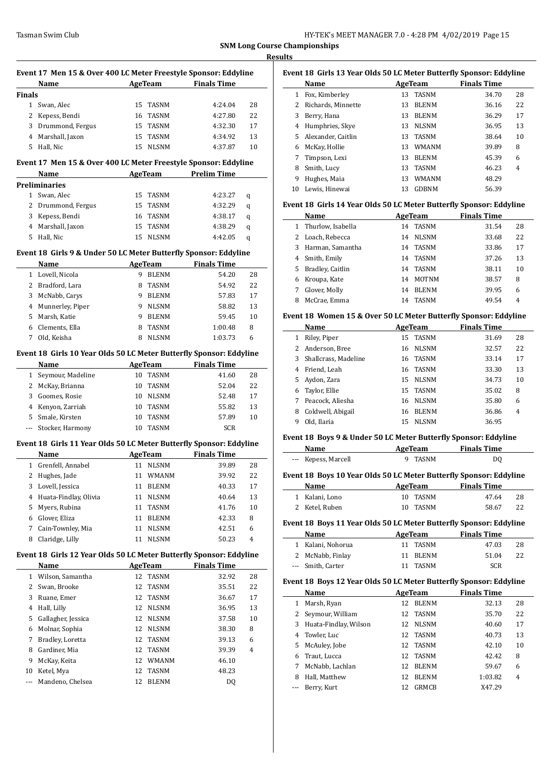**SNM Long Course Championships**

**Results**

### Event 17 Men 15 & Over 400 LC Meter Freestyle Sponsor: Eddyline

| | Name | Age | Team | Finals Time | |
|---|---|---|---|---|---|
| **Finals** | | | | | |
| 1 | Swan, Alec | 15 | TASNM | 4:24.04 | 28 |
| 2 | Kepess, Bendi | 16 | TASNM | 4:27.80 | 22 |
| 3 | Drummond, Fergus | 15 | TASNM | 4:32.30 | 17 |
| 4 | Marshall, Jaxon | 15 | TASNM | 4:34.92 | 13 |
| 5 | Hall, Nic | 15 | NLSNM | 4:37.87 | 10 |

### Event 17 Men 15 & Over 400 LC Meter Freestyle Sponsor: Eddyline

| | Name | Age | Team | Prelim Time | |
|---|---|---|---|---|---|
| **Preliminaries** | | | | | |
| 1 | Swan, Alec | 15 | TASNM | 4:23.27 | q |
| 2 | Drummond, Fergus | 15 | TASNM | 4:32.29 | q |
| 3 | Kepess, Bendi | 16 | TASNM | 4:38.17 | q |
| 4 | Marshall, Jaxon | 15 | TASNM | 4:38.29 | q |
| 5 | Hall, Nic | 15 | NLSNM | 4:42.05 | q |

### Event 18 Girls 9 & Under 50 LC Meter Butterfly Sponsor: Eddyline

| | Name | Age | Team | Finals Time | |
|---|---|---|---|---|---|
| 1 | Lovell, Nicola | 9 | BLENM | 54.20 | 28 |
| 2 | Bradford, Lara | 8 | TASNM | 54.92 | 22 |
| 3 | McNabb, Carys | 9 | BLENM | 57.83 | 17 |
| 4 | Munnerley, Piper | 9 | NLSNM | 58.82 | 13 |
| 5 | Marsh, Katie | 9 | BLENM | 59.45 | 10 |
| 6 | Clements, Ella | 8 | TASNM | 1:00.48 | 8 |
| 7 | Old, Keisha | 8 | NLSNM | 1:03.73 | 6 |

### Event 18 Girls 10 Year Olds 50 LC Meter Butterfly Sponsor: Eddyline

| | Name | Age | Team | Finals Time | |
|---|---|---|---|---|---|
| 1 | Seymour, Madeline | 10 | TASNM | 41.60 | 28 |
| 2 | McKay, Brianna | 10 | TASNM | 52.04 | 22 |
| 3 | Goomes, Rosie | 10 | NLSNM | 52.48 | 17 |
| 4 | Kenyon, Zarriah | 10 | TASNM | 55.82 | 13 |
| 5 | Smale, Kirsten | 10 | TASNM | 57.89 | 10 |
| --- | Stocker, Harmony | 10 | TASNM | SCR | |

### Event 18 Girls 11 Year Olds 50 LC Meter Butterfly Sponsor: Eddyline

| | Name | Age | Team | Finals Time | |
|---|---|---|---|---|---|
| 1 | Grenfell, Annabel | 11 | NLSNM | 39.89 | 28 |
| 2 | Hughes, Jade | 11 | WMANM | 39.92 | 22 |
| 3 | Lovell, Jessica | 11 | BLENM | 40.33 | 17 |
| 4 | Huata-Findlay, Olivia | 11 | NLSNM | 40.64 | 13 |
| 5 | Myers, Rubina | 11 | TASNM | 41.76 | 10 |
| 6 | Glover, Eliza | 11 | BLENM | 42.33 | 8 |
| 7 | Cain-Townley, Mia | 11 | NLSNM | 42.51 | 6 |
| 8 | Claridge, Lilly | 11 | NLSNM | 50.23 | 4 |

### Event 18 Girls 12 Year Olds 50 LC Meter Butterfly Sponsor: Eddyline

| | Name | Age | Team | Finals Time | |
|---|---|---|---|---|---|
| 1 | Wilson, Samantha | 12 | TASNM | 32.92 | 28 |
| 2 | Swan, Brooke | 12 | TASNM | 35.51 | 22 |
| 3 | Ruane, Emer | 12 | TASNM | 36.67 | 17 |
| 4 | Hall, Lilly | 12 | NLSNM | 36.95 | 13 |
| 5 | Gallagher, Jessica | 12 | NLSNM | 37.58 | 10 |
| 6 | Molnar, Sophia | 12 | NLSNM | 38.30 | 8 |
| 7 | Bradley, Loretta | 12 | TASNM | 39.13 | 6 |
| 8 | Gardiner, Mia | 12 | TASNM | 39.39 | 4 |
| 9 | McKay, Keita | 12 | WMANM | 46.10 | |
| 10 | Ketel, Mya | 12 | TASNM | 48.23 | |
| --- | Mandeno, Chelsea | 12 | BLENM | DQ | |

### Event 18 Girls 13 Year Olds 50 LC Meter Butterfly Sponsor: Eddyline

| | Name | Age | Team | Finals Time | |
|---|---|---|---|---|---|
| 1 | Fox, Kimberley | 13 | TASNM | 34.70 | 28 |
| 2 | Richards, Minnette | 13 | BLENM | 36.16 | 22 |
| 3 | Berry, Hana | 13 | BLENM | 36.29 | 17 |
| 4 | Humphries, Skye | 13 | NLSNM | 36.95 | 13 |
| 5 | Alexander, Caitlin | 13 | TASNM | 38.64 | 10 |
| 6 | McKay, Hollie | 13 | WMANM | 39.89 | 8 |
| 7 | Timpson, Lexi | 13 | BLENM | 45.39 | 6 |
| 8 | Smith, Lucy | 13 | TASNM | 46.23 | 4 |
| 9 | Hughes, Maia | 13 | WMANM | 48.29 | |
| 10 | Lewis, Hinewai | 13 | GDBNM | 56.39 | |

### Event 18 Girls 14 Year Olds 50 LC Meter Butterfly Sponsor: Eddyline

| | Name | Age | Team | Finals Time | |
|---|---|---|---|---|---|
| 1 | Thurlow, Isabella | 14 | TASNM | 31.54 | 28 |
| 2 | Loach, Rebecca | 14 | NLSNM | 33.68 | 22 |
| 3 | Harman, Samantha | 14 | TASNM | 33.86 | 17 |
| 4 | Smith, Emily | 14 | TASNM | 37.26 | 13 |
| 5 | Bradley, Caitlin | 14 | TASNM | 38.11 | 10 |
| 6 | Kroupa, Kate | 14 | MOTNM | 38.57 | 8 |
| 7 | Glover, Molly | 14 | BLENM | 39.95 | 6 |
| 8 | McCrae, Emma | 14 | TASNM | 49.54 | 4 |

### Event 18 Women 15 & Over 50 LC Meter Butterfly Sponsor: Eddyline

| | Name | Age | Team | Finals Time | |
|---|---|---|---|---|---|
| 1 | Riley, Piper | 15 | TASNM | 31.69 | 28 |
| 2 | Anderson, Bree | 16 | NLSNM | 32.57 | 22 |
| 3 | Shallcrass, Madeline | 16 | TASNM | 33.14 | 17 |
| 4 | Friend, Leah | 16 | TASNM | 33.30 | 13 |
| 5 | Aydon, Zara | 15 | NLSNM | 34.73 | 10 |
| 6 | Taylor, Ellie | 15 | TASNM | 35.02 | 8 |
| 7 | Peacock, Aliesha | 16 | NLSNM | 35.80 | 6 |
| 8 | Coldwell, Abigail | 16 | BLENM | 36.86 | 4 |
| 9 | Old, Ilaria | 15 | NLSNM | 36.95 | |

### Event 18 Boys 9 & Under 50 LC Meter Butterfly Sponsor: Eddyline

| | Name | Age | Team | Finals Time |
|---|---|---|---|---|
| --- | Kepess, Marcell | 9 | TASNM | DQ |

### Event 18 Boys 10 Year Olds 50 LC Meter Butterfly Sponsor: Eddyline

| | Name | Age | Team | Finals Time | |
|---|---|---|---|---|---|
| 1 | Kalani, Lono | 10 | TASNM | 47.64 | 28 |
| 2 | Ketel, Ruben | 10 | TASNM | 58.67 | 22 |

### Event 18 Boys 11 Year Olds 50 LC Meter Butterfly Sponsor: Eddyline

| | Name | Age | Team | Finals Time | |
|---|---|---|---|---|---|
| 1 | Kalani, Nohorua | 11 | TASNM | 47.03 | 28 |
| 2 | McNabb, Finlay | 11 | BLENM | 51.04 | 22 |
| --- | Smith, Carter | 11 | TASNM | SCR | |

### Event 18 Boys 12 Year Olds 50 LC Meter Butterfly Sponsor: Eddyline

| | Name | Age | Team | Finals Time | |
|---|---|---|---|---|---|
| 1 | Marsh, Ryan | 12 | BLENM | 32.13 | 28 |
| 2 | Seymour, William | 12 | TASNM | 35.70 | 22 |
| 3 | Huata-Findlay, Wilson | 12 | NLSNM | 40.60 | 17 |
| 4 | Towler, Luc | 12 | TASNM | 40.73 | 13 |
| 5 | McAuley, Jobe | 12 | TASNM | 42.10 | 10 |
| 6 | Traut, Lucca | 12 | TASNM | 42.42 | 8 |
| 7 | McNabb, Lachlan | 12 | BLENM | 59.67 | 6 |
| 8 | Hall, Matthew | 12 | BLENM | 1:03.82 | 4 |
| --- | Berry, Kurt | 12 | GRMCB | X47.29 | |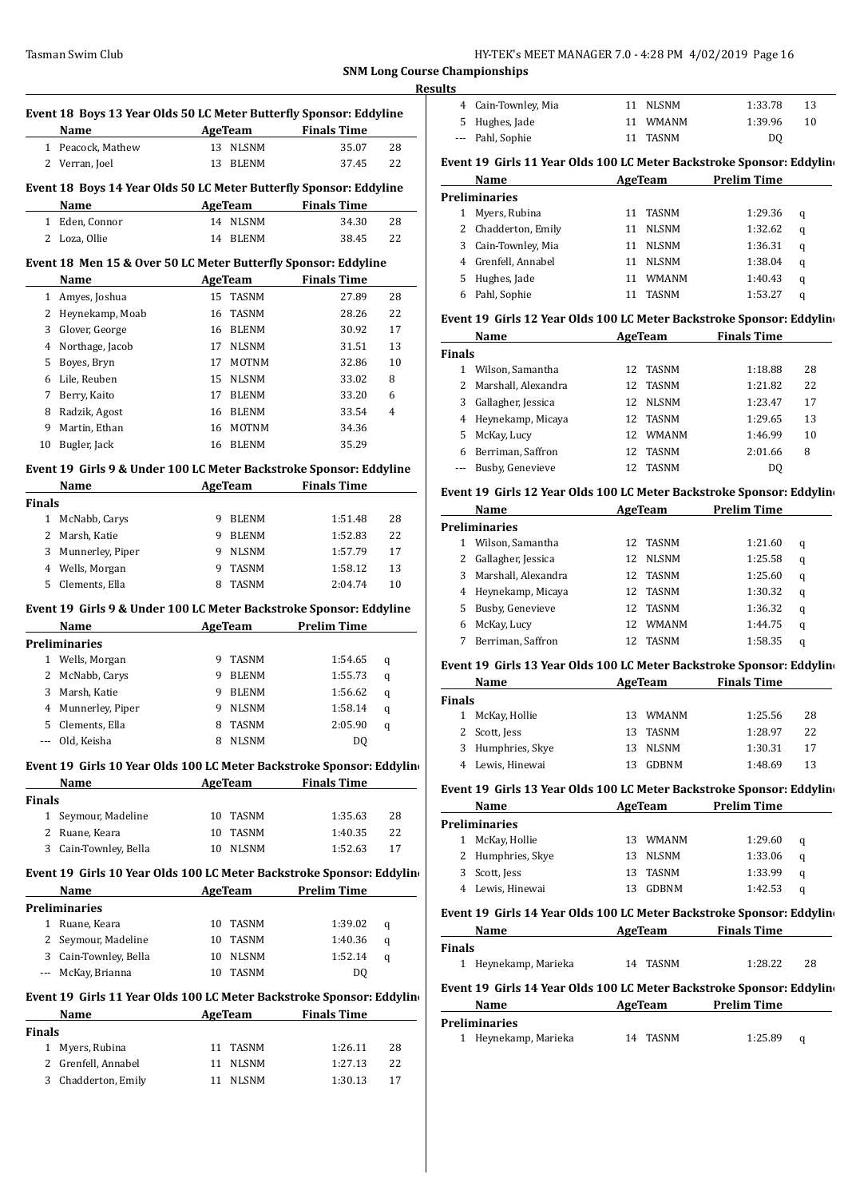**SNM Long Course Championships**

**Results**

#### Event 18 Boys 13 Year Olds 50 LC Meter Butterfly Sponsor: Eddyline

| | Name | Age | Team | Finals Time | |
|---|---|---|---|---|---|
| 1 | Peacock, Mathew | 13 | NLSNM | 35.07 | 28 |
| 2 | Verran, Joel | 13 | BLENM | 37.45 | 22 |

#### Event 18 Boys 14 Year Olds 50 LC Meter Butterfly Sponsor: Eddyline

| | Name | Age | Team | Finals Time | |
|---|---|---|---|---|---|
| 1 | Eden, Connor | 14 | NLSNM | 34.30 | 28 |
| 2 | Loza, Ollie | 14 | BLENM | 38.45 | 22 |

#### Event 18 Men 15 & Over 50 LC Meter Butterfly Sponsor: Eddyline

| | Name | Age | Team | Finals Time | |
|---|---|---|---|---|---|
| 1 | Amyes, Joshua | 15 | TASNM | 27.89 | 28 |
| 2 | Heynekamp, Moab | 16 | TASNM | 28.26 | 22 |
| 3 | Glover, George | 16 | BLENM | 30.92 | 17 |
| 4 | Northage, Jacob | 17 | NLSNM | 31.51 | 13 |
| 5 | Boyes, Bryn | 17 | MOTNM | 32.86 | 10 |
| 6 | Lile, Reuben | 15 | NLSNM | 33.02 | 8 |
| 7 | Berry, Kaito | 17 | BLENM | 33.20 | 6 |
| 8 | Radzik, Agost | 16 | BLENM | 33.54 | 4 |
| 9 | Martin, Ethan | 16 | MOTNM | 34.36 | |
| 10 | Bugler, Jack | 16 | BLENM | 35.29 | |

#### Event 19 Girls 9 & Under 100 LC Meter Backstroke Sponsor: Eddyline

| | Name | Age | Team | Finals Time | |
|---|---|---|---|---|---|
| **Finals** | | | | | |
| 1 | McNabb, Carys | 9 | BLENM | 1:51.48 | 28 |
| 2 | Marsh, Katie | 9 | BLENM | 1:52.83 | 22 |
| 3 | Munnerley, Piper | 9 | NLSNM | 1:57.79 | 17 |
| 4 | Wells, Morgan | 9 | TASNM | 1:58.12 | 13 |
| 5 | Clements, Ella | 8 | TASNM | 2:04.74 | 10 |

#### Event 19 Girls 9 & Under 100 LC Meter Backstroke Sponsor: Eddyline

| | Name | Age | Team | Prelim Time | |
|---|---|---|---|---|---|
| **Preliminaries** | | | | | |
| 1 | Wells, Morgan | 9 | TASNM | 1:54.65 | q |
| 2 | McNabb, Carys | 9 | BLENM | 1:55.73 | q |
| 3 | Marsh, Katie | 9 | BLENM | 1:56.62 | q |
| 4 | Munnerley, Piper | 9 | NLSNM | 1:58.14 | q |
| 5 | Clements, Ella | 8 | TASNM | 2:05.90 | q |
| --- | Old, Keisha | 8 | NLSNM | DQ | |

#### Event 19 Girls 10 Year Olds 100 LC Meter Backstroke Sponsor: Eddyline

| | Name | Age | Team | Finals Time | |
|---|---|---|---|---|---|
| **Finals** | | | | | |
| 1 | Seymour, Madeline | 10 | TASNM | 1:35.63 | 28 |
| 2 | Ruane, Keara | 10 | TASNM | 1:40.35 | 22 |
| 3 | Cain-Townley, Bella | 10 | NLSNM | 1:52.63 | 17 |

#### Event 19 Girls 10 Year Olds 100 LC Meter Backstroke Sponsor: Eddyline

| | Name | Age | Team | Prelim Time | |
|---|---|---|---|---|---|
| **Preliminaries** | | | | | |
| 1 | Ruane, Keara | 10 | TASNM | 1:39.02 | q |
| 2 | Seymour, Madeline | 10 | TASNM | 1:40.36 | q |
| 3 | Cain-Townley, Bella | 10 | NLSNM | 1:52.14 | q |
| --- | McKay, Brianna | 10 | TASNM | DQ | |

#### Event 19 Girls 11 Year Olds 100 LC Meter Backstroke Sponsor: Eddyline

| | Name | Age | Team | Finals Time | |
|---|---|---|---|---|---|
| **Finals** | | | | | |
| 1 | Myers, Rubina | 11 | TASNM | 1:26.11 | 28 |
| 2 | Grenfell, Annabel | 11 | NLSNM | 1:27.13 | 22 |
| 3 | Chadderton, Emily | 11 | NLSNM | 1:30.13 | 17 |
| 4 | Cain-Townley, Mia | 11 | NLSNM | 1:33.78 | 13 |
| 5 | Hughes, Jade | 11 | WMANM | 1:39.96 | 10 |
| --- | Pahl, Sophie | 11 | TASNM | DQ | |

#### Event 19 Girls 11 Year Olds 100 LC Meter Backstroke Sponsor: Eddyline

| | Name | Age | Team | Prelim Time | |
|---|---|---|---|---|---|
| **Preliminaries** | | | | | |
| 1 | Myers, Rubina | 11 | TASNM | 1:29.36 | q |
| 2 | Chadderton, Emily | 11 | NLSNM | 1:32.62 | q |
| 3 | Cain-Townley, Mia | 11 | NLSNM | 1:36.31 | q |
| 4 | Grenfell, Annabel | 11 | NLSNM | 1:38.04 | q |
| 5 | Hughes, Jade | 11 | WMANM | 1:40.43 | q |
| 6 | Pahl, Sophie | 11 | TASNM | 1:53.27 | q |

#### Event 19 Girls 12 Year Olds 100 LC Meter Backstroke Sponsor: Eddyline

| | Name | Age | Team | Finals Time | |
|---|---|---|---|---|---|
| **Finals** | | | | | |
| 1 | Wilson, Samantha | 12 | TASNM | 1:18.88 | 28 |
| 2 | Marshall, Alexandra | 12 | TASNM | 1:21.82 | 22 |
| 3 | Gallagher, Jessica | 12 | NLSNM | 1:23.47 | 17 |
| 4 | Heynekamp, Micaya | 12 | TASNM | 1:29.65 | 13 |
| 5 | McKay, Lucy | 12 | WMANM | 1:46.99 | 10 |
| 6 | Berriman, Saffron | 12 | TASNM | 2:01.66 | 8 |
| --- | Busby, Genevieve | 12 | TASNM | DQ | |

#### Event 19 Girls 12 Year Olds 100 LC Meter Backstroke Sponsor: Eddyline

| | Name | Age | Team | Prelim Time | |
|---|---|---|---|---|---|
| **Preliminaries** | | | | | |
| 1 | Wilson, Samantha | 12 | TASNM | 1:21.60 | q |
| 2 | Gallagher, Jessica | 12 | NLSNM | 1:25.58 | q |
| 3 | Marshall, Alexandra | 12 | TASNM | 1:25.60 | q |
| 4 | Heynekamp, Micaya | 12 | TASNM | 1:30.32 | q |
| 5 | Busby, Genevieve | 12 | TASNM | 1:36.32 | q |
| 6 | McKay, Lucy | 12 | WMANM | 1:44.75 | q |
| 7 | Berriman, Saffron | 12 | TASNM | 1:58.35 | q |

#### Event 19 Girls 13 Year Olds 100 LC Meter Backstroke Sponsor: Eddyline

| | Name | Age | Team | Finals Time | |
|---|---|---|---|---|---|
| **Finals** | | | | | |
| 1 | McKay, Hollie | 13 | WMANM | 1:25.56 | 28 |
| 2 | Scott, Jess | 13 | TASNM | 1:28.97 | 22 |
| 3 | Humphries, Skye | 13 | NLSNM | 1:30.31 | 17 |
| 4 | Lewis, Hinewai | 13 | GDBNM | 1:48.69 | 13 |

#### Event 19 Girls 13 Year Olds 100 LC Meter Backstroke Sponsor: Eddyline

| | Name | Age | Team | Prelim Time | |
|---|---|---|---|---|---|
| **Preliminaries** | | | | | |
| 1 | McKay, Hollie | 13 | WMANM | 1:29.60 | q |
| 2 | Humphries, Skye | 13 | NLSNM | 1:33.06 | q |
| 3 | Scott, Jess | 13 | TASNM | 1:33.99 | q |
| 4 | Lewis, Hinewai | 13 | GDBNM | 1:42.53 | q |

#### Event 19 Girls 14 Year Olds 100 LC Meter Backstroke Sponsor: Eddyline

| | Name | Age | Team | Finals Time | |
|---|---|---|---|---|---|
| **Finals** | | | | | |
| 1 | Heynekamp, Marieka | 14 | TASNM | 1:28.22 | 28 |

#### Event 19 Girls 14 Year Olds 100 LC Meter Backstroke Sponsor: Eddyline

| | Name | Age | Team | Prelim Time | |
|---|---|---|---|---|---|
| **Preliminaries** | | | | | |
| 1 | Heynekamp, Marieka | 14 | TASNM | 1:25.89 | q |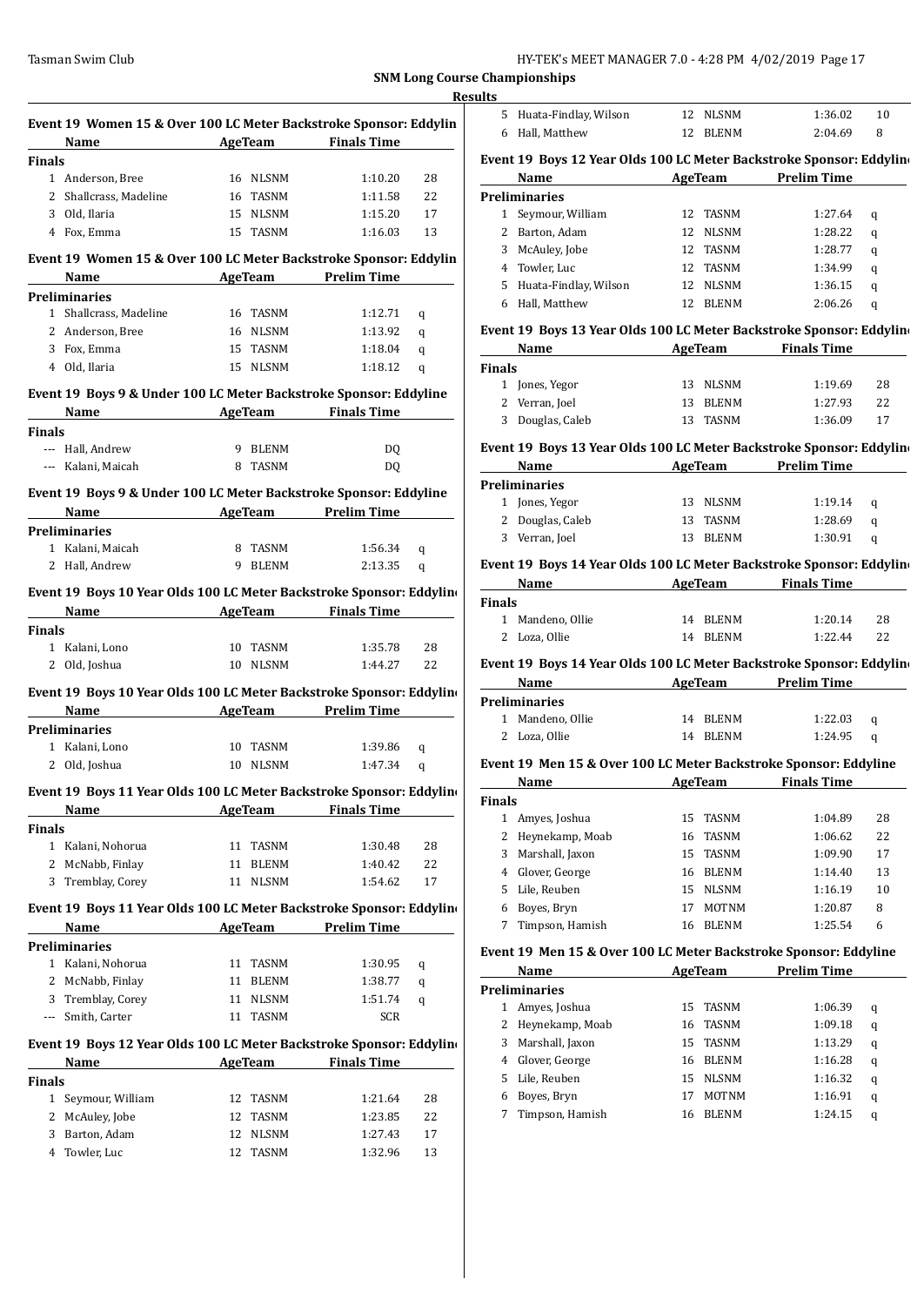## SNM Long Course Championships

### Results

**Event 19 Women 15 & Over 100 LC Meter Backstroke Sponsor: Eddylin**

| | Name | Age | Team | Finals Time | |
|---|---|---|---|---|---|
| **Finals** | | | | | |
| 1 | Anderson, Bree | 16 | NLSNM | 1:10.20 | 28 |
| 2 | Shallcrass, Madeline | 16 | TASNM | 1:11.58 | 22 |
| 3 | Old, Ilaria | 15 | NLSNM | 1:15.20 | 17 |
| 4 | Fox, Emma | 15 | TASNM | 1:16.03 | 13 |

**Event 19 Women 15 & Over 100 LC Meter Backstroke Sponsor: Eddylin**

| | Name | Age | Team | Prelim Time | |
|---|---|---|---|---|---|
| **Preliminaries** | | | | | |
| 1 | Shallcrass, Madeline | 16 | TASNM | 1:12.71 | q |
| 2 | Anderson, Bree | 16 | NLSNM | 1:13.92 | q |
| 3 | Fox, Emma | 15 | TASNM | 1:18.04 | q |
| 4 | Old, Ilaria | 15 | NLSNM | 1:18.12 | q |

**Event 19 Boys 9 & Under 100 LC Meter Backstroke Sponsor: Eddyline**

| | Name | Age | Team | Finals Time |
|---|---|---|---|---|
| **Finals** | | | | |
| --- | Hall, Andrew | 9 | BLENM | DQ |
| --- | Kalani, Maicah | 8 | TASNM | DQ |

**Event 19 Boys 9 & Under 100 LC Meter Backstroke Sponsor: Eddyline**

| | Name | Age | Team | Prelim Time | |
|---|---|---|---|---|---|
| **Preliminaries** | | | | | |
| 1 | Kalani, Maicah | 8 | TASNM | 1:56.34 | q |
| 2 | Hall, Andrew | 9 | BLENM | 2:13.35 | q |

**Event 19 Boys 10 Year Olds 100 LC Meter Backstroke Sponsor: Eddyline**

| | Name | Age | Team | Finals Time | |
|---|---|---|---|---|---|
| **Finals** | | | | | |
| 1 | Kalani, Lono | 10 | TASNM | 1:35.78 | 28 |
| 2 | Old, Joshua | 10 | NLSNM | 1:44.27 | 22 |

**Event 19 Boys 10 Year Olds 100 LC Meter Backstroke Sponsor: Eddyline**

| | Name | Age | Team | Prelim Time | |
|---|---|---|---|---|---|
| **Preliminaries** | | | | | |
| 1 | Kalani, Lono | 10 | TASNM | 1:39.86 | q |
| 2 | Old, Joshua | 10 | NLSNM | 1:47.34 | q |

**Event 19 Boys 11 Year Olds 100 LC Meter Backstroke Sponsor: Eddyline**

| | Name | Age | Team | Finals Time | |
|---|---|---|---|---|---|
| **Finals** | | | | | |
| 1 | Kalani, Nohorua | 11 | TASNM | 1:30.48 | 28 |
| 2 | McNabb, Finlay | 11 | BLENM | 1:40.42 | 22 |
| 3 | Tremblay, Corey | 11 | NLSNM | 1:54.62 | 17 |

**Event 19 Boys 11 Year Olds 100 LC Meter Backstroke Sponsor: Eddyline**

| | Name | Age | Team | Prelim Time | |
|---|---|---|---|---|---|
| **Preliminaries** | | | | | |
| 1 | Kalani, Nohorua | 11 | TASNM | 1:30.95 | q |
| 2 | McNabb, Finlay | 11 | BLENM | 1:38.77 | q |
| 3 | Tremblay, Corey | 11 | NLSNM | 1:51.74 | q |
| --- | Smith, Carter | 11 | TASNM | SCR | |

**Event 19 Boys 12 Year Olds 100 LC Meter Backstroke Sponsor: Eddyline**

| | Name | Age | Team | Finals Time | |
|---|---|---|---|---|---|
| **Finals** | | | | | |
| 1 | Seymour, William | 12 | TASNM | 1:21.64 | 28 |
| 2 | McAuley, Jobe | 12 | TASNM | 1:23.85 | 22 |
| 3 | Barton, Adam | 12 | NLSNM | 1:27.43 | 17 |
| 4 | Towler, Luc | 12 | TASNM | 1:32.96 | 13 |
| 5 | Huata-Findlay, Wilson | 12 | NLSNM | 1:36.02 | 10 |
| 6 | Hall, Matthew | 12 | BLENM | 2:04.69 | 8 |

**Event 19 Boys 12 Year Olds 100 LC Meter Backstroke Sponsor: Eddyline**

| | Name | Age | Team | Prelim Time | |
|---|---|---|---|---|---|
| **Preliminaries** | | | | | |
| 1 | Seymour, William | 12 | TASNM | 1:27.64 | q |
| 2 | Barton, Adam | 12 | NLSNM | 1:28.22 | q |
| 3 | McAuley, Jobe | 12 | TASNM | 1:28.77 | q |
| 4 | Towler, Luc | 12 | TASNM | 1:34.99 | q |
| 5 | Huata-Findlay, Wilson | 12 | NLSNM | 1:36.15 | q |
| 6 | Hall, Matthew | 12 | BLENM | 2:06.26 | q |

**Event 19 Boys 13 Year Olds 100 LC Meter Backstroke Sponsor: Eddyline**

| | Name | Age | Team | Finals Time | |
|---|---|---|---|---|---|
| **Finals** | | | | | |
| 1 | Jones, Yegor | 13 | NLSNM | 1:19.69 | 28 |
| 2 | Verran, Joel | 13 | BLENM | 1:27.93 | 22 |
| 3 | Douglas, Caleb | 13 | TASNM | 1:36.09 | 17 |

**Event 19 Boys 13 Year Olds 100 LC Meter Backstroke Sponsor: Eddyline**

| | Name | Age | Team | Prelim Time | |
|---|---|---|---|---|---|
| **Preliminaries** | | | | | |
| 1 | Jones, Yegor | 13 | NLSNM | 1:19.14 | q |
| 2 | Douglas, Caleb | 13 | TASNM | 1:28.69 | q |
| 3 | Verran, Joel | 13 | BLENM | 1:30.91 | q |

**Event 19 Boys 14 Year Olds 100 LC Meter Backstroke Sponsor: Eddyline**

| | Name | Age | Team | Finals Time | |
|---|---|---|---|---|---|
| **Finals** | | | | | |
| 1 | Mandeno, Ollie | 14 | BLENM | 1:20.14 | 28 |
| 2 | Loza, Ollie | 14 | BLENM | 1:22.44 | 22 |

**Event 19 Boys 14 Year Olds 100 LC Meter Backstroke Sponsor: Eddyline**

| | Name | Age | Team | Prelim Time | |
|---|---|---|---|---|---|
| **Preliminaries** | | | | | |
| 1 | Mandeno, Ollie | 14 | BLENM | 1:22.03 | q |
| 2 | Loza, Ollie | 14 | BLENM | 1:24.95 | q |

**Event 19 Men 15 & Over 100 LC Meter Backstroke Sponsor: Eddyline**

| | Name | Age | Team | Finals Time | |
|---|---|---|---|---|---|
| **Finals** | | | | | |
| 1 | Amyes, Joshua | 15 | TASNM | 1:04.89 | 28 |
| 2 | Heynekamp, Moab | 16 | TASNM | 1:06.62 | 22 |
| 3 | Marshall, Jaxon | 15 | TASNM | 1:09.90 | 17 |
| 4 | Glover, George | 16 | BLENM | 1:14.40 | 13 |
| 5 | Lile, Reuben | 15 | NLSNM | 1:16.19 | 10 |
| 6 | Boyes, Bryn | 17 | MOTNM | 1:20.87 | 8 |
| 7 | Timpson, Hamish | 16 | BLENM | 1:25.54 | 6 |

**Event 19 Men 15 & Over 100 LC Meter Backstroke Sponsor: Eddyline**

| | Name | Age | Team | Prelim Time | |
|---|---|---|---|---|---|
| **Preliminaries** | | | | | |
| 1 | Amyes, Joshua | 15 | TASNM | 1:06.39 | q |
| 2 | Heynekamp, Moab | 16 | TASNM | 1:09.18 | q |
| 3 | Marshall, Jaxon | 15 | TASNM | 1:13.29 | q |
| 4 | Glover, George | 16 | BLENM | 1:16.28 | q |
| 5 | Lile, Reuben | 15 | NLSNM | 1:16.32 | q |
| 6 | Boyes, Bryn | 17 | MOTNM | 1:16.91 | q |
| 7 | Timpson, Hamish | 16 | BLENM | 1:24.15 | q |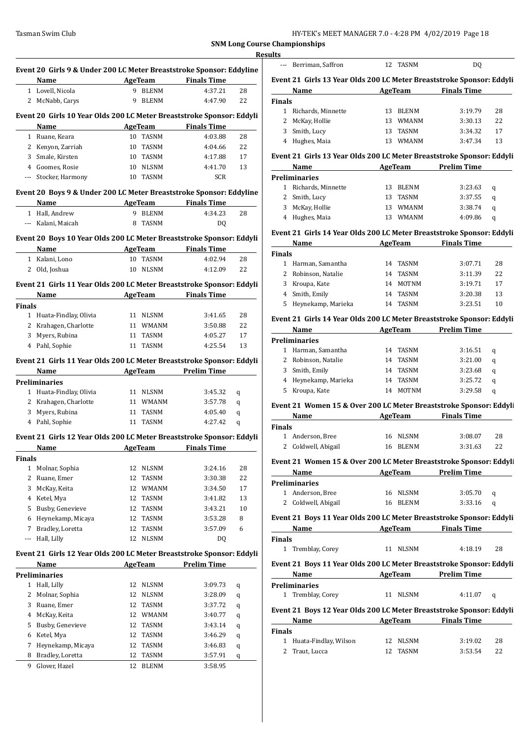**SNM Long Course Championships**

**Results**

### Event 20 Girls 9 & Under 200 LC Meter Breaststroke Sponsor: Eddyline

| | Name | Age | Team | Finals Time | |
|---|---|---|---|---|---|
| 1 | Lovell, Nicola | 9 | BLENM | 4:37.21 | 28 |
| 2 | McNabb, Carys | 9 | BLENM | 4:47.90 | 22 |

### Event 20 Girls 10 Year Olds 200 LC Meter Breaststroke Sponsor: Eddyli

| | Name | Age | Team | Finals Time | |
|---|---|---|---|---|---|
| 1 | Ruane, Keara | 10 | TASNM | 4:03.88 | 28 |
| 2 | Kenyon, Zarriah | 10 | TASNM | 4:04.66 | 22 |
| 3 | Smale, Kirsten | 10 | TASNM | 4:17.88 | 17 |
| 4 | Goomes, Rosie | 10 | NLSNM | 4:41.70 | 13 |
| --- | Stocker, Harmony | 10 | TASNM | SCR | |

### Event 20 Boys 9 & Under 200 LC Meter Breaststroke Sponsor: Eddyline

| | Name | Age | Team | Finals Time | |
|---|---|---|---|---|---|
| 1 | Hall, Andrew | 9 | BLENM | 4:34.23 | 28 |
| --- | Kalani, Maicah | 8 | TASNM | DQ | |

### Event 20 Boys 10 Year Olds 200 LC Meter Breaststroke Sponsor: Eddyli

| | Name | Age | Team | Finals Time | |
|---|---|---|---|---|---|
| 1 | Kalani, Lono | 10 | TASNM | 4:02.94 | 28 |
| 2 | Old, Joshua | 10 | NLSNM | 4:12.09 | 22 |

### Event 21 Girls 11 Year Olds 200 LC Meter Breaststroke Sponsor: Eddyli

| | Name | Age | Team | Finals Time | |
|---|---|---|---|---|---|
| **Finals** | | | | | |
| 1 | Huata-Findlay, Olivia | 11 | NLSNM | 3:41.65 | 28 |
| 2 | Krahagen, Charlotte | 11 | WMANM | 3:50.88 | 22 |
| 3 | Myers, Rubina | 11 | TASNM | 4:05.27 | 17 |
| 4 | Pahl, Sophie | 11 | TASNM | 4:25.54 | 13 |

### Event 21 Girls 11 Year Olds 200 LC Meter Breaststroke Sponsor: Eddyli

| | Name | Age | Team | Prelim Time | |
|---|---|---|---|---|---|
| **Preliminaries** | | | | | |
| 1 | Huata-Findlay, Olivia | 11 | NLSNM | 3:45.32 | q |
| 2 | Krahagen, Charlotte | 11 | WMANM | 3:57.78 | q |
| 3 | Myers, Rubina | 11 | TASNM | 4:05.40 | q |
| 4 | Pahl, Sophie | 11 | TASNM | 4:27.42 | q |

### Event 21 Girls 12 Year Olds 200 LC Meter Breaststroke Sponsor: Eddyli

| | Name | Age | Team | Finals Time | |
|---|---|---|---|---|---|
| **Finals** | | | | | |
| 1 | Molnar, Sophia | 12 | NLSNM | 3:24.16 | 28 |
| 2 | Ruane, Emer | 12 | TASNM | 3:30.38 | 22 |
| 3 | McKay, Keita | 12 | WMANM | 3:34.50 | 17 |
| 4 | Ketel, Mya | 12 | TASNM | 3:41.82 | 13 |
| 5 | Busby, Genevieve | 12 | TASNM | 3:43.21 | 10 |
| 6 | Heynekamp, Micayа | 12 | TASNM | 3:53.28 | 8 |
| 7 | Bradley, Loretta | 12 | TASNM | 3:57.09 | 6 |
| --- | Hall, Lilly | 12 | NLSNM | DQ | |

### Event 21 Girls 12 Year Olds 200 LC Meter Breaststroke Sponsor: Eddyli

| | Name | Age | Team | Prelim Time | |
|---|---|---|---|---|---|
| **Preliminaries** | | | | | |
| 1 | Hall, Lilly | 12 | NLSNM | 3:09.73 | q |
| 2 | Molnar, Sophia | 12 | NLSNM | 3:28.09 | q |
| 3 | Ruane, Emer | 12 | TASNM | 3:37.72 | q |
| 4 | McKay, Keita | 12 | WMANM | 3:40.77 | q |
| 5 | Busby, Genevieve | 12 | TASNM | 3:43.14 | q |
| 6 | Ketel, Mya | 12 | TASNM | 3:46.29 | q |
| 7 | Heynekamp, Micaya | 12 | TASNM | 3:46.83 | q |
| 8 | Bradley, Loretta | 12 | TASNM | 3:57.91 | q |
| 9 | Glover, Hazel | 12 | BLENM | 3:58.95 | |
| --- | Berriman, Saffron | 12 | TASNM | DQ | |

### Event 21 Girls 13 Year Olds 200 LC Meter Breaststroke Sponsor: Eddyli

| | Name | Age | Team | Finals Time | |
|---|---|---|---|---|---|
| **Finals** | | | | | |
| 1 | Richards, Minnette | 13 | BLENM | 3:19.79 | 28 |
| 2 | McKay, Hollie | 13 | WMANM | 3:30.13 | 22 |
| 3 | Smith, Lucy | 13 | TASNM | 3:34.32 | 17 |
| 4 | Hughes, Maia | 13 | WMANM | 3:47.34 | 13 |

### Event 21 Girls 13 Year Olds 200 LC Meter Breaststroke Sponsor: Eddyli

| | Name | Age | Team | Prelim Time | |
|---|---|---|---|---|---|
| **Preliminaries** | | | | | |
| 1 | Richards, Minnette | 13 | BLENM | 3:23.63 | q |
| 2 | Smith, Lucy | 13 | TASNM | 3:37.55 | q |
| 3 | McKay, Hollie | 13 | WMANM | 3:38.74 | q |
| 4 | Hughes, Maia | 13 | WMANM | 4:09.86 | q |

### Event 21 Girls 14 Year Olds 200 LC Meter Breaststroke Sponsor: Eddyli

| | Name | Age | Team | Finals Time | |
|---|---|---|---|---|---|
| **Finals** | | | | | |
| 1 | Harman, Samantha | 14 | TASNM | 3:07.71 | 28 |
| 2 | Robinson, Natalie | 14 | TASNM | 3:11.39 | 22 |
| 3 | Kroupa, Kate | 14 | MOTNM | 3:19.71 | 17 |
| 4 | Smith, Emily | 14 | TASNM | 3:20.38 | 13 |
| 5 | Heynekamp, Marieka | 14 | TASNM | 3:23.51 | 10 |

### Event 21 Girls 14 Year Olds 200 LC Meter Breaststroke Sponsor: Eddyli

| | Name | Age | Team | Prelim Time | |
|---|---|---|---|---|---|
| **Preliminaries** | | | | | |
| 1 | Harman, Samantha | 14 | TASNM | 3:16.51 | q |
| 2 | Robinson, Natalie | 14 | TASNM | 3:21.00 | q |
| 3 | Smith, Emily | 14 | TASNM | 3:23.68 | q |
| 4 | Heynekamp, Marieka | 14 | TASNM | 3:25.72 | q |
| 5 | Kroupa, Kate | 14 | MOTNM | 3:29.58 | q |

### Event 21 Women 15 & Over 200 LC Meter Breaststroke Sponsor: Eddyli

| | Name | Age | Team | Finals Time | |
|---|---|---|---|---|---|
| **Finals** | | | | | |
| 1 | Anderson, Bree | 16 | NLSNM | 3:08.07 | 28 |
| 2 | Coldwell, Abigail | 16 | BLENM | 3:31.63 | 22 |

### Event 21 Women 15 & Over 200 LC Meter Breaststroke Sponsor: Eddyli

| | Name | Age | Team | Prelim Time | |
|---|---|---|---|---|---|
| **Preliminaries** | | | | | |
| 1 | Anderson, Bree | 16 | NLSNM | 3:05.70 | q |
| 2 | Coldwell, Abigail | 16 | BLENM | 3:33.16 | q |

### Event 21 Boys 11 Year Olds 200 LC Meter Breaststroke Sponsor: Eddyli

| | Name | Age | Team | Finals Time | |
|---|---|---|---|---|---|
| **Finals** | | | | | |
| 1 | Tremblay, Corey | 11 | NLSNM | 4:18.19 | 28 |

### Event 21 Boys 11 Year Olds 200 LC Meter Breaststroke Sponsor: Eddyli

| | Name | Age | Team | Prelim Time | |
|---|---|---|---|---|---|
| **Preliminaries** | | | | | |
| 1 | Tremblay, Corey | 11 | NLSNM | 4:11.07 | q |

### Event 21 Boys 12 Year Olds 200 LC Meter Breaststroke Sponsor: Eddyli

| | Name | Age | Team | Finals Time | |
|---|---|---|---|---|---|
| **Finals** | | | | | |
| 1 | Huata-Findlay, Wilson | 12 | NLSNM | 3:19.02 | 28 |
| 2 | Traut, Lucca | 12 | TASNM | 3:53.54 | 22 |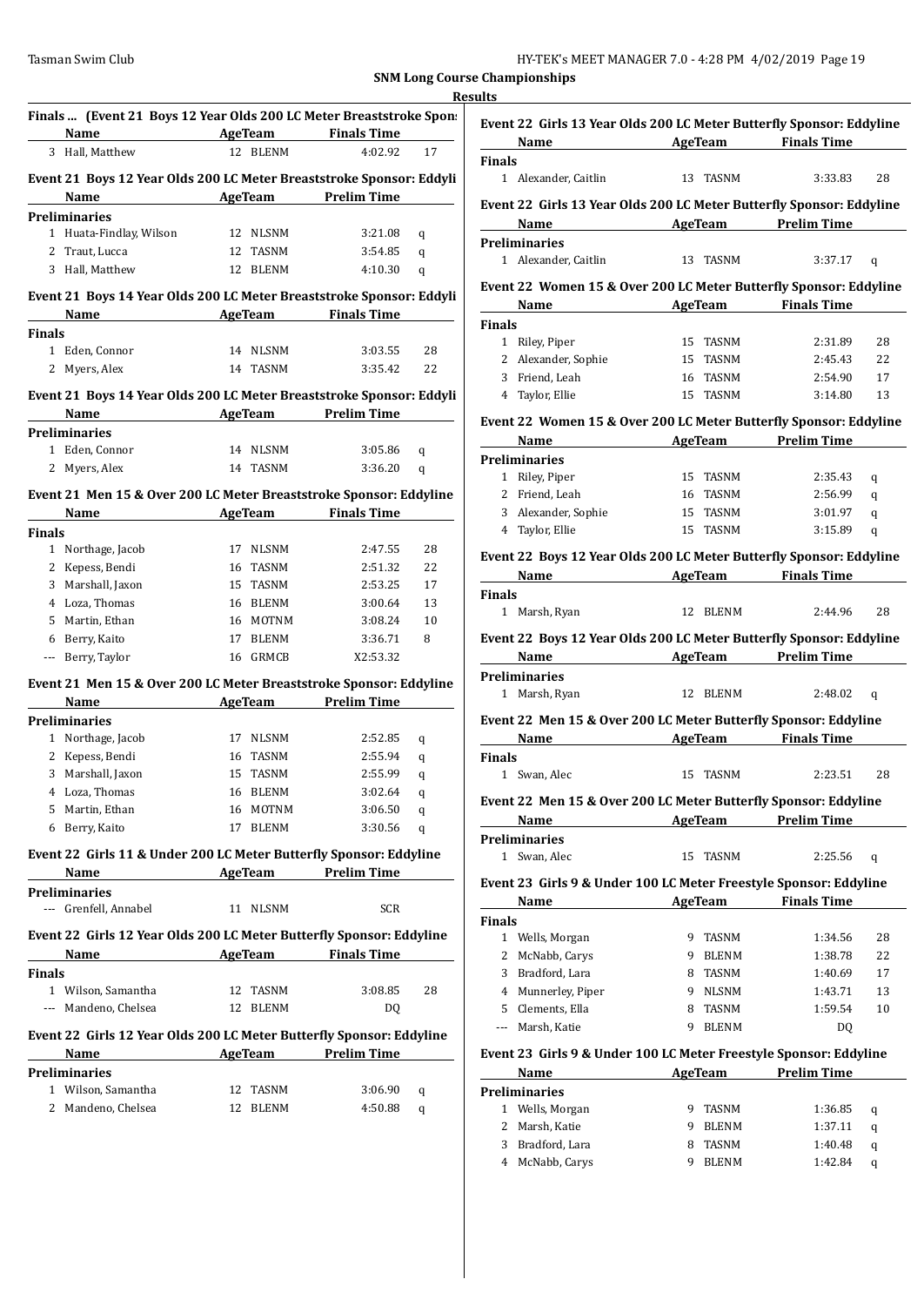**SNM Long Course Championships**

**Results**

### Finals ... (Event 21 Boys 12 Year Olds 200 LC Meter Breaststroke Spons

| | Name | Age | Team | Finals Time | |
|---|---|---|---|---|---|
| 3 | Hall, Matthew | 12 | BLENM | 4:02.92 | 17 |

### Event 21 Boys 12 Year Olds 200 LC Meter Breaststroke Sponsor: Eddyli

| | Name | Age | Team | Prelim Time | |
|---|---|---|---|---|---|
| **Preliminaries** | | | | | |
| 1 | Huata-Findlay, Wilson | 12 | NLSNM | 3:21.08 | q |
| 2 | Traut, Lucca | 12 | TASNM | 3:54.85 | q |
| 3 | Hall, Matthew | 12 | BLENM | 4:10.30 | q |

### Event 21 Boys 14 Year Olds 200 LC Meter Breaststroke Sponsor: Eddyli

| | Name | Age | Team | Finals Time | |
|---|---|---|---|---|---|
| **Finals** | | | | | |
| 1 | Eden, Connor | 14 | NLSNM | 3:03.55 | 28 |
| 2 | Myers, Alex | 14 | TASNM | 3:35.42 | 22 |

### Event 21 Boys 14 Year Olds 200 LC Meter Breaststroke Sponsor: Eddyli

| | Name | Age | Team | Prelim Time | |
|---|---|---|---|---|---|
| **Preliminaries** | | | | | |
| 1 | Eden, Connor | 14 | NLSNM | 3:05.86 | q |
| 2 | Myers, Alex | 14 | TASNM | 3:36.20 | q |

### Event 21 Men 15 & Over 200 LC Meter Breaststroke Sponsor: Eddyline

| | Name | Age | Team | Finals Time | |
|---|---|---|---|---|---|
| **Finals** | | | | | |
| 1 | Northage, Jacob | 17 | NLSNM | 2:47.55 | 28 |
| 2 | Kepess, Bendi | 16 | TASNM | 2:51.32 | 22 |
| 3 | Marshall, Jaxon | 15 | TASNM | 2:53.25 | 17 |
| 4 | Loza, Thomas | 16 | BLENM | 3:00.64 | 13 |
| 5 | Martin, Ethan | 16 | MOTNM | 3:08.24 | 10 |
| 6 | Berry, Kaito | 17 | BLENM | 3:36.71 | 8 |
| --- | Berry, Taylor | 16 | GRMCB | X2:53.32 | |

### Event 21 Men 15 & Over 200 LC Meter Breaststroke Sponsor: Eddyline

| | Name | Age | Team | Prelim Time | |
|---|---|---|---|---|---|
| **Preliminaries** | | | | | |
| 1 | Northage, Jacob | 17 | NLSNM | 2:52.85 | q |
| 2 | Kepess, Bendi | 16 | TASNM | 2:55.94 | q |
| 3 | Marshall, Jaxon | 15 | TASNM | 2:55.99 | q |
| 4 | Loza, Thomas | 16 | BLENM | 3:02.64 | q |
| 5 | Martin, Ethan | 16 | MOTNM | 3:06.50 | q |
| 6 | Berry, Kaito | 17 | BLENM | 3:30.56 | q |

### Event 22 Girls 11 & Under 200 LC Meter Butterfly Sponsor: Eddyline

| | Name | Age | Team | Prelim Time | |
|---|---|---|---|---|---|
| **Preliminaries** | | | | | |
| --- | Grenfell, Annabel | 11 | NLSNM | SCR | |

### Event 22 Girls 12 Year Olds 200 LC Meter Butterfly Sponsor: Eddyline

| | Name | Age | Team | Finals Time | |
|---|---|---|---|---|---|
| **Finals** | | | | | |
| 1 | Wilson, Samantha | 12 | TASNM | 3:08.85 | 28 |
| --- | Mandeno, Chelsea | 12 | BLENM | DQ | |

### Event 22 Girls 12 Year Olds 200 LC Meter Butterfly Sponsor: Eddyline

| | Name | Age | Team | Prelim Time | |
|---|---|---|---|---|---|
| **Preliminaries** | | | | | |
| 1 | Wilson, Samantha | 12 | TASNM | 3:06.90 | q |
| 2 | Mandeno, Chelsea | 12 | BLENM | 4:50.88 | q |

### Event 22 Girls 13 Year Olds 200 LC Meter Butterfly Sponsor: Eddyline

| | Name | Age | Team | Finals Time | |
|---|---|---|---|---|---|
| **Finals** | | | | | |
| 1 | Alexander, Caitlin | 13 | TASNM | 3:33.83 | 28 |

### Event 22 Girls 13 Year Olds 200 LC Meter Butterfly Sponsor: Eddyline

| | Name | Age | Team | Prelim Time | |
|---|---|---|---|---|---|
| **Preliminaries** | | | | | |
| 1 | Alexander, Caitlin | 13 | TASNM | 3:37.17 | q |

### Event 22 Women 15 & Over 200 LC Meter Butterfly Sponsor: Eddyline

| | Name | Age | Team | Finals Time | |
|---|---|---|---|---|---|
| **Finals** | | | | | |
| 1 | Riley, Piper | 15 | TASNM | 2:31.89 | 28 |
| 2 | Alexander, Sophie | 15 | TASNM | 2:45.43 | 22 |
| 3 | Friend, Leah | 16 | TASNM | 2:54.90 | 17 |
| 4 | Taylor, Ellie | 15 | TASNM | 3:14.80 | 13 |

### Event 22 Women 15 & Over 200 LC Meter Butterfly Sponsor: Eddyline

| | Name | Age | Team | Prelim Time | |
|---|---|---|---|---|---|
| **Preliminaries** | | | | | |
| 1 | Riley, Piper | 15 | TASNM | 2:35.43 | q |
| 2 | Friend, Leah | 16 | TASNM | 2:56.99 | q |
| 3 | Alexander, Sophie | 15 | TASNM | 3:01.97 | q |
| 4 | Taylor, Ellie | 15 | TASNM | 3:15.89 | q |

### Event 22 Boys 12 Year Olds 200 LC Meter Butterfly Sponsor: Eddyline

| | Name | Age | Team | Finals Time | |
|---|---|---|---|---|---|
| **Finals** | | | | | |
| 1 | Marsh, Ryan | 12 | BLENM | 2:44.96 | 28 |

### Event 22 Boys 12 Year Olds 200 LC Meter Butterfly Sponsor: Eddyline

| | Name | Age | Team | Prelim Time | |
|---|---|---|---|---|---|
| **Preliminaries** | | | | | |
| 1 | Marsh, Ryan | 12 | BLENM | 2:48.02 | q |

### Event 22 Men 15 & Over 200 LC Meter Butterfly Sponsor: Eddyline

| | Name | Age | Team | Finals Time | |
|---|---|---|---|---|---|
| **Finals** | | | | | |
| 1 | Swan, Alec | 15 | TASNM | 2:23.51 | 28 |

### Event 22 Men 15 & Over 200 LC Meter Butterfly Sponsor: Eddyline

| | Name | Age | Team | Prelim Time | |
|---|---|---|---|---|---|
| **Preliminaries** | | | | | |
| 1 | Swan, Alec | 15 | TASNM | 2:25.56 | q |

### Event 23 Girls 9 & Under 100 LC Meter Freestyle Sponsor: Eddyline

| | Name | Age | Team | Finals Time | |
|---|---|---|---|---|---|
| **Finals** | | | | | |
| 1 | Wells, Morgan | 9 | TASNM | 1:34.56 | 28 |
| 2 | McNabb, Carys | 9 | BLENM | 1:38.78 | 22 |
| 3 | Bradford, Lara | 8 | TASNM | 1:40.69 | 17 |
| 4 | Munnerley, Piper | 9 | NLSNM | 1:43.71 | 13 |
| 5 | Clements, Ella | 8 | TASNM | 1:59.54 | 10 |
| --- | Marsh, Katie | 9 | BLENM | DQ | |

### Event 23 Girls 9 & Under 100 LC Meter Freestyle Sponsor: Eddyline

| | Name | Age | Team | Prelim Time | |
|---|---|---|---|---|---|
| **Preliminaries** | | | | | |
| 1 | Wells, Morgan | 9 | TASNM | 1:36.85 | q |
| 2 | Marsh, Katie | 9 | BLENM | 1:37.11 | q |
| 3 | Bradford, Lara | 8 | TASNM | 1:40.48 | q |
| 4 | McNabb, Carys | 9 | BLENM | 1:42.84 | q |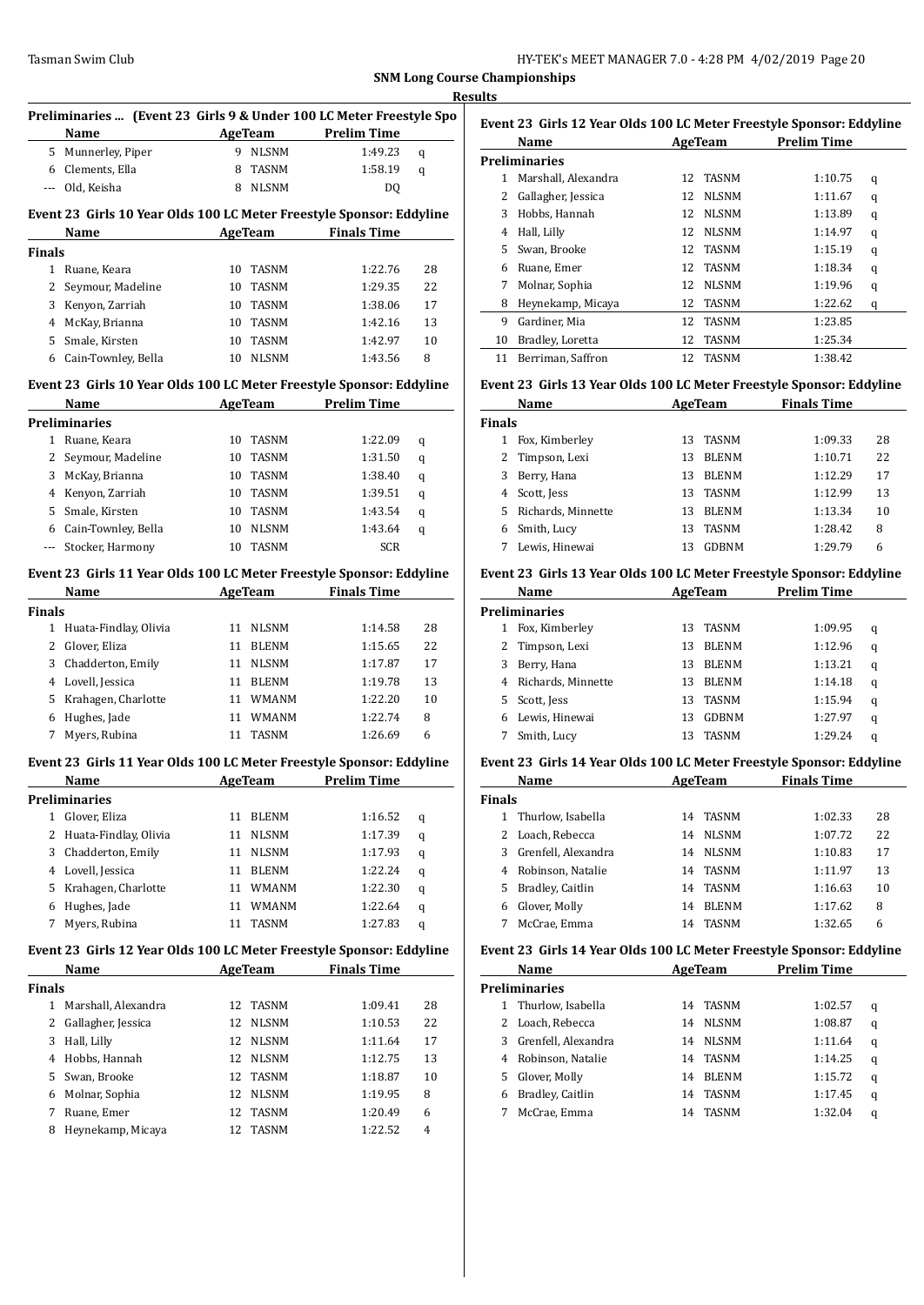**SNM Long Course Championships**

**Results**

### Preliminaries ... (Event 23 Girls 9 & Under 100 LC Meter Freestyle Spo

| | Name | Age | Team | Prelim Time | |
|---|---|---|---|---|---|
| 5 | Munnerley, Piper | 9 | NLSNM | 1:49.23 | q |
| 6 | Clements, Ella | 8 | TASNM | 1:58.19 | q |
| --- | Old, Keisha | 8 | NLSNM | DQ | |

### Event 23 Girls 10 Year Olds 100 LC Meter Freestyle Sponsor: Eddyline

| | Name | Age | Team | Finals Time | |
|---|---|---|---|---|---|
| **Finals** | | | | | |
| 1 | Ruane, Keara | 10 | TASNM | 1:22.76 | 28 |
| 2 | Seymour, Madeline | 10 | TASNM | 1:29.35 | 22 |
| 3 | Kenyon, Zarriah | 10 | TASNM | 1:38.06 | 17 |
| 4 | McKay, Brianna | 10 | TASNM | 1:42.16 | 13 |
| 5 | Smale, Kirsten | 10 | TASNM | 1:42.97 | 10 |
| 6 | Cain-Townley, Bella | 10 | NLSNM | 1:43.56 | 8 |

### Event 23 Girls 10 Year Olds 100 LC Meter Freestyle Sponsor: Eddyline

| | Name | Age | Team | Prelim Time | |
|---|---|---|---|---|---|
| **Preliminaries** | | | | | |
| 1 | Ruane, Keara | 10 | TASNM | 1:22.09 | q |
| 2 | Seymour, Madeline | 10 | TASNM | 1:31.50 | q |
| 3 | McKay, Brianna | 10 | TASNM | 1:38.40 | q |
| 4 | Kenyon, Zarriah | 10 | TASNM | 1:39.51 | q |
| 5 | Smale, Kirsten | 10 | TASNM | 1:43.54 | q |
| 6 | Cain-Townley, Bella | 10 | NLSNM | 1:43.64 | q |
| --- | Stocker, Harmony | 10 | TASNM | SCR | |

### Event 23 Girls 11 Year Olds 100 LC Meter Freestyle Sponsor: Eddyline

| | Name | Age | Team | Finals Time | |
|---|---|---|---|---|---|
| **Finals** | | | | | |
| 1 | Huata-Findlay, Olivia | 11 | NLSNM | 1:14.58 | 28 |
| 2 | Glover, Eliza | 11 | BLENM | 1:15.65 | 22 |
| 3 | Chadderton, Emily | 11 | NLSNM | 1:17.87 | 17 |
| 4 | Lovell, Jessica | 11 | BLENM | 1:19.78 | 13 |
| 5 | Krahagen, Charlotte | 11 | WMANM | 1:22.20 | 10 |
| 6 | Hughes, Jade | 11 | WMANM | 1:22.74 | 8 |
| 7 | Myers, Rubina | 11 | TASNM | 1:26.69 | 6 |

### Event 23 Girls 11 Year Olds 100 LC Meter Freestyle Sponsor: Eddyline

| | Name | Age | Team | Prelim Time | |
|---|---|---|---|---|---|
| **Preliminaries** | | | | | |
| 1 | Glover, Eliza | 11 | BLENM | 1:16.52 | q |
| 2 | Huata-Findlay, Olivia | 11 | NLSNM | 1:17.39 | q |
| 3 | Chadderton, Emily | 11 | NLSNM | 1:17.93 | q |
| 4 | Lovell, Jessica | 11 | BLENM | 1:22.24 | q |
| 5 | Krahagen, Charlotte | 11 | WMANM | 1:22.30 | q |
| 6 | Hughes, Jade | 11 | WMANM | 1:22.64 | q |
| 7 | Myers, Rubina | 11 | TASNM | 1:27.83 | q |

### Event 23 Girls 12 Year Olds 100 LC Meter Freestyle Sponsor: Eddyline

| | Name | Age | Team | Finals Time | |
|---|---|---|---|---|---|
| **Finals** | | | | | |
| 1 | Marshall, Alexandra | 12 | TASNM | 1:09.41 | 28 |
| 2 | Gallagher, Jessica | 12 | NLSNM | 1:10.53 | 22 |
| 3 | Hall, Lilly | 12 | NLSNM | 1:11.64 | 17 |
| 4 | Hobbs, Hannah | 12 | NLSNM | 1:12.75 | 13 |
| 5 | Swan, Brooke | 12 | TASNM | 1:18.87 | 10 |
| 6 | Molnar, Sophia | 12 | NLSNM | 1:19.95 | 8 |
| 7 | Ruane, Emer | 12 | TASNM | 1:20.49 | 6 |
| 8 | Heynekamp, Micaya | 12 | TASNM | 1:22.52 | 4 |

### Event 23 Girls 12 Year Olds 100 LC Meter Freestyle Sponsor: Eddyline

| | Name | Age | Team | Prelim Time | |
|---|---|---|---|---|---|
| **Preliminaries** | | | | | |
| 1 | Marshall, Alexandra | 12 | TASNM | 1:10.75 | q |
| 2 | Gallagher, Jessica | 12 | NLSNM | 1:11.67 | q |
| 3 | Hobbs, Hannah | 12 | NLSNM | 1:13.89 | q |
| 4 | Hall, Lilly | 12 | NLSNM | 1:14.97 | q |
| 5 | Swan, Brooke | 12 | TASNM | 1:15.19 | q |
| 6 | Ruane, Emer | 12 | TASNM | 1:18.34 | q |
| 7 | Molnar, Sophia | 12 | NLSNM | 1:19.96 | q |
| 8 | Heynekamp, Micaya | 12 | TASNM | 1:22.62 | q |
| 9 | Gardiner, Mia | 12 | TASNM | 1:23.85 | |
| 10 | Bradley, Loretta | 12 | TASNM | 1:25.34 | |
| 11 | Berriman, Saffron | 12 | TASNM | 1:38.42 | |

### Event 23 Girls 13 Year Olds 100 LC Meter Freestyle Sponsor: Eddyline

| | Name | Age | Team | Finals Time | |
|---|---|---|---|---|---|
| **Finals** | | | | | |
| 1 | Fox, Kimberley | 13 | TASNM | 1:09.33 | 28 |
| 2 | Timpson, Lexi | 13 | BLENM | 1:10.71 | 22 |
| 3 | Berry, Hana | 13 | BLENM | 1:12.29 | 17 |
| 4 | Scott, Jess | 13 | TASNM | 1:12.99 | 13 |
| 5 | Richards, Minnette | 13 | BLENM | 1:13.34 | 10 |
| 6 | Smith, Lucy | 13 | TASNM | 1:28.42 | 8 |
| 7 | Lewis, Hinewai | 13 | GDBNM | 1:29.79 | 6 |

### Event 23 Girls 13 Year Olds 100 LC Meter Freestyle Sponsor: Eddyline

| | Name | Age | Team | Prelim Time | |
|---|---|---|---|---|---|
| **Preliminaries** | | | | | |
| 1 | Fox, Kimberley | 13 | TASNM | 1:09.95 | q |
| 2 | Timpson, Lexi | 13 | BLENM | 1:12.96 | q |
| 3 | Berry, Hana | 13 | BLENM | 1:13.21 | q |
| 4 | Richards, Minnette | 13 | BLENM | 1:14.18 | q |
| 5 | Scott, Jess | 13 | TASNM | 1:15.94 | q |
| 6 | Lewis, Hinewai | 13 | GDBNM | 1:27.97 | q |
| 7 | Smith, Lucy | 13 | TASNM | 1:29.24 | q |

### Event 23 Girls 14 Year Olds 100 LC Meter Freestyle Sponsor: Eddyline

| | Name | Age | Team | Finals Time | |
|---|---|---|---|---|---|
| **Finals** | | | | | |
| 1 | Thurlow, Isabella | 14 | TASNM | 1:02.33 | 28 |
| 2 | Loach, Rebecca | 14 | NLSNM | 1:07.72 | 22 |
| 3 | Grenfell, Alexandra | 14 | NLSNM | 1:10.83 | 17 |
| 4 | Robinson, Natalie | 14 | TASNM | 1:11.97 | 13 |
| 5 | Bradley, Caitlin | 14 | TASNM | 1:16.63 | 10 |
| 6 | Glover, Molly | 14 | BLENM | 1:17.62 | 8 |
| 7 | McCrae, Emma | 14 | TASNM | 1:32.65 | 6 |

### Event 23 Girls 14 Year Olds 100 LC Meter Freestyle Sponsor: Eddyline

| | Name | Age | Team | Prelim Time | |
|---|---|---|---|---|---|
| **Preliminaries** | | | | | |
| 1 | Thurlow, Isabella | 14 | TASNM | 1:02.57 | q |
| 2 | Loach, Rebecca | 14 | NLSNM | 1:08.87 | q |
| 3 | Grenfell, Alexandra | 14 | NLSNM | 1:11.64 | q |
| 4 | Robinson, Natalie | 14 | TASNM | 1:14.25 | q |
| 5 | Glover, Molly | 14 | BLENM | 1:15.72 | q |
| 6 | Bradley, Caitlin | 14 | TASNM | 1:17.45 | q |
| 7 | McCrae, Emma | 14 | TASNM | 1:32.04 | q |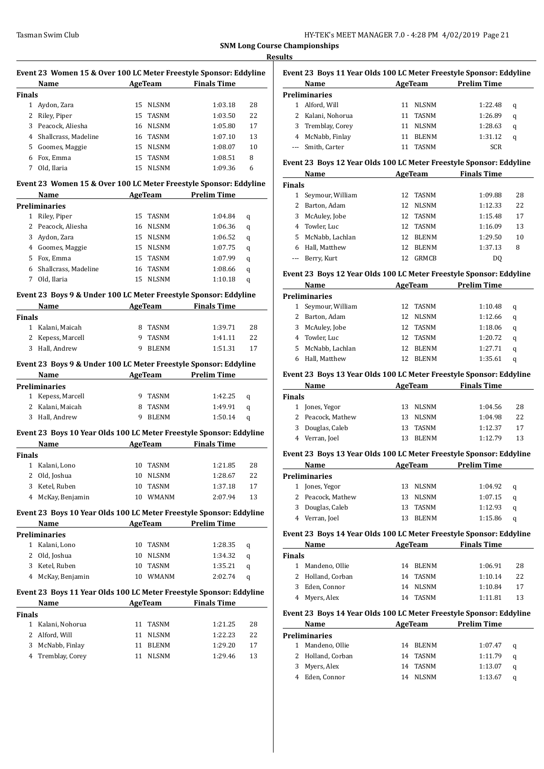**SNM Long Course Championships**

**Results**

### Event 23 Women 15 & Over 100 LC Meter Freestyle Sponsor: Eddyline

| | Name | Age | Team | Finals Time | |
|---|---|---|---|---|---|
| **Finals** | | | | | |
| 1 | Aydon, Zara | 15 | NLSNM | 1:03.18 | 28 |
| 2 | Riley, Piper | 15 | TASNM | 1:03.50 | 22 |
| 3 | Peacock, Aliesha | 16 | NLSNM | 1:05.80 | 17 |
| 4 | Shallcrass, Madeline | 16 | TASNM | 1:07.10 | 13 |
| 5 | Goomes, Maggie | 15 | NLSNM | 1:08.07 | 10 |
| 6 | Fox, Emma | 15 | TASNM | 1:08.51 | 8 |
| 7 | Old, Ilaria | 15 | NLSNM | 1:09.36 | 6 |

### Event 23 Women 15 & Over 100 LC Meter Freestyle Sponsor: Eddyline

| | Name | Age | Team | Prelim Time | |
|---|---|---|---|---|---|
| **Preliminaries** | | | | | |
| 1 | Riley, Piper | 15 | TASNM | 1:04.84 | q |
| 2 | Peacock, Aliesha | 16 | NLSNM | 1:06.36 | q |
| 3 | Aydon, Zara | 15 | NLSNM | 1:06.52 | q |
| 4 | Goomes, Maggie | 15 | NLSNM | 1:07.75 | q |
| 5 | Fox, Emma | 15 | TASNM | 1:07.99 | q |
| 6 | Shallcrass, Madeline | 16 | TASNM | 1:08.66 | q |
| 7 | Old, Ilaria | 15 | NLSNM | 1:10.18 | q |

### Event 23 Boys 9 & Under 100 LC Meter Freestyle Sponsor: Eddyline

| | Name | Age | Team | Finals Time | |
|---|---|---|---|---|---|
| **Finals** | | | | | |
| 1 | Kalani, Maicah | 8 | TASNM | 1:39.71 | 28 |
| 2 | Kepess, Marcell | 9 | TASNM | 1:41.11 | 22 |
| 3 | Hall, Andrew | 9 | BLENM | 1:51.31 | 17 |

### Event 23 Boys 9 & Under 100 LC Meter Freestyle Sponsor: Eddyline

| | Name | Age | Team | Prelim Time | |
|---|---|---|---|---|---|
| **Preliminaries** | | | | | |
| 1 | Kepess, Marcell | 9 | TASNM | 1:42.25 | q |
| 2 | Kalani, Maicah | 8 | TASNM | 1:49.91 | q |
| 3 | Hall, Andrew | 9 | BLENM | 1:50.14 | q |

### Event 23 Boys 10 Year Olds 100 LC Meter Freestyle Sponsor: Eddyline

| | Name | Age | Team | Finals Time | |
|---|---|---|---|---|---|
| **Finals** | | | | | |
| 1 | Kalani, Lono | 10 | TASNM | 1:21.85 | 28 |
| 2 | Old, Joshua | 10 | NLSNM | 1:28.67 | 22 |
| 3 | Ketel, Ruben | 10 | TASNM | 1:37.18 | 17 |
| 4 | McKay, Benjamin | 10 | WMANM | 2:07.94 | 13 |

### Event 23 Boys 10 Year Olds 100 LC Meter Freestyle Sponsor: Eddyline

| | Name | Age | Team | Prelim Time | |
|---|---|---|---|---|---|
| **Preliminaries** | | | | | |
| 1 | Kalani, Lono | 10 | TASNM | 1:28.35 | q |
| 2 | Old, Joshua | 10 | NLSNM | 1:34.32 | q |
| 3 | Ketel, Ruben | 10 | TASNM | 1:35.21 | q |
| 4 | McKay, Benjamin | 10 | WMANM | 2:02.74 | q |

### Event 23 Boys 11 Year Olds 100 LC Meter Freestyle Sponsor: Eddyline

| | Name | Age | Team | Finals Time | |
|---|---|---|---|---|---|
| **Finals** | | | | | |
| 1 | Kalani, Nohorua | 11 | TASNM | 1:21.25 | 28 |
| 2 | Alford, Will | 11 | NLSNM | 1:22.23 | 22 |
| 3 | McNabb, Finlay | 11 | BLENM | 1:29.20 | 17 |
| 4 | Tremblay, Corey | 11 | NLSNM | 1:29.46 | 13 |

### Event 23 Boys 11 Year Olds 100 LC Meter Freestyle Sponsor: Eddyline

| | Name | Age | Team | Prelim Time | |
|---|---|---|---|---|---|
| **Preliminaries** | | | | | |
| 1 | Alford, Will | 11 | NLSNM | 1:22.48 | q |
| 2 | Kalani, Nohorua | 11 | TASNM | 1:26.89 | q |
| 3 | Tremblay, Corey | 11 | NLSNM | 1:28.63 | q |
| 4 | McNabb, Finlay | 11 | BLENM | 1:31.12 | q |
| --- | Smith, Carter | 11 | TASNM | SCR | |

### Event 23 Boys 12 Year Olds 100 LC Meter Freestyle Sponsor: Eddyline

| | Name | Age | Team | Finals Time | |
|---|---|---|---|---|---|
| **Finals** | | | | | |
| 1 | Seymour, William | 12 | TASNM | 1:09.88 | 28 |
| 2 | Barton, Adam | 12 | NLSNM | 1:12.33 | 22 |
| 3 | McAuley, Jobe | 12 | TASNM | 1:15.48 | 17 |
| 4 | Towler, Luc | 12 | TASNM | 1:16.09 | 13 |
| 5 | McNabb, Lachlan | 12 | BLENM | 1:29.50 | 10 |
| 6 | Hall, Matthew | 12 | BLENM | 1:37.13 | 8 |
| --- | Berry, Kurt | 12 | GRMCB | DQ | |

### Event 23 Boys 12 Year Olds 100 LC Meter Freestyle Sponsor: Eddyline

| | Name | Age | Team | Prelim Time | |
|---|---|---|---|---|---|
| **Preliminaries** | | | | | |
| 1 | Seymour, William | 12 | TASNM | 1:10.48 | q |
| 2 | Barton, Adam | 12 | NLSNM | 1:12.66 | q |
| 3 | McAuley, Jobe | 12 | TASNM | 1:18.06 | q |
| 4 | Towler, Luc | 12 | TASNM | 1:20.72 | q |
| 5 | McNabb, Lachlan | 12 | BLENM | 1:27.71 | q |
| 6 | Hall, Matthew | 12 | BLENM | 1:35.61 | q |

### Event 23 Boys 13 Year Olds 100 LC Meter Freestyle Sponsor: Eddyline

| | Name | Age | Team | Finals Time | |
|---|---|---|---|---|---|
| **Finals** | | | | | |
| 1 | Jones, Yegor | 13 | NLSNM | 1:04.56 | 28 |
| 2 | Peacock, Mathew | 13 | NLSNM | 1:04.98 | 22 |
| 3 | Douglas, Caleb | 13 | TASNM | 1:12.37 | 17 |
| 4 | Verran, Joel | 13 | BLENM | 1:12.79 | 13 |

### Event 23 Boys 13 Year Olds 100 LC Meter Freestyle Sponsor: Eddyline

| | Name | Age | Team | Prelim Time | |
|---|---|---|---|---|---|
| **Preliminaries** | | | | | |
| 1 | Jones, Yegor | 13 | NLSNM | 1:04.92 | q |
| 2 | Peacock, Mathew | 13 | NLSNM | 1:07.15 | q |
| 3 | Douglas, Caleb | 13 | TASNM | 1:12.93 | q |
| 4 | Verran, Joel | 13 | BLENM | 1:15.86 | q |

### Event 23 Boys 14 Year Olds 100 LC Meter Freestyle Sponsor: Eddyline

| | Name | Age | Team | Finals Time | |
|---|---|---|---|---|---|
| **Finals** | | | | | |
| 1 | Mandeno, Ollie | 14 | BLENM | 1:06.91 | 28 |
| 2 | Holland, Corban | 14 | TASNM | 1:10.14 | 22 |
| 3 | Eden, Connor | 14 | NLSNM | 1:10.84 | 17 |
| 4 | Myers, Alex | 14 | TASNM | 1:11.81 | 13 |

### Event 23 Boys 14 Year Olds 100 LC Meter Freestyle Sponsor: Eddyline

| | Name | Age | Team | Prelim Time | |
|---|---|---|---|---|---|
| **Preliminaries** | | | | | |
| 1 | Mandeno, Ollie | 14 | BLENM | 1:07.47 | q |
| 2 | Holland, Corban | 14 | TASNM | 1:11.79 | q |
| 3 | Myers, Alex | 14 | TASNM | 1:13.07 | q |
| 4 | Eden, Connor | 14 | NLSNM | 1:13.67 | q |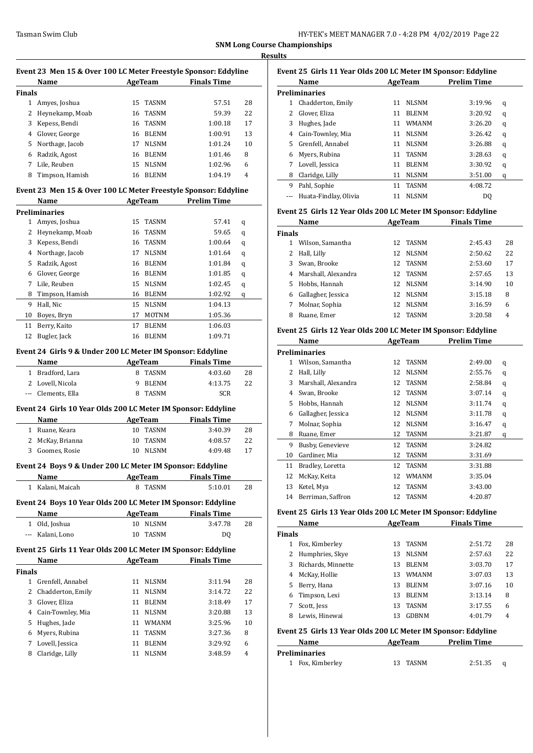**SNM Long Course Championships**

**Results**

### Event 23 Men 15 & Over 100 LC Meter Freestyle Sponsor: Eddyline

| | Name | Age | Team | Finals Time | |
|---|---|---|---|---|---|
| **Finals** | | | | | |
| 1 | Amyes, Joshua | 15 | TASNM | 57.51 | 28 |
| 2 | Heynekamp, Moab | 16 | TASNM | 59.39 | 22 |
| 3 | Kepess, Bendi | 16 | TASNM | 1:00.18 | 17 |
| 4 | Glover, George | 16 | BLENM | 1:00.91 | 13 |
| 5 | Northage, Jacob | 17 | NLSNM | 1:01.24 | 10 |
| 6 | Radzik, Agost | 16 | BLENM | 1:01.46 | 8 |
| 7 | Lile, Reuben | 15 | NLSNM | 1:02.96 | 6 |
| 8 | Timpson, Hamish | 16 | BLENM | 1:04.19 | 4 |

### Event 23 Men 15 & Over 100 LC Meter Freestyle Sponsor: Eddyline

| | Name | Age | Team | Prelim Time | |
|---|---|---|---|---|---|
| **Preliminaries** | | | | | |
| 1 | Amyes, Joshua | 15 | TASNM | 57.41 | q |
| 2 | Heynekamp, Moab | 16 | TASNM | 59.65 | q |
| 3 | Kepess, Bendi | 16 | TASNM | 1:00.64 | q |
| 4 | Northage, Jacob | 17 | NLSNM | 1:01.64 | q |
| 5 | Radzik, Agost | 16 | BLENM | 1:01.84 | q |
| 6 | Glover, George | 16 | BLENM | 1:01.85 | q |
| 7 | Lile, Reuben | 15 | NLSNM | 1:02.45 | q |
| 8 | Timpson, Hamish | 16 | BLENM | 1:02.92 | q |
| 9 | Hall, Nic | 15 | NLSNM | 1:04.13 | |
| 10 | Boyes, Bryn | 17 | MOTNM | 1:05.36 | |
| 11 | Berry, Kaito | 17 | BLENM | 1:06.03 | |
| 12 | Bugler, Jack | 16 | BLENM | 1:09.71 | |

### Event 24 Girls 9 & Under 200 LC Meter IM Sponsor: Eddyline

| | Name | Age | Team | Finals Time | |
|---|---|---|---|---|---|
| 1 | Bradford, Lara | 8 | TASNM | 4:03.60 | 28 |
| 2 | Lovell, Nicola | 9 | BLENM | 4:13.75 | 22 |
| --- | Clements, Ella | 8 | TASNM | SCR | |

### Event 24 Girls 10 Year Olds 200 LC Meter IM Sponsor: Eddyline

| | Name | Age | Team | Finals Time | |
|---|---|---|---|---|---|
| 1 | Ruane, Keara | 10 | TASNM | 3:40.39 | 28 |
| 2 | McKay, Brianna | 10 | TASNM | 4:08.57 | 22 |
| 3 | Goomes, Rosie | 10 | NLSNM | 4:09.48 | 17 |

### Event 24 Boys 9 & Under 200 LC Meter IM Sponsor: Eddyline

| | Name | Age | Team | Finals Time | |
|---|---|---|---|---|---|
| 1 | Kalani, Maicah | 8 | TASNM | 5:10.01 | 28 |

### Event 24 Boys 10 Year Olds 200 LC Meter IM Sponsor: Eddyline

| | Name | Age | Team | Finals Time | |
|---|---|---|---|---|---|
| 1 | Old, Joshua | 10 | NLSNM | 3:47.78 | 28 |
| --- | Kalani, Lono | 10 | TASNM | DQ | |

### Event 25 Girls 11 Year Olds 200 LC Meter IM Sponsor: Eddyline

| | Name | Age | Team | Finals Time | |
|---|---|---|---|---|---|
| **Finals** | | | | | |
| 1 | Grenfell, Annabel | 11 | NLSNM | 3:11.94 | 28 |
| 2 | Chadderton, Emily | 11 | NLSNM | 3:14.72 | 22 |
| 3 | Glover, Eliza | 11 | BLENM | 3:18.49 | 17 |
| 4 | Cain-Townley, Mia | 11 | NLSNM | 3:20.88 | 13 |
| 5 | Hughes, Jade | 11 | WMANM | 3:25.96 | 10 |
| 6 | Myers, Rubina | 11 | TASNM | 3:27.36 | 8 |
| 7 | Lovell, Jessica | 11 | BLENM | 3:29.92 | 6 |
| 8 | Claridge, Lilly | 11 | NLSNM | 3:48.59 | 4 |

### Event 25 Girls 11 Year Olds 200 LC Meter IM Sponsor: Eddyline

| | Name | Age | Team | Prelim Time | |
|---|---|---|---|---|---|
| **Preliminaries** | | | | | |
| 1 | Chadderton, Emily | 11 | NLSNM | 3:19.96 | q |
| 2 | Glover, Eliza | 11 | BLENM | 3:20.92 | q |
| 3 | Hughes, Jade | 11 | WMANM | 3:26.20 | q |
| 4 | Cain-Townley, Mia | 11 | NLSNM | 3:26.42 | q |
| 5 | Grenfell, Annabel | 11 | NLSNM | 3:26.88 | q |
| 6 | Myers, Rubina | 11 | TASNM | 3:28.63 | q |
| 7 | Lovell, Jessica | 11 | BLENM | 3:30.92 | q |
| 8 | Claridge, Lilly | 11 | NLSNM | 3:51.00 | q |
| 9 | Pahl, Sophie | 11 | TASNM | 4:08.72 | |
| --- | Huata-Findlay, Olivia | 11 | NLSNM | DQ | |

### Event 25 Girls 12 Year Olds 200 LC Meter IM Sponsor: Eddyline

| | Name | Age | Team | Finals Time | |
|---|---|---|---|---|---|
| **Finals** | | | | | |
| 1 | Wilson, Samantha | 12 | TASNM | 2:45.43 | 28 |
| 2 | Hall, Lilly | 12 | NLSNM | 2:50.62 | 22 |
| 3 | Swan, Brooke | 12 | TASNM | 2:53.60 | 17 |
| 4 | Marshall, Alexandra | 12 | TASNM | 2:57.65 | 13 |
| 5 | Hobbs, Hannah | 12 | NLSNM | 3:14.90 | 10 |
| 6 | Gallagher, Jessica | 12 | NLSNM | 3:15.18 | 8 |
| 7 | Molnar, Sophia | 12 | NLSNM | 3:16.59 | 6 |
| 8 | Ruane, Emer | 12 | TASNM | 3:20.58 | 4 |

### Event 25 Girls 12 Year Olds 200 LC Meter IM Sponsor: Eddyline

| | Name | Age | Team | Prelim Time | |
|---|---|---|---|---|---|
| **Preliminaries** | | | | | |
| 1 | Wilson, Samantha | 12 | TASNM | 2:49.00 | q |
| 2 | Hall, Lilly | 12 | NLSNM | 2:55.76 | q |
| 3 | Marshall, Alexandra | 12 | TASNM | 2:58.84 | q |
| 4 | Swan, Brooke | 12 | TASNM | 3:07.14 | q |
| 5 | Hobbs, Hannah | 12 | NLSNM | 3:11.74 | q |
| 6 | Gallagher, Jessica | 12 | NLSNM | 3:11.78 | q |
| 7 | Molnar, Sophia | 12 | NLSNM | 3:16.47 | q |
| 8 | Ruane, Emer | 12 | TASNM | 3:21.87 | q |
| 9 | Busby, Genevieve | 12 | TASNM | 3:24.82 | |
| 10 | Gardiner, Mia | 12 | TASNM | 3:31.69 | |
| 11 | Bradley, Loretta | 12 | TASNM | 3:31.88 | |
| 12 | McKay, Keita | 12 | WMANM | 3:35.04 | |
| 13 | Ketel, Mya | 12 | TASNM | 3:43.00 | |
| 14 | Berriman, Saffron | 12 | TASNM | 4:20.87 | |

### Event 25 Girls 13 Year Olds 200 LC Meter IM Sponsor: Eddyline

| | Name | Age | Team | Finals Time | |
|---|---|---|---|---|---|
| **Finals** | | | | | |
| 1 | Fox, Kimberley | 13 | TASNM | 2:51.72 | 28 |
| 2 | Humphries, Skye | 13 | NLSNM | 2:57.63 | 22 |
| 3 | Richards, Minnette | 13 | BLENM | 3:03.70 | 17 |
| 4 | McKay, Hollie | 13 | WMANM | 3:07.03 | 13 |
| 5 | Berry, Hana | 13 | BLENM | 3:07.16 | 10 |
| 6 | Timpson, Lexi | 13 | BLENM | 3:13.14 | 8 |
| 7 | Scott, Jess | 13 | TASNM | 3:17.55 | 6 |
| 8 | Lewis, Hinewai | 13 | GDBNM | 4:01.79 | 4 |

### Event 25 Girls 13 Year Olds 200 LC Meter IM Sponsor: Eddyline

| | Name | Age | Team | Prelim Time | |
|---|---|---|---|---|---|
| **Preliminaries** | | | | | |
| 1 | Fox, Kimberley | 13 | TASNM | 2:51.35 | q |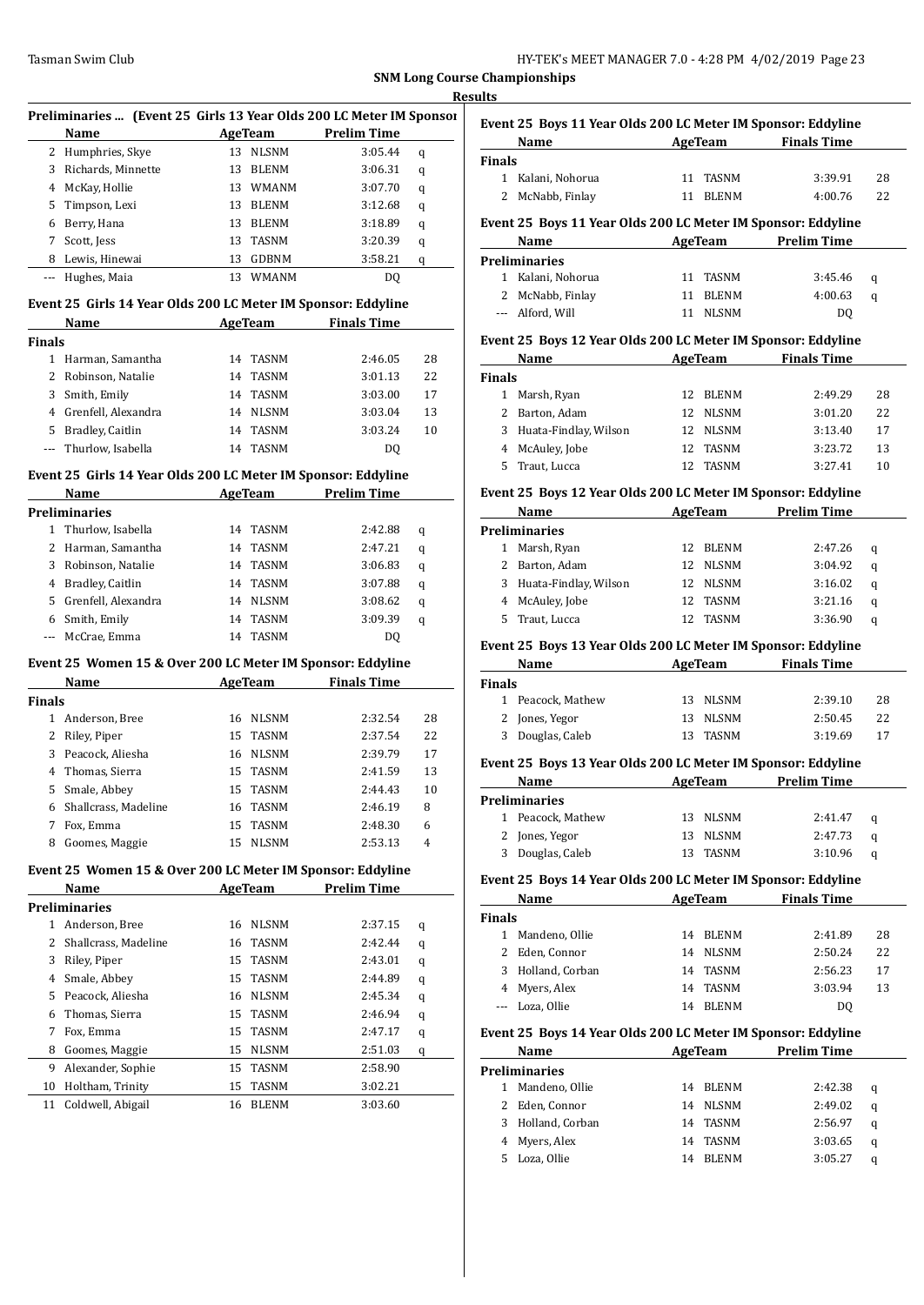## SNM Long Course Championships

### Results

**Preliminaries ... (Event 25 Girls 13 Year Olds 200 LC Meter IM Sponsor**

| | Name | Age | Team | Prelim Time | |
|---|---|---|---|---|---|
| 2 | Humphries, Skye | 13 | NLSNM | 3:05.44 | q |
| 3 | Richards, Minnette | 13 | BLENM | 3:06.31 | q |
| 4 | McKay, Hollie | 13 | WMANM | 3:07.70 | q |
| 5 | Timpson, Lexi | 13 | BLENM | 3:12.68 | q |
| 6 | Berry, Hana | 13 | BLENM | 3:18.89 | q |
| 7 | Scott, Jess | 13 | TASNM | 3:20.39 | q |
| 8 | Lewis, Hinewai | 13 | GDBNM | 3:58.21 | q |
| --- | Hughes, Maia | 13 | WMANM | DQ | |

**Event 25 Girls 14 Year Olds 200 LC Meter IM Sponsor: Eddyline**

| | Name | Age | Team | Finals Time | |
|---|---|---|---|---|---|
| **Finals** | | | | | |
| 1 | Harman, Samantha | 14 | TASNM | 2:46.05 | 28 |
| 2 | Robinson, Natalie | 14 | TASNM | 3:01.13 | 22 |
| 3 | Smith, Emily | 14 | TASNM | 3:03.00 | 17 |
| 4 | Grenfell, Alexandra | 14 | NLSNM | 3:03.04 | 13 |
| 5 | Bradley, Caitlin | 14 | TASNM | 3:03.24 | 10 |
| --- | Thurlow, Isabella | 14 | TASNM | DQ | |

**Event 25 Girls 14 Year Olds 200 LC Meter IM Sponsor: Eddyline**

| | Name | Age | Team | Prelim Time | |
|---|---|---|---|---|---|
| **Preliminaries** | | | | | |
| 1 | Thurlow, Isabella | 14 | TASNM | 2:42.88 | q |
| 2 | Harman, Samantha | 14 | TASNM | 2:47.21 | q |
| 3 | Robinson, Natalie | 14 | TASNM | 3:06.83 | q |
| 4 | Bradley, Caitlin | 14 | TASNM | 3:07.88 | q |
| 5 | Grenfell, Alexandra | 14 | NLSNM | 3:08.62 | q |
| 6 | Smith, Emily | 14 | TASNM | 3:09.39 | q |
| --- | McCrae, Emma | 14 | TASNM | DQ | |

**Event 25 Women 15 & Over 200 LC Meter IM Sponsor: Eddyline**

| | Name | Age | Team | Finals Time | |
|---|---|---|---|---|---|
| **Finals** | | | | | |
| 1 | Anderson, Bree | 16 | NLSNM | 2:32.54 | 28 |
| 2 | Riley, Piper | 15 | TASNM | 2:37.54 | 22 |
| 3 | Peacock, Aliesha | 16 | NLSNM | 2:39.79 | 17 |
| 4 | Thomas, Sierra | 15 | TASNM | 2:41.59 | 13 |
| 5 | Smale, Abbey | 15 | TASNM | 2:44.43 | 10 |
| 6 | Shallcrass, Madeline | 16 | TASNM | 2:46.19 | 8 |
| 7 | Fox, Emma | 15 | TASNM | 2:48.30 | 6 |
| 8 | Goomes, Maggie | 15 | NLSNM | 2:53.13 | 4 |

**Event 25 Women 15 & Over 200 LC Meter IM Sponsor: Eddyline**

| | Name | Age | Team | Prelim Time | |
|---|---|---|---|---|---|
| **Preliminaries** | | | | | |
| 1 | Anderson, Bree | 16 | NLSNM | 2:37.15 | q |
| 2 | Shallcrass, Madeline | 16 | TASNM | 2:42.44 | q |
| 3 | Riley, Piper | 15 | TASNM | 2:43.01 | q |
| 4 | Smale, Abbey | 15 | TASNM | 2:44.89 | q |
| 5 | Peacock, Aliesha | 16 | NLSNM | 2:45.34 | q |
| 6 | Thomas, Sierra | 15 | TASNM | 2:46.94 | q |
| 7 | Fox, Emma | 15 | TASNM | 2:47.17 | q |
| 8 | Goomes, Maggie | 15 | NLSNM | 2:51.03 | q |
| 9 | Alexander, Sophie | 15 | TASNM | 2:58.90 | |
| 10 | Holtham, Trinity | 15 | TASNM | 3:02.21 | |
| 11 | Coldwell, Abigail | 16 | BLENM | 3:03.60 | |

**Event 25 Boys 11 Year Olds 200 LC Meter IM Sponsor: Eddyline**

| | Name | Age | Team | Finals Time | |
|---|---|---|---|---|---|
| **Finals** | | | | | |
| 1 | Kalani, Nohorua | 11 | TASNM | 3:39.91 | 28 |
| 2 | McNabb, Finlay | 11 | BLENM | 4:00.76 | 22 |

**Event 25 Boys 11 Year Olds 200 LC Meter IM Sponsor: Eddyline**

| | Name | Age | Team | Prelim Time | |
|---|---|---|---|---|---|
| **Preliminaries** | | | | | |
| 1 | Kalani, Nohorua | 11 | TASNM | 3:45.46 | q |
| 2 | McNabb, Finlay | 11 | BLENM | 4:00.63 | q |
| --- | Alford, Will | 11 | NLSNM | DQ | |

**Event 25 Boys 12 Year Olds 200 LC Meter IM Sponsor: Eddyline**

| | Name | Age | Team | Finals Time | |
|---|---|---|---|---|---|
| **Finals** | | | | | |
| 1 | Marsh, Ryan | 12 | BLENM | 2:49.29 | 28 |
| 2 | Barton, Adam | 12 | NLSNM | 3:01.20 | 22 |
| 3 | Huata-Findlay, Wilson | 12 | NLSNM | 3:13.40 | 17 |
| 4 | McAuley, Jobe | 12 | TASNM | 3:23.72 | 13 |
| 5 | Traut, Lucca | 12 | TASNM | 3:27.41 | 10 |

**Event 25 Boys 12 Year Olds 200 LC Meter IM Sponsor: Eddyline**

| | Name | Age | Team | Prelim Time | |
|---|---|---|---|---|---|
| **Preliminaries** | | | | | |
| 1 | Marsh, Ryan | 12 | BLENM | 2:47.26 | q |
| 2 | Barton, Adam | 12 | NLSNM | 3:04.92 | q |
| 3 | Huata-Findlay, Wilson | 12 | NLSNM | 3:16.02 | q |
| 4 | McAuley, Jobe | 12 | TASNM | 3:21.16 | q |
| 5 | Traut, Lucca | 12 | TASNM | 3:36.90 | q |

**Event 25 Boys 13 Year Olds 200 LC Meter IM Sponsor: Eddyline**

| | Name | Age | Team | Finals Time | |
|---|---|---|---|---|---|
| **Finals** | | | | | |
| 1 | Peacock, Mathew | 13 | NLSNM | 2:39.10 | 28 |
| 2 | Jones, Yegor | 13 | NLSNM | 2:50.45 | 22 |
| 3 | Douglas, Caleb | 13 | TASNM | 3:19.69 | 17 |

**Event 25 Boys 13 Year Olds 200 LC Meter IM Sponsor: Eddyline**

| | Name | Age | Team | Prelim Time | |
|---|---|---|---|---|---|
| **Preliminaries** | | | | | |
| 1 | Peacock, Mathew | 13 | NLSNM | 2:41.47 | q |
| 2 | Jones, Yegor | 13 | NLSNM | 2:47.73 | q |
| 3 | Douglas, Caleb | 13 | TASNM | 3:10.96 | q |

**Event 25 Boys 14 Year Olds 200 LC Meter IM Sponsor: Eddyline**

| | Name | Age | Team | Finals Time | |
|---|---|---|---|---|---|
| **Finals** | | | | | |
| 1 | Mandeno, Ollie | 14 | BLENM | 2:41.89 | 28 |
| 2 | Eden, Connor | 14 | NLSNM | 2:50.24 | 22 |
| 3 | Holland, Corban | 14 | TASNM | 2:56.23 | 17 |
| 4 | Myers, Alex | 14 | TASNM | 3:03.94 | 13 |
| --- | Loza, Ollie | 14 | BLENM | DQ | |

**Event 25 Boys 14 Year Olds 200 LC Meter IM Sponsor: Eddyline**

| | Name | Age | Team | Prelim Time | |
|---|---|---|---|---|---|
| **Preliminaries** | | | | | |
| 1 | Mandeno, Ollie | 14 | BLENM | 2:42.38 | q |
| 2 | Eden, Connor | 14 | NLSNM | 2:49.02 | q |
| 3 | Holland, Corban | 14 | TASNM | 2:56.97 | q |
| 4 | Myers, Alex | 14 | TASNM | 3:03.65 | q |
| 5 | Loza, Ollie | 14 | BLENM | 3:05.27 | q |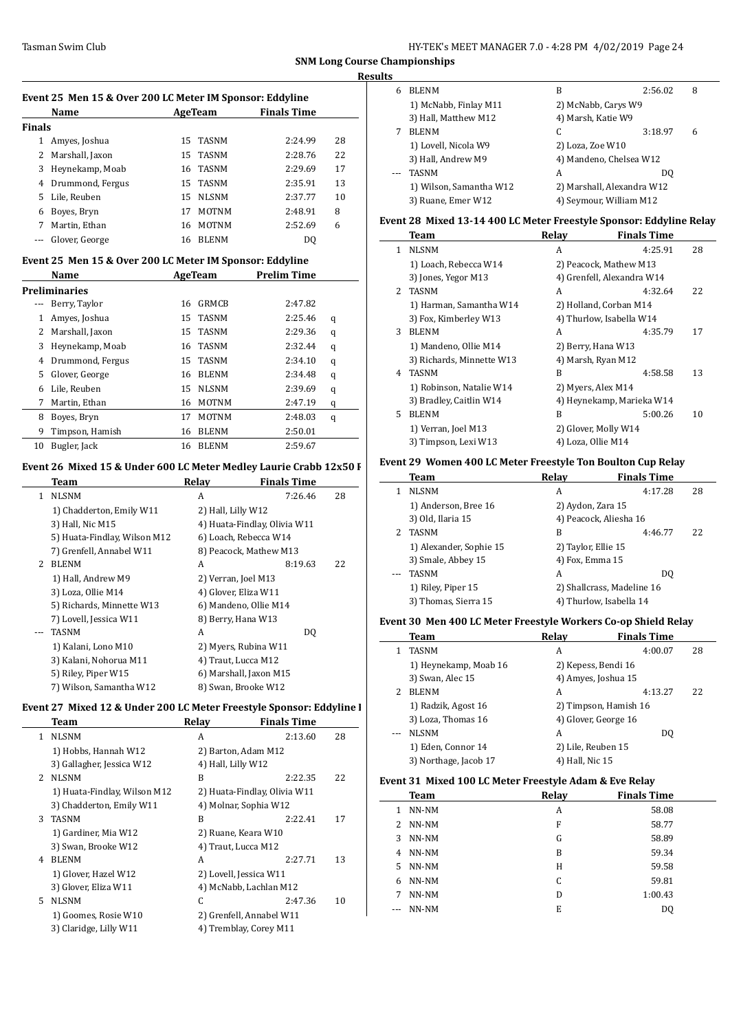**SNM Long Course Championships**

**Results**

### Event 25 Men 15 & Over 200 LC Meter IM Sponsor: Eddyline

| | Name | Age | Team | Finals Time | |
|---|---|---|---|---|---|
| **Finals** | | | | | |
| 1 | Amyes, Joshua | 15 | TASNM | 2:24.99 | 28 |
| 2 | Marshall, Jaxon | 15 | TASNM | 2:28.76 | 22 |
| 3 | Heynekamp, Moab | 16 | TASNM | 2:29.69 | 17 |
| 4 | Drummond, Fergus | 15 | TASNM | 2:35.91 | 13 |
| 5 | Lile, Reuben | 15 | NLSNM | 2:37.77 | 10 |
| 6 | Boyes, Bryn | 17 | MOTNM | 2:48.91 | 8 |
| 7 | Martin, Ethan | 16 | MOTNM | 2:52.69 | 6 |
| --- | Glover, George | 16 | BLENM | DQ | |

### Event 25 Men 15 & Over 200 LC Meter IM Sponsor: Eddyline

| | Name | Age | Team | Prelim Time | |
|---|---|---|---|---|---|
| **Preliminaries** | | | | | |
| --- | Berry, Taylor | 16 | GRMCB | 2:47.82 | |
| 1 | Amyes, Joshua | 15 | TASNM | 2:25.46 | q |
| 2 | Marshall, Jaxon | 15 | TASNM | 2:29.36 | q |
| 3 | Heynekamp, Moab | 16 | TASNM | 2:32.44 | q |
| 4 | Drummond, Fergus | 15 | TASNM | 2:34.10 | q |
| 5 | Glover, George | 16 | BLENM | 2:34.48 | q |
| 6 | Lile, Reuben | 15 | NLSNM | 2:39.69 | q |
| 7 | Martin, Ethan | 16 | MOTNM | 2:47.19 | q |
| 8 | Boyes, Bryn | 17 | MOTNM | 2:48.03 | q |
| 9 | Timpson, Hamish | 16 | BLENM | 2:50.01 | |
| 10 | Bugler, Jack | 16 | BLENM | 2:59.67 | |

### Event 26 Mixed 15 & Under 600 LC Meter Medley Laurie Crabb 12x50 F

| | Team | Relay | Finals Time | |
|---|---|---|---|---|
| 1 | NLSNM | A | 7:26.46 | 28 |
| | 1) Chadderton, Emily W11 | 2) Hall, Lilly W12 | | |
| | 3) Hall, Nic M15 | 4) Huata-Findlay, Olivia W11 | | |
| | 5) Huata-Findlay, Wilson M12 | 6) Loach, Rebecca W14 | | |
| | 7) Grenfell, Annabel W11 | 8) Peacock, Mathew M13 | | |
| 2 | BLENM | A | 8:19.63 | 22 |
| | 1) Hall, Andrew M9 | 2) Verran, Joel M13 | | |
| | 3) Loza, Ollie M14 | 4) Glover, Eliza W11 | | |
| | 5) Richards, Minnette W13 | 6) Mandeno, Ollie M14 | | |
| | 7) Lovell, Jessica W11 | 8) Berry, Hana W13 | | |
| --- | TASNM | A | DQ | |
| | 1) Kalani, Lono M10 | 2) Myers, Rubina W11 | | |
| | 3) Kalani, Nohorua M11 | 4) Traut, Lucca M12 | | |
| | 5) Riley, Piper W15 | 6) Marshall, Jaxon M15 | | |
| | 7) Wilson, Samantha W12 | 8) Swan, Brooke W12 | | |

### Event 27 Mixed 12 & Under 200 LC Meter Freestyle Sponsor: Eddyline I

| | Team | Relay | Finals Time | |
|---|---|---|---|---|
| 1 | NLSNM | A | 2:13.60 | 28 |
| | 1) Hobbs, Hannah W12 | 2) Barton, Adam M12 | | |
| | 3) Gallagher, Jessica W12 | 4) Hall, Lilly W12 | | |
| 2 | NLSNM | B | 2:22.35 | 22 |
| | 1) Huata-Findlay, Wilson M12 | 2) Huata-Findlay, Olivia W11 | | |
| | 3) Chadderton, Emily W11 | 4) Molnar, Sophia W12 | | |
| 3 | TASNM | B | 2:22.41 | 17 |
| | 1) Gardiner, Mia W12 | 2) Ruane, Keara W10 | | |
| | 3) Swan, Brooke W12 | 4) Traut, Lucca M12 | | |
| 4 | BLENM | A | 2:27.71 | 13 |
| | 1) Glover, Hazel W12 | 2) Lovell, Jessica W11 | | |
| | 3) Glover, Eliza W11 | 4) McNabb, Lachlan M12 | | |
| 5 | NLSNM | C | 2:47.36 | 10 |
| | 1) Goomes, Rosie W10 | 2) Grenfell, Annabel W11 | | |
| | 3) Claridge, Lilly W11 | 4) Tremblay, Corey M11 | | |
| 6 | BLENM | B | 2:56.02 | 8 |
| | 1) McNabb, Finlay M11 | 2) McNabb, Carys W9 | | |
| | 3) Hall, Matthew M12 | 4) Marsh, Katie W9 | | |
| 7 | BLENM | C | 3:18.97 | 6 |
| | 1) Lovell, Nicola W9 | 2) Loza, Zoe W10 | | |
| | 3) Hall, Andrew M9 | 4) Mandeno, Chelsea W12 | | |
| --- | TASNM | A | DQ | |
| | 1) Wilson, Samantha W12 | 2) Marshall, Alexandra W12 | | |
| | 3) Ruane, Emer W12 | 4) Seymour, William M12 | | |

### Event 28 Mixed 13-14 400 LC Meter Freestyle Sponsor: Eddyline Relay

| | Team | Relay | Finals Time | |
|---|---|---|---|---|
| 1 | NLSNM | A | 4:25.91 | 28 |
| | 1) Loach, Rebecca W14 | 2) Peacock, Mathew M13 | | |
| | 3) Jones, Yegor M13 | 4) Grenfell, Alexandra W14 | | |
| 2 | TASNM | A | 4:32.64 | 22 |
| | 1) Harman, Samantha W14 | 2) Holland, Corban M14 | | |
| | 3) Fox, Kimberley W13 | 4) Thurlow, Isabella W14 | | |
| 3 | BLENM | A | 4:35.79 | 17 |
| | 1) Mandeno, Ollie M14 | 2) Berry, Hana W13 | | |
| | 3) Richards, Minnette W13 | 4) Marsh, Ryan M12 | | |
| 4 | TASNM | B | 4:58.58 | 13 |
| | 1) Robinson, Natalie W14 | 2) Myers, Alex M14 | | |
| | 3) Bradley, Caitlin W14 | 4) Heynekamp, Marieka W14 | | |
| 5 | BLENM | B | 5:00.26 | 10 |
| | 1) Verran, Joel M13 | 2) Glover, Molly W14 | | |
| | 3) Timpson, Lexi W13 | 4) Loza, Ollie M14 | | |

### Event 29 Women 400 LC Meter Freestyle Ton Boulton Cup Relay

| | Team | Relay | Finals Time | |
|---|---|---|---|---|
| 1 | NLSNM | A | 4:17.28 | 28 |
| | 1) Anderson, Bree 16 | 2) Aydon, Zara 15 | | |
| | 3) Old, Ilaria 15 | 4) Peacock, Aliesha 16 | | |
| 2 | TASNM | B | 4:46.77 | 22 |
| | 1) Alexander, Sophie 15 | 2) Taylor, Ellie 15 | | |
| | 3) Smale, Abbey 15 | 4) Fox, Emma 15 | | |
| --- | TASNM | A | DQ | |
| | 1) Riley, Piper 15 | 2) Shallcrass, Madeline 16 | | |
| | 3) Thomas, Sierra 15 | 4) Thurlow, Isabella 14 | | |

### Event 30 Men 400 LC Meter Freestyle Workers Co-op Shield Relay

| | Team | Relay | Finals Time | |
|---|---|---|---|---|
| 1 | TASNM | A | 4:00.07 | 28 |
| | 1) Heynekamp, Moab 16 | 2) Kepess, Bendi 16 | | |
| | 3) Swan, Alec 15 | 4) Amyes, Joshua 15 | | |
| 2 | BLENM | A | 4:13.27 | 22 |
| | 1) Radzik, Agost 16 | 2) Timpson, Hamish 16 | | |
| | 3) Loza, Thomas 16 | 4) Glover, George 16 | | |
| --- | NLSNM | A | DQ | |
| | 1) Eden, Connor 14 | 2) Lile, Reuben 15 | | |
| | 3) Northage, Jacob 17 | 4) Hall, Nic 15 | | |

### Event 31 Mixed 100 LC Meter Freestyle Adam & Eve Relay

| | Team | Relay | Finals Time |
|---|---|---|---|
| 1 | NN-NM | A | 58.08 |
| 2 | NN-NM | F | 58.77 |
| 3 | NN-NM | G | 58.89 |
| 4 | NN-NM | B | 59.34 |
| 5 | NN-NM | H | 59.58 |
| 6 | NN-NM | C | 59.81 |
| 7 | NN-NM | D | 1:00.43 |
| --- | NN-NM | E | DQ |